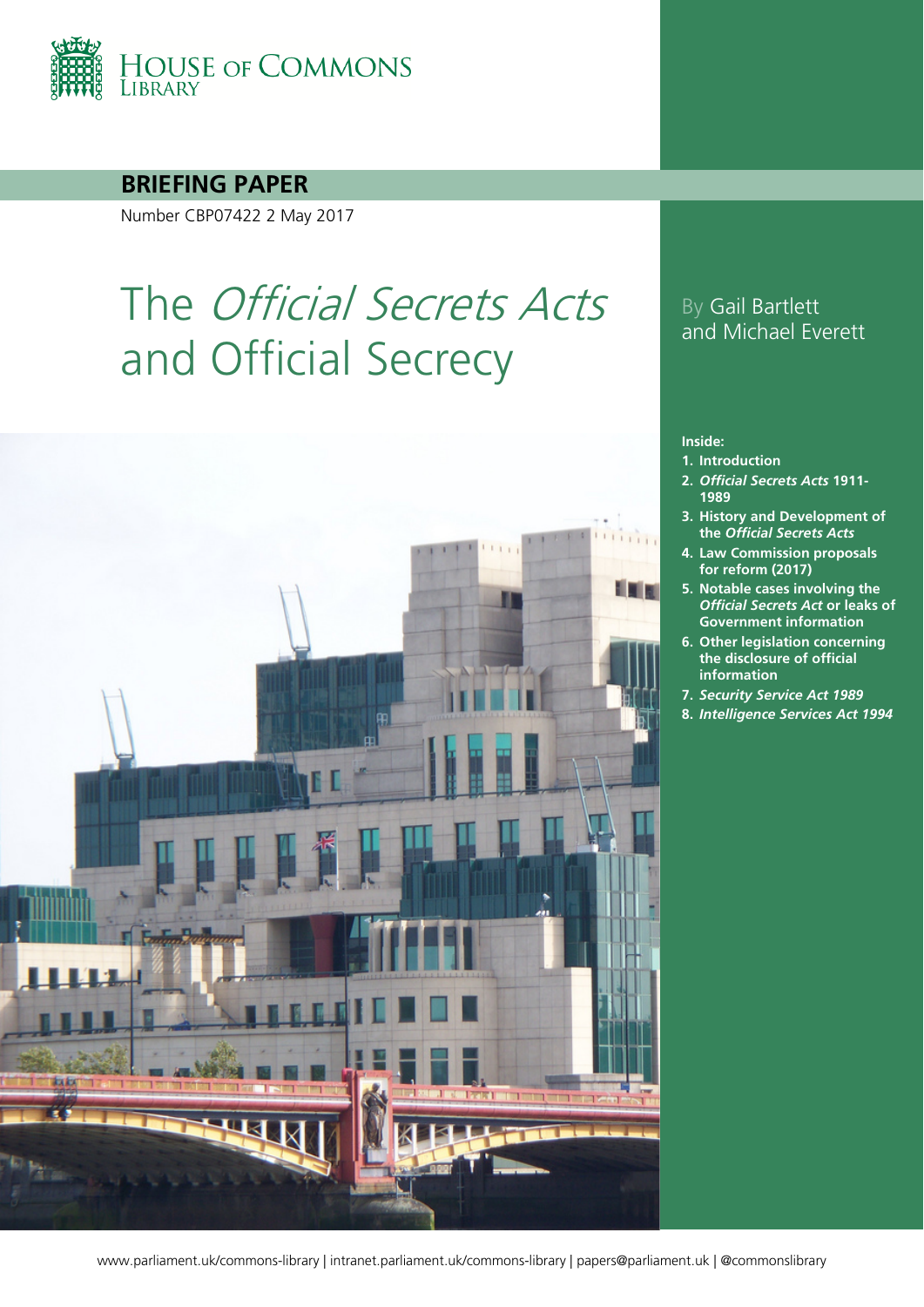HOUSE OF COMMONS LIBRARY

**BRIEFING PAPER**

Number CBP07422 2 May 2017

# The *Official Secrets Acts* and Official Secrecy

By Gail Bartlett and Michael Everett

**Inside:**

1. **Introduction**
2. ***Official Secrets Acts* 1911-1989**
3. **History and Development of the *Official Secrets Acts***
4. **Law Commission proposals for reform (2017)**
5. **Notable cases involving the *Official Secrets Act* or leaks of Government information**
6. **Other legislation concerning the disclosure of official information**
7. ***Security Service Act 1989***
8. ***Intelligence Services Act 1994***

www.parliament.uk/commons-library | intranet.parliament.uk/commons-library | papers@parliament.uk | @commonslibrary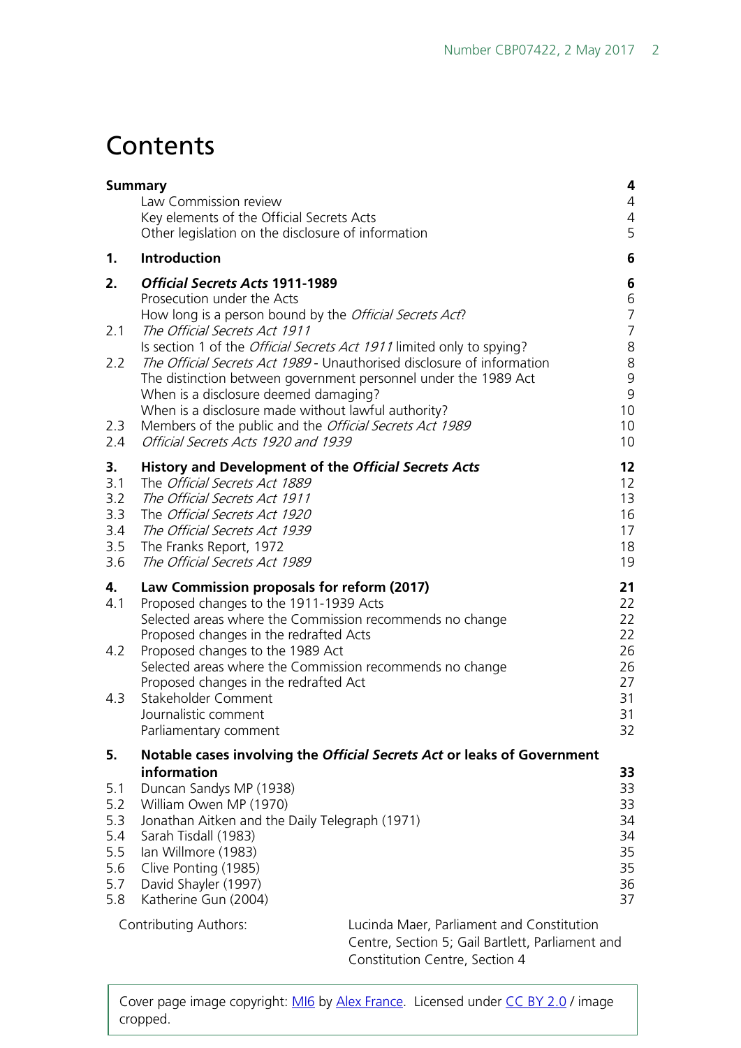# Contents

| | | |
|---|---|---|
| **Summary** | | **4** |
| | Law Commission review | 4 |
| | Key elements of the Official Secrets Acts | 4 |
| | Other legislation on the disclosure of information | 5 |
| **1.** | **Introduction** | **6** |
| **2.** | ***Official Secrets Acts* 1911-1989** | **6** |
| | Prosecution under the Acts | 6 |
| | How long is a person bound by the *Official Secrets Act*? | 7 |
| 2.1 | *The Official Secrets Act 1911* | 7 |
| | Is section 1 of the *Official Secrets Act 1911* limited only to spying? | 8 |
| 2.2 | *The Official Secrets Act 1989* - Unauthorised disclosure of information | 8 |
| | The distinction between government personnel under the 1989 Act | 9 |
| | When is a disclosure deemed damaging? | 9 |
| | When is a disclosure made without lawful authority? | 10 |
| 2.3 | Members of the public and the *Official Secrets Act 1989* | 10 |
| 2.4 | *Official Secrets Acts 1920 and 1939* | 10 |
| **3.** | **History and Development of the *Official Secrets Acts*** | **12** |
| 3.1 | The *Official Secrets Act 1889* | 12 |
| 3.2 | *The Official Secrets Act 1911* | 13 |
| 3.3 | The *Official Secrets Act 1920* | 16 |
| 3.4 | *The Official Secrets Act 1939* | 17 |
| 3.5 | The Franks Report, 1972 | 18 |
| 3.6 | *The Official Secrets Act 1989* | 19 |
| **4.** | **Law Commission proposals for reform (2017)** | **21** |
| 4.1 | Proposed changes to the 1911-1939 Acts | 22 |
| | Selected areas where the Commission recommends no change | 22 |
| | Proposed changes in the redrafted Acts | 22 |
| 4.2 | Proposed changes to the 1989 Act | 26 |
| | Selected areas where the Commission recommends no change | 26 |
| | Proposed changes in the redrafted Act | 27 |
| 4.3 | Stakeholder Comment | 31 |
| | Journalistic comment | 31 |
| | Parliamentary comment | 32 |
| **5.** | **Notable cases involving the *Official Secrets Act* or leaks of Government information** | **33** |
| 5.1 | Duncan Sandys MP (1938) | 33 |
| 5.2 | William Owen MP (1970) | 33 |
| 5.3 | Jonathan Aitken and the Daily Telegraph (1971) | 34 |
| 5.4 | Sarah Tisdall (1983) | 34 |
| 5.5 | Ian Willmore (1983) | 35 |
| 5.6 | Clive Ponting (1985) | 35 |
| 5.7 | David Shayler (1997) | 36 |
| 5.8 | Katherine Gun (2004) | 37 |

Contributing Authors: Lucinda Maer, Parliament and Constitution Centre, Section 5; Gail Bartlett, Parliament and Constitution Centre, Section 4

Cover page image copyright: MI6 by Alex France. Licensed under CC BY 2.0 / image cropped.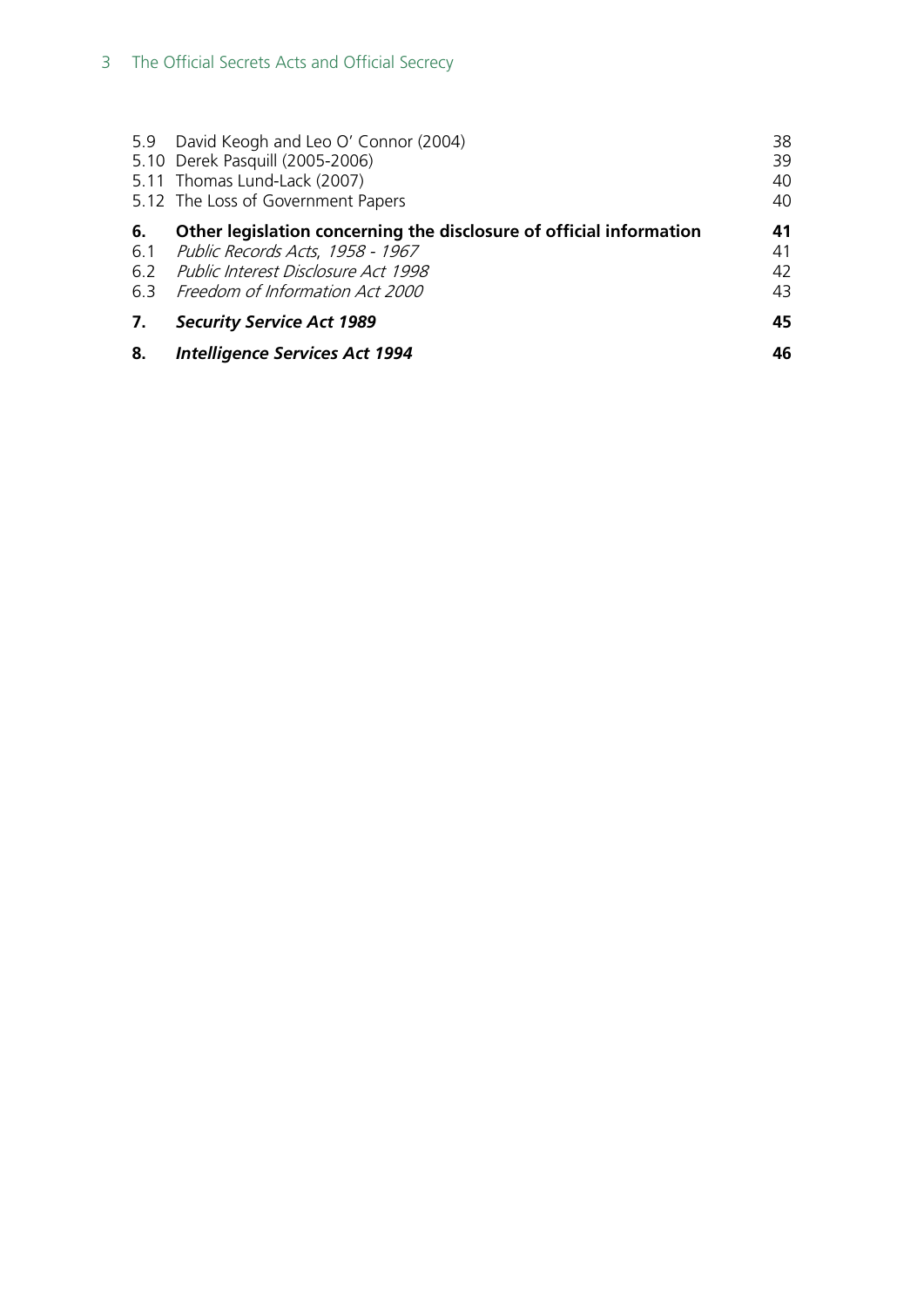| | | |
|---|---|---|
| 5.9 | David Keogh and Leo O' Connor (2004) | 38 |
| 5.10 | Derek Pasquill (2005-2006) | 39 |
| 5.11 | Thomas Lund-Lack (2007) | 40 |
| 5.12 | The Loss of Government Papers | 40 |
| **6.** | **Other legislation concerning the disclosure of official information** | **41** |
| 6.1 | *Public Records Acts, 1958 - 1967* | 41 |
| 6.2 | *Public Interest Disclosure Act 1998* | 42 |
| 6.3 | *Freedom of Information Act 2000* | 43 |
| **7.** | ***Security Service Act 1989*** | **45** |
| **8.** | ***Intelligence Services Act 1994*** | **46** |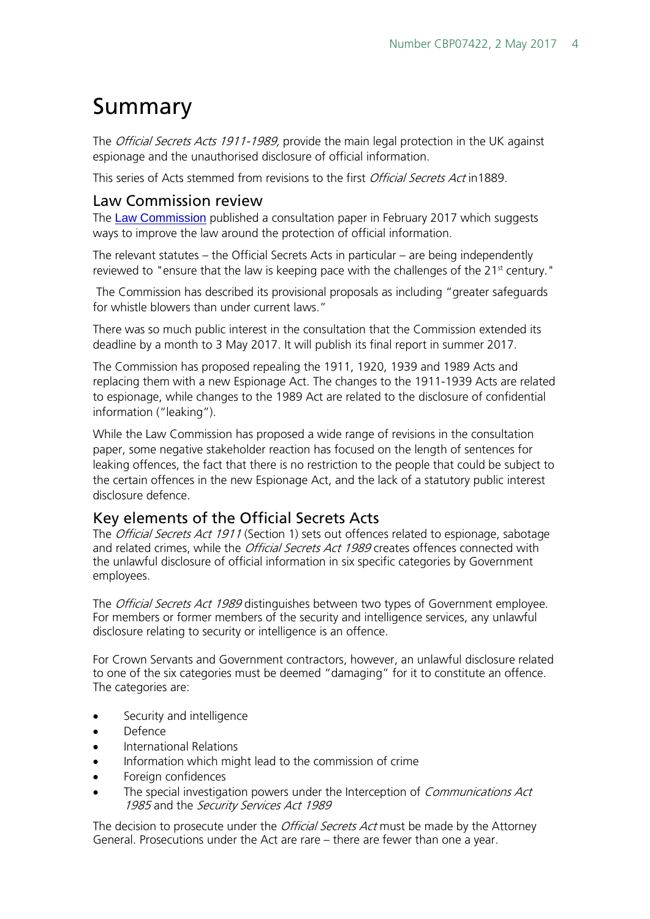# Summary

The *Official Secrets Acts 1911-1989*, provide the main legal protection in the UK against espionage and the unauthorised disclosure of official information.

This series of Acts stemmed from revisions to the first *Official Secrets Act* in1889.

## Law Commission review

The Law Commission published a consultation paper in February 2017 which suggests ways to improve the law around the protection of official information.

The relevant statutes – the Official Secrets Acts in particular – are being independently reviewed to "ensure that the law is keeping pace with the challenges of the 21st century."

The Commission has described its provisional proposals as including "greater safeguards for whistle blowers than under current laws."

There was so much public interest in the consultation that the Commission extended its deadline by a month to 3 May 2017. It will publish its final report in summer 2017.

The Commission has proposed repealing the 1911, 1920, 1939 and 1989 Acts and replacing them with a new Espionage Act. The changes to the 1911-1939 Acts are related to espionage, while changes to the 1989 Act are related to the disclosure of confidential information ("leaking").

While the Law Commission has proposed a wide range of revisions in the consultation paper, some negative stakeholder reaction has focused on the length of sentences for leaking offences, the fact that there is no restriction to the people that could be subject to the certain offences in the new Espionage Act, and the lack of a statutory public interest disclosure defence.

## Key elements of the Official Secrets Acts

The *Official Secrets Act 1911* (Section 1) sets out offences related to espionage, sabotage and related crimes, while the *Official Secrets Act 1989* creates offences connected with the unlawful disclosure of official information in six specific categories by Government employees.

The *Official Secrets Act 1989* distinguishes between two types of Government employee. For members or former members of the security and intelligence services, any unlawful disclosure relating to security or intelligence is an offence.

For Crown Servants and Government contractors, however, an unlawful disclosure related to one of the six categories must be deemed "damaging" for it to constitute an offence. The categories are:

- Security and intelligence
- Defence
- International Relations
- Information which might lead to the commission of crime
- Foreign confidences
- The special investigation powers under the Interception of *Communications Act 1985* and the *Security Services Act 1989*

The decision to prosecute under the *Official Secrets Act* must be made by the Attorney General. Prosecutions under the Act are rare – there are fewer than one a year.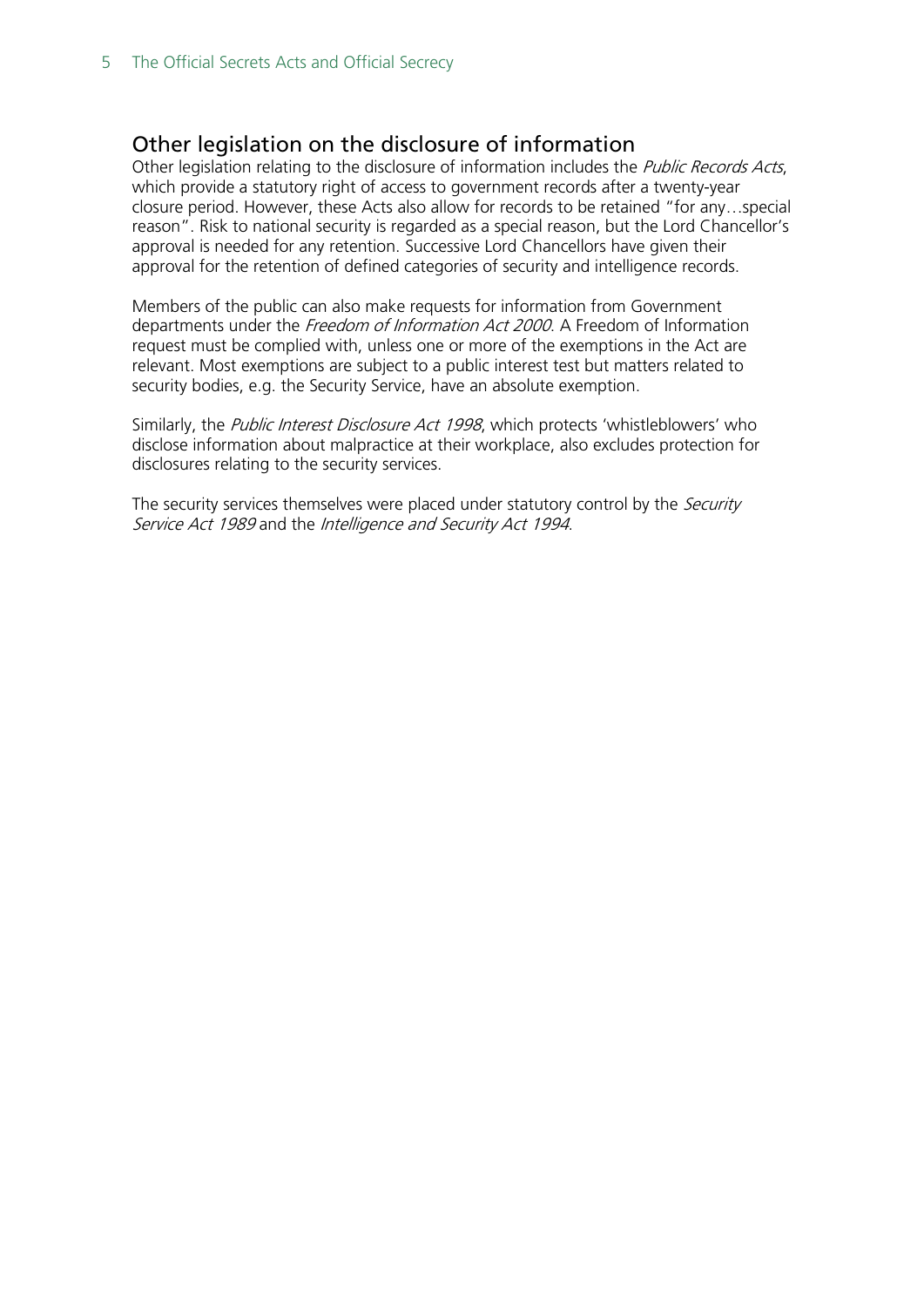## Other legislation on the disclosure of information

Other legislation relating to the disclosure of information includes the *Public Records Acts*, which provide a statutory right of access to government records after a twenty-year closure period. However, these Acts also allow for records to be retained "for any…special reason". Risk to national security is regarded as a special reason, but the Lord Chancellor's approval is needed for any retention. Successive Lord Chancellors have given their approval for the retention of defined categories of security and intelligence records.

Members of the public can also make requests for information from Government departments under the *Freedom of Information Act 2000*. A Freedom of Information request must be complied with, unless one or more of the exemptions in the Act are relevant. Most exemptions are subject to a public interest test but matters related to security bodies, e.g. the Security Service, have an absolute exemption.

Similarly, the *Public Interest Disclosure Act 1998*, which protects 'whistleblowers' who disclose information about malpractice at their workplace, also excludes protection for disclosures relating to the security services.

The security services themselves were placed under statutory control by the *Security Service Act 1989* and the *Intelligence and Security Act 1994*.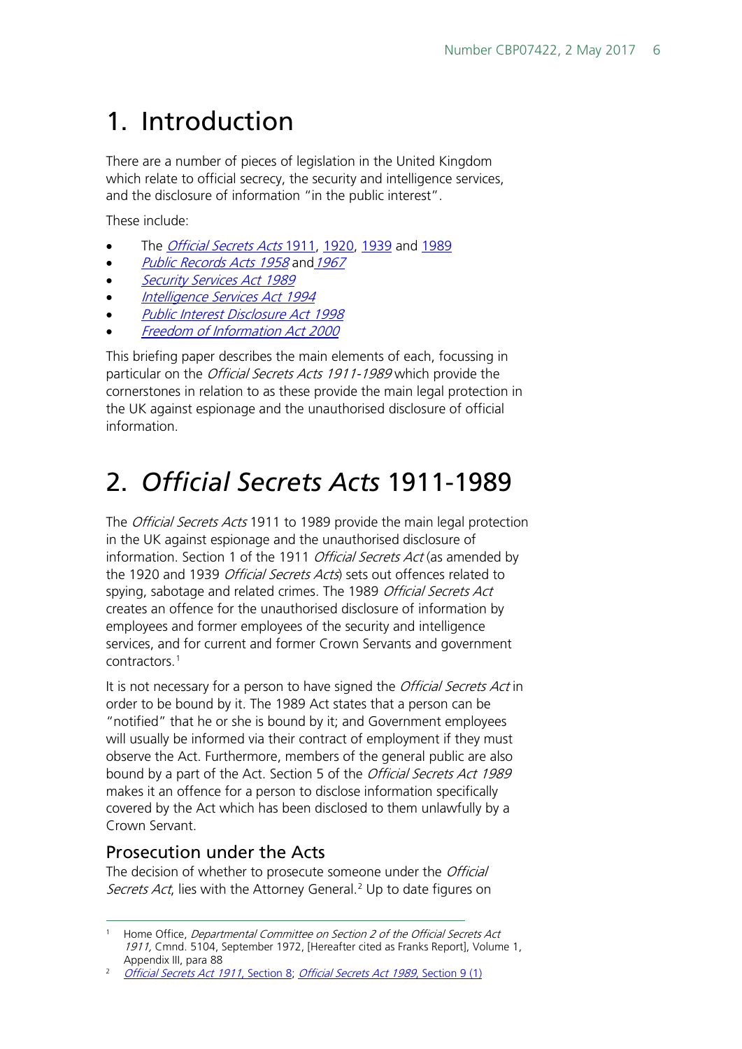# 1. Introduction

There are a number of pieces of legislation in the United Kingdom which relate to official secrecy, the security and intelligence services, and the disclosure of information "in the public interest".

These include:

- The *Official Secrets Acts* 1911, 1920, 1939 and 1989
- *Public Records Acts 1958* and *1967*
- *Security Services Act 1989*
- *Intelligence Services Act 1994*
- *Public Interest Disclosure Act 1998*
- *Freedom of Information Act 2000*

This briefing paper describes the main elements of each, focussing in particular on the *Official Secrets Acts 1911-1989* which provide the cornerstones in relation to as these provide the main legal protection in the UK against espionage and the unauthorised disclosure of official information.

# 2. *Official Secrets Acts* 1911-1989

The *Official Secrets Acts* 1911 to 1989 provide the main legal protection in the UK against espionage and the unauthorised disclosure of information. Section 1 of the 1911 *Official Secrets Act* (as amended by the 1920 and 1939 *Official Secrets Acts*) sets out offences related to spying, sabotage and related crimes. The 1989 *Official Secrets Act* creates an offence for the unauthorised disclosure of information by employees and former employees of the security and intelligence services, and for current and former Crown Servants and government contractors.[1]

It is not necessary for a person to have signed the *Official Secrets Act* in order to be bound by it. The 1989 Act states that a person can be "notified" that he or she is bound by it; and Government employees will usually be informed via their contract of employment if they must observe the Act. Furthermore, members of the general public are also bound by a part of the Act. Section 5 of the *Official Secrets Act 1989* makes it an offence for a person to disclose information specifically covered by the Act which has been disclosed to them unlawfully by a Crown Servant.

## Prosecution under the Acts

The decision of whether to prosecute someone under the *Official Secrets Act*, lies with the Attorney General.[2] Up to date figures on

---

[1] Home Office, *Departmental Committee on Section 2 of the Official Secrets Act 1911*, Cmnd. 5104, September 1972, [Hereafter cited as Franks Report], Volume 1, Appendix III, para 88

[2] *Official Secrets Act 1911*, Section 8; *Official Secrets Act 1989*, Section 9 (1)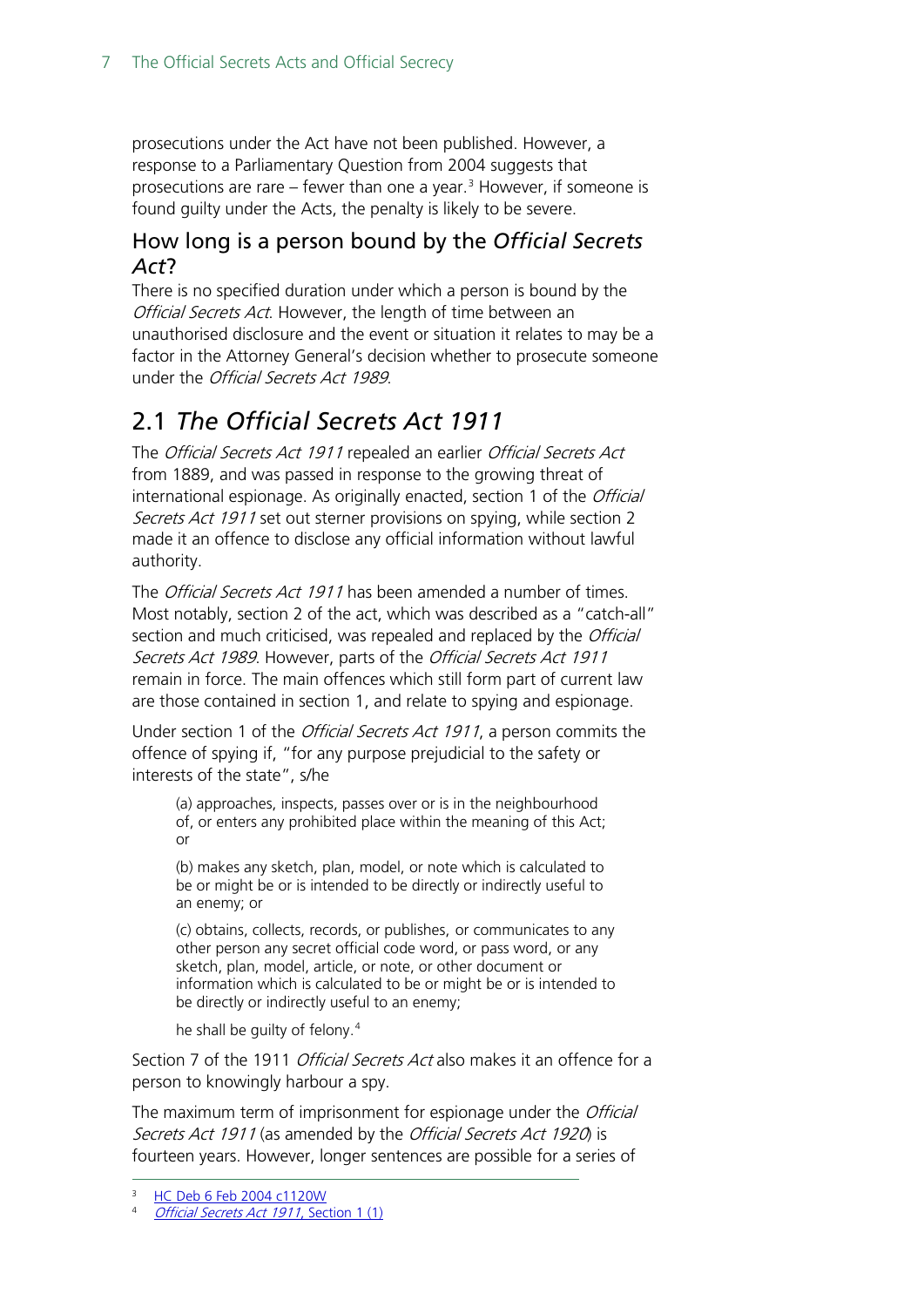prosecutions under the Act have not been published. However, a response to a Parliamentary Question from 2004 suggests that prosecutions are rare – fewer than one a year.[3] However, if someone is found guilty under the Acts, the penalty is likely to be severe.

### How long is a person bound by the *Official Secrets Act*?

There is no specified duration under which a person is bound by the *Official Secrets Act*. However, the length of time between an unauthorised disclosure and the event or situation it relates to may be a factor in the Attorney General's decision whether to prosecute someone under the *Official Secrets Act 1989*.

## 2.1 *The Official Secrets Act 1911*

The *Official Secrets Act 1911* repealed an earlier *Official Secrets Act* from 1889, and was passed in response to the growing threat of international espionage. As originally enacted, section 1 of the *Official Secrets Act 1911* set out sterner provisions on spying, while section 2 made it an offence to disclose any official information without lawful authority.

The *Official Secrets Act 1911* has been amended a number of times. Most notably, section 2 of the act, which was described as a "catch-all" section and much criticised, was repealed and replaced by the *Official Secrets Act 1989*. However, parts of the *Official Secrets Act 1911* remain in force. The main offences which still form part of current law are those contained in section 1, and relate to spying and espionage.

Under section 1 of the *Official Secrets Act 1911*, a person commits the offence of spying if, "for any purpose prejudicial to the safety or interests of the state", s/he

> (a) approaches, inspects, passes over or is in the neighbourhood of, or enters any prohibited place within the meaning of this Act; or
>
> (b) makes any sketch, plan, model, or note which is calculated to be or might be or is intended to be directly or indirectly useful to an enemy; or
>
> (c) obtains, collects, records, or publishes, or communicates to any other person any secret official code word, or pass word, or any sketch, plan, model, article, or note, or other document or information which is calculated to be or might be or is intended to be directly or indirectly useful to an enemy;
>
> he shall be guilty of felony.[4]

Section 7 of the 1911 *Official Secrets Act* also makes it an offence for a person to knowingly harbour a spy.

The maximum term of imprisonment for espionage under the *Official Secrets Act 1911* (as amended by the *Official Secrets Act 1920*) is fourteen years. However, longer sentences are possible for a series of

---

[3] HC Deb 6 Feb 2004 c1120W

[4] *Official Secrets Act 1911*, Section 1 (1)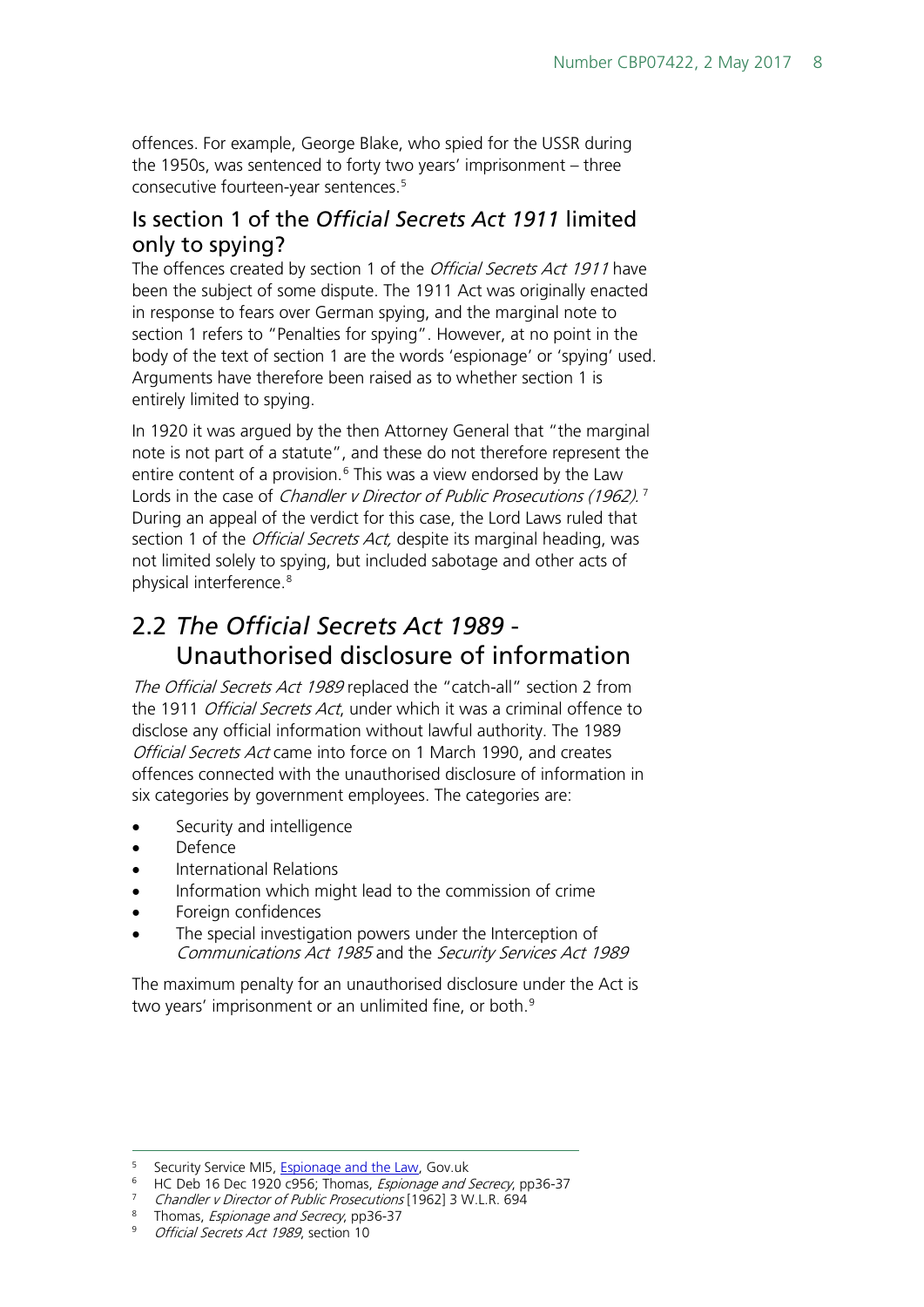offences. For example, George Blake, who spied for the USSR during the 1950s, was sentenced to forty two years' imprisonment – three consecutive fourteen-year sentences.[5]

### Is section 1 of the *Official Secrets Act 1911* limited only to spying?

The offences created by section 1 of the *Official Secrets Act 1911* have been the subject of some dispute. The 1911 Act was originally enacted in response to fears over German spying, and the marginal note to section 1 refers to "Penalties for spying". However, at no point in the body of the text of section 1 are the words 'espionage' or 'spying' used. Arguments have therefore been raised as to whether section 1 is entirely limited to spying.

In 1920 it was argued by the then Attorney General that "the marginal note is not part of a statute", and these do not therefore represent the entire content of a provision.[6] This was a view endorsed by the Law Lords in the case of *Chandler v Director of Public Prosecutions (1962).*[7] During an appeal of the verdict for this case, the Lord Laws ruled that section 1 of the *Official Secrets Act,* despite its marginal heading, was not limited solely to spying, but included sabotage and other acts of physical interference.[8]

## 2.2 *The Official Secrets Act 1989* - Unauthorised disclosure of information

*The Official Secrets Act 1989* replaced the "catch-all" section 2 from the 1911 *Official Secrets Act*, under which it was a criminal offence to disclose any official information without lawful authority. The 1989 *Official Secrets Act* came into force on 1 March 1990, and creates offences connected with the unauthorised disclosure of information in six categories by government employees. The categories are:

- Security and intelligence
- Defence
- International Relations
- Information which might lead to the commission of crime
- Foreign confidences
- The special investigation powers under the Interception of *Communications Act 1985* and the *Security Services Act 1989*

The maximum penalty for an unauthorised disclosure under the Act is two years' imprisonment or an unlimited fine, or both.[9]

---

[5] Security Service MI5, Espionage and the Law, Gov.uk
[6] HC Deb 16 Dec 1920 c956; Thomas, *Espionage and Secrecy*, pp36-37
[7] *Chandler v Director of Public Prosecutions* [1962] 3 W.L.R. 694
[8] Thomas, *Espionage and Secrecy*, pp36-37
[9] *Official Secrets Act 1989*, section 10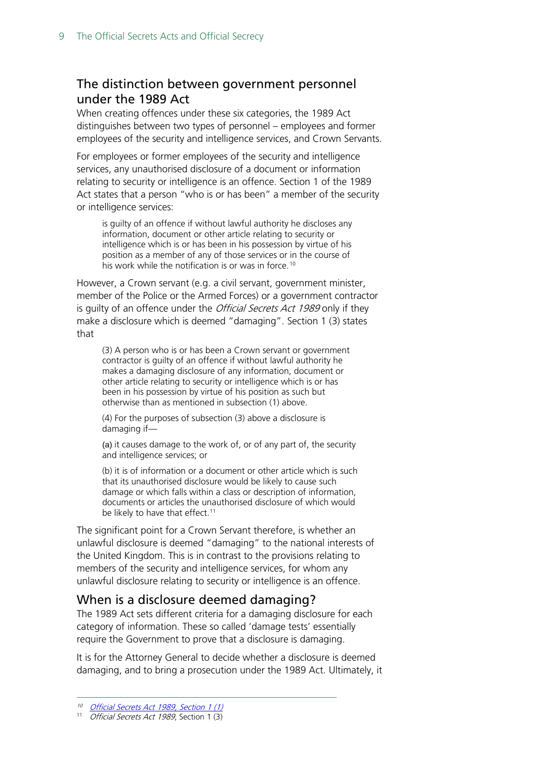## The distinction between government personnel under the 1989 Act

When creating offences under these six categories, the 1989 Act distinguishes between two types of personnel – employees and former employees of the security and intelligence services, and Crown Servants.

For employees or former employees of the security and intelligence services, any unauthorised disclosure of a document or information relating to security or intelligence is an offence. Section 1 of the 1989 Act states that a person "who is or has been" a member of the security or intelligence services:

> is guilty of an offence if without lawful authority he discloses any information, document or other article relating to security or intelligence which is or has been in his possession by virtue of his position as a member of any of those services or in the course of his work while the notification is or was in force.[10]

However, a Crown servant (e.g. a civil servant, government minister, member of the Police or the Armed Forces) or a government contractor is guilty of an offence under the *Official Secrets Act 1989* only if they make a disclosure which is deemed "damaging". Section 1 (3) states that

> (3) A person who is or has been a Crown servant or government contractor is guilty of an offence if without lawful authority he makes a damaging disclosure of any information, document or other article relating to security or intelligence which is or has been in his possession by virtue of his position as such but otherwise than as mentioned in subsection (1) above.
>
> (4) For the purposes of subsection (3) above a disclosure is damaging if—
>
> (a) it causes damage to the work of, or of any part of, the security and intelligence services; or
>
> (b) it is of information or a document or other article which is such that its unauthorised disclosure would be likely to cause such damage or which falls within a class or description of information, documents or articles the unauthorised disclosure of which would be likely to have that effect.[11]

The significant point for a Crown Servant therefore, is whether an unlawful disclosure is deemed "damaging" to the national interests of the United Kingdom. This is in contrast to the provisions relating to members of the security and intelligence services, for whom any unlawful disclosure relating to security or intelligence is an offence.

## When is a disclosure deemed damaging?

The 1989 Act sets different criteria for a damaging disclosure for each category of information. These so called 'damage tests' essentially require the Government to prove that a disclosure is damaging.

It is for the Attorney General to decide whether a disclosure is deemed damaging, and to bring a prosecution under the 1989 Act. Ultimately, it

---

[10] *Official Secrets Act 1989, Section 1 (1)*

[11] *Official Secrets Act 1989*, Section 1 (3)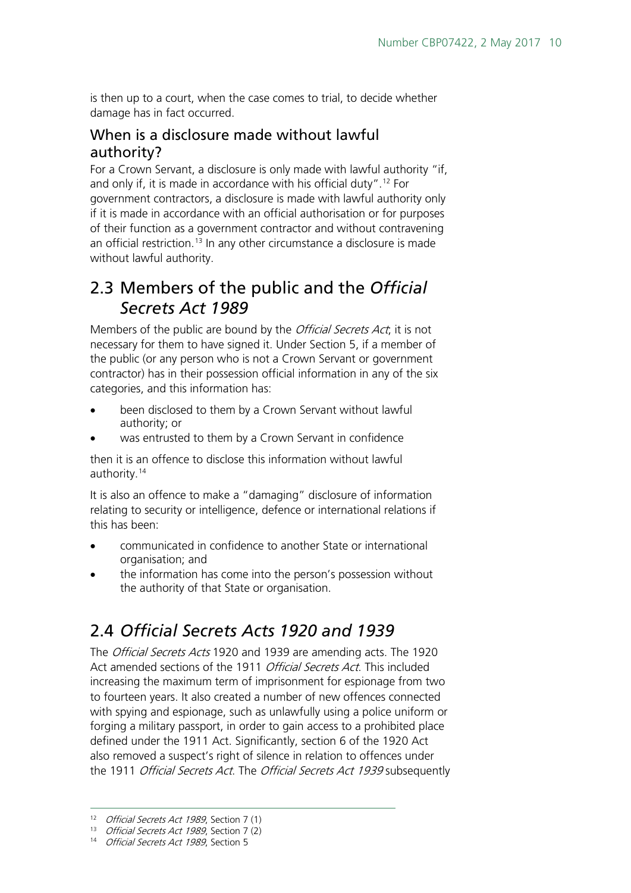is then up to a court, when the case comes to trial, to decide whether damage has in fact occurred.

### When is a disclosure made without lawful authority?

For a Crown Servant, a disclosure is only made with lawful authority "if, and only if, it is made in accordance with his official duty".[12] For government contractors, a disclosure is made with lawful authority only if it is made in accordance with an official authorisation or for purposes of their function as a government contractor and without contravening an official restriction.[13] In any other circumstance a disclosure is made without lawful authority.

## 2.3 Members of the public and the *Official Secrets Act 1989*

Members of the public are bound by the *Official Secrets Act*; it is not necessary for them to have signed it. Under Section 5, if a member of the public (or any person who is not a Crown Servant or government contractor) has in their possession official information in any of the six categories, and this information has:

- been disclosed to them by a Crown Servant without lawful authority; or
- was entrusted to them by a Crown Servant in confidence

then it is an offence to disclose this information without lawful authority.[14]

It is also an offence to make a "damaging" disclosure of information relating to security or intelligence, defence or international relations if this has been:

- communicated in confidence to another State or international organisation; and
- the information has come into the person's possession without the authority of that State or organisation.

## 2.4 *Official Secrets Acts 1920 and 1939*

The *Official Secrets Acts* 1920 and 1939 are amending acts. The 1920 Act amended sections of the 1911 *Official Secrets Act*. This included increasing the maximum term of imprisonment for espionage from two to fourteen years. It also created a number of new offences connected with spying and espionage, such as unlawfully using a police uniform or forging a military passport, in order to gain access to a prohibited place defined under the 1911 Act. Significantly, section 6 of the 1920 Act also removed a suspect's right of silence in relation to offences under the 1911 *Official Secrets Act*. The *Official Secrets Act 1939* subsequently

---

[12] *Official Secrets Act 1989*, Section 7 (1)

[13] *Official Secrets Act 1989*, Section 7 (2)

[14] *Official Secrets Act 1989*, Section 5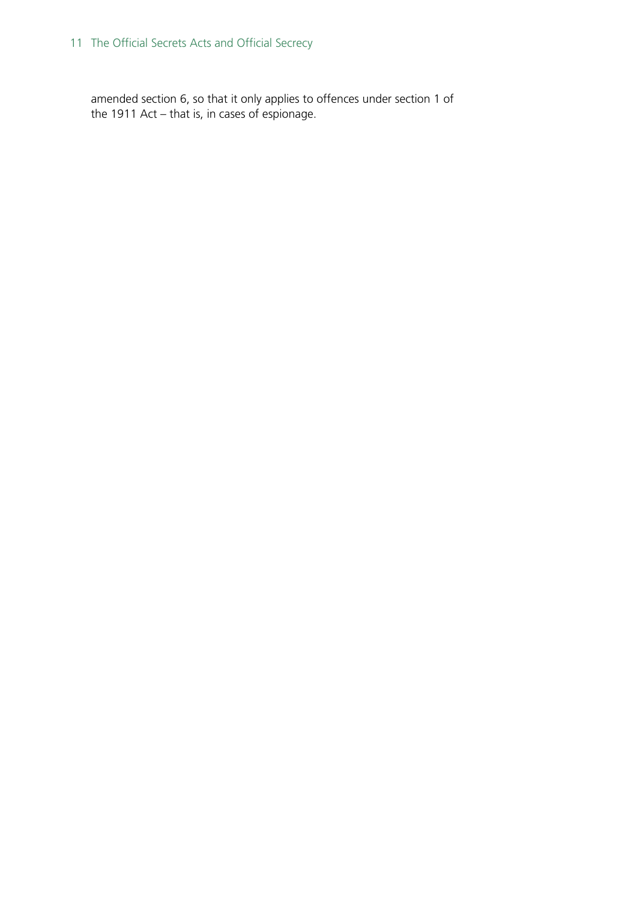amended section 6, so that it only applies to offences under section 1 of the 1911 Act – that is, in cases of espionage.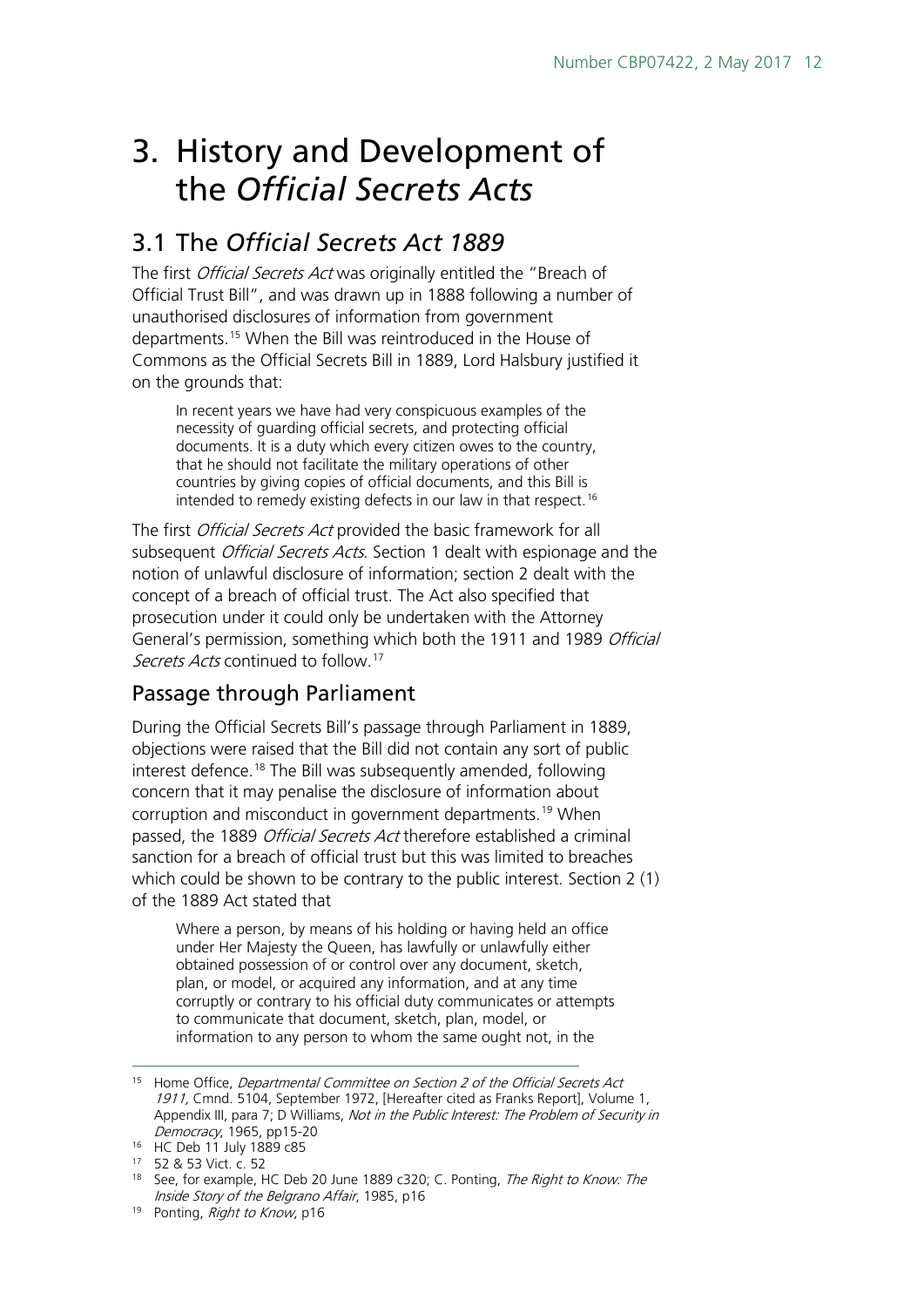# 3. History and Development of the *Official Secrets Acts*

## 3.1 The *Official Secrets Act 1889*

The first *Official Secrets Act* was originally entitled the "Breach of Official Trust Bill", and was drawn up in 1888 following a number of unauthorised disclosures of information from government departments.[15] When the Bill was reintroduced in the House of Commons as the Official Secrets Bill in 1889, Lord Halsbury justified it on the grounds that:

> In recent years we have had very conspicuous examples of the necessity of guarding official secrets, and protecting official documents. It is a duty which every citizen owes to the country, that he should not facilitate the military operations of other countries by giving copies of official documents, and this Bill is intended to remedy existing defects in our law in that respect.[16]

The first *Official Secrets Act* provided the basic framework for all subsequent *Official Secrets Acts*. Section 1 dealt with espionage and the notion of unlawful disclosure of information; section 2 dealt with the concept of a breach of official trust. The Act also specified that prosecution under it could only be undertaken with the Attorney General's permission, something which both the 1911 and 1989 *Official Secrets Acts* continued to follow.[17]

### Passage through Parliament

During the Official Secrets Bill's passage through Parliament in 1889, objections were raised that the Bill did not contain any sort of public interest defence.[18] The Bill was subsequently amended, following concern that it may penalise the disclosure of information about corruption and misconduct in government departments.[19] When passed, the 1889 *Official Secrets Act* therefore established a criminal sanction for a breach of official trust but this was limited to breaches which could be shown to be contrary to the public interest. Section 2 (1) of the 1889 Act stated that

> Where a person, by means of his holding or having held an office under Her Majesty the Queen, has lawfully or unlawfully either obtained possession of or control over any document, sketch, plan, or model, or acquired any information, and at any time corruptly or contrary to his official duty communicates or attempts to communicate that document, sketch, plan, model, or information to any person to whom the same ought not, in the

---

[15] Home Office, *Departmental Committee on Section 2 of the Official Secrets Act 1911,* Cmnd. 5104, September 1972, [Hereafter cited as Franks Report], Volume 1, Appendix III, para 7; D Williams, *Not in the Public Interest: The Problem of Security in Democracy*, 1965, pp15-20

[16] HC Deb 11 July 1889 c85

[17] 52 & 53 Vict. c. 52

[18] See, for example, HC Deb 20 June 1889 c320; C. Ponting, *The Right to Know: The Inside Story of the Belgrano Affair*, 1985, p16

[19] Ponting, *Right to Know*, p16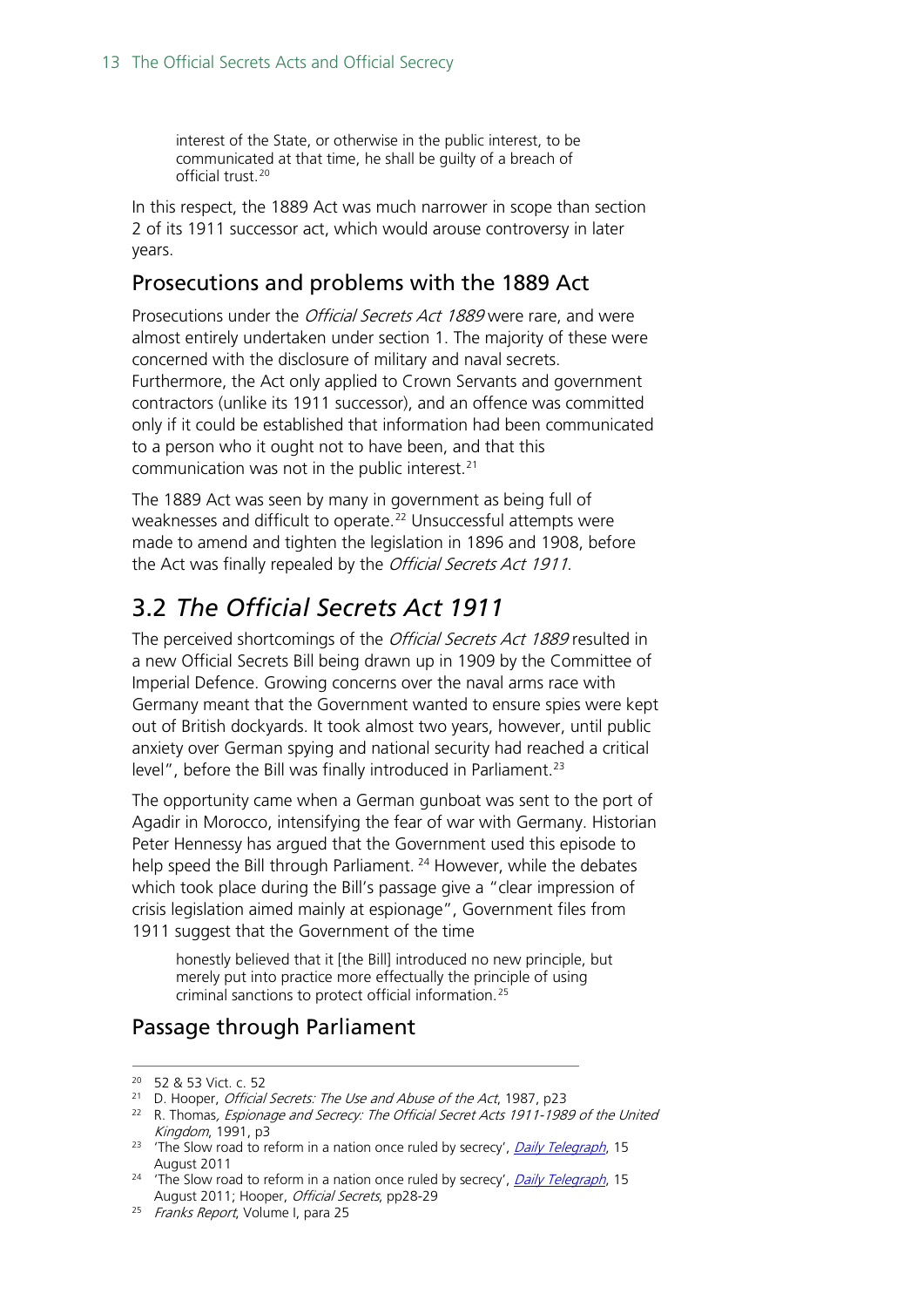> interest of the State, or otherwise in the public interest, to be communicated at that time, he shall be guilty of a breach of official trust.[20]

In this respect, the 1889 Act was much narrower in scope than section 2 of its 1911 successor act, which would arouse controversy in later years.

### Prosecutions and problems with the 1889 Act

Prosecutions under the *Official Secrets Act 1889* were rare, and were almost entirely undertaken under section 1. The majority of these were concerned with the disclosure of military and naval secrets. Furthermore, the Act only applied to Crown Servants and government contractors (unlike its 1911 successor), and an offence was committed only if it could be established that information had been communicated to a person who it ought not to have been, and that this communication was not in the public interest.[21]

The 1889 Act was seen by many in government as being full of weaknesses and difficult to operate.[22] Unsuccessful attempts were made to amend and tighten the legislation in 1896 and 1908, before the Act was finally repealed by the *Official Secrets Act 1911*.

## 3.2 *The Official Secrets Act 1911*

The perceived shortcomings of the *Official Secrets Act 1889* resulted in a new Official Secrets Bill being drawn up in 1909 by the Committee of Imperial Defence. Growing concerns over the naval arms race with Germany meant that the Government wanted to ensure spies were kept out of British dockyards. It took almost two years, however, until public anxiety over German spying and national security had reached a critical level", before the Bill was finally introduced in Parliament.[23]

The opportunity came when a German gunboat was sent to the port of Agadir in Morocco, intensifying the fear of war with Germany. Historian Peter Hennessy has argued that the Government used this episode to help speed the Bill through Parliament. [24] However, while the debates which took place during the Bill's passage give a "clear impression of crisis legislation aimed mainly at espionage", Government files from 1911 suggest that the Government of the time

> honestly believed that it [the Bill] introduced no new principle, but merely put into practice more effectually the principle of using criminal sanctions to protect official information.[25]

### Passage through Parliament

---

[20] 52 & 53 Vict. c. 52

[21] D. Hooper, *Official Secrets: The Use and Abuse of the Act*, 1987, p23

[22] R. Thomas, *Espionage and Secrecy: The Official Secret Acts 1911-1989 of the United Kingdom*, 1991, p3

[23] 'The Slow road to reform in a nation once ruled by secrecy', *Daily Telegraph*, 15 August 2011

[24] 'The Slow road to reform in a nation once ruled by secrecy', *Daily Telegraph*, 15 August 2011; Hooper, *Official Secrets*, pp28-29

[25] *Franks Report*, Volume I, para 25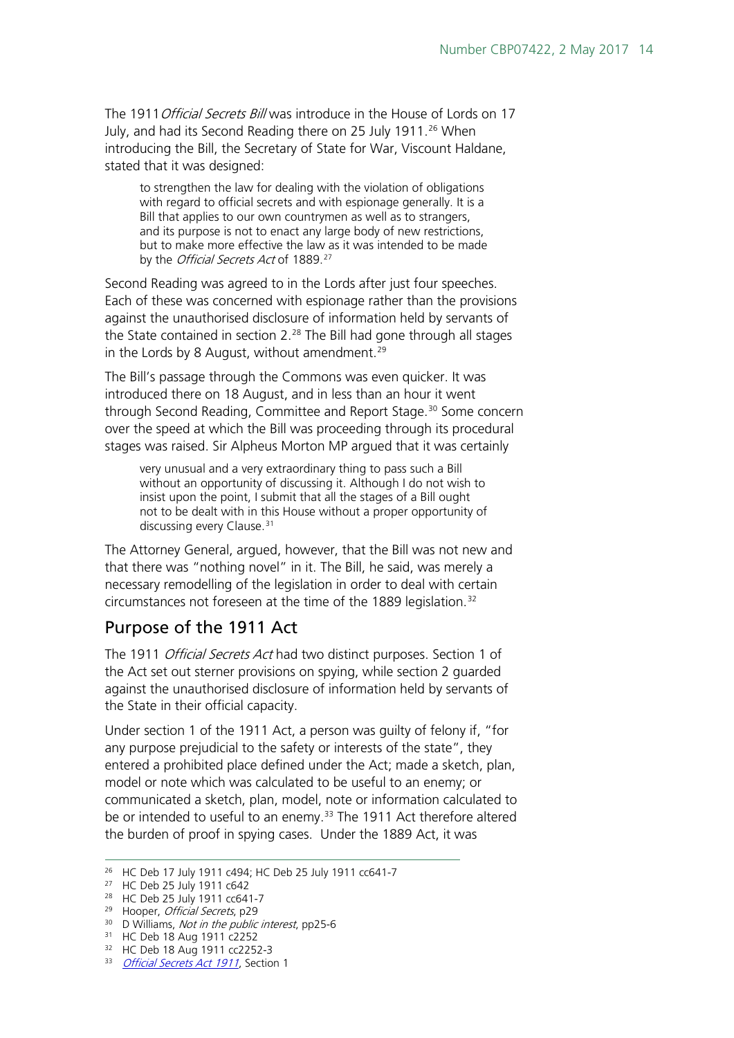The 1911 *Official Secrets Bill* was introduce in the House of Lords on 17 July, and had its Second Reading there on 25 July 1911.[26] When introducing the Bill, the Secretary of State for War, Viscount Haldane, stated that it was designed:

> to strengthen the law for dealing with the violation of obligations with regard to official secrets and with espionage generally. It is a Bill that applies to our own countrymen as well as to strangers, and its purpose is not to enact any large body of new restrictions, but to make more effective the law as it was intended to be made by the *Official Secrets Act* of 1889.[27]

Second Reading was agreed to in the Lords after just four speeches. Each of these was concerned with espionage rather than the provisions against the unauthorised disclosure of information held by servants of the State contained in section 2.[28] The Bill had gone through all stages in the Lords by 8 August, without amendment.[29]

The Bill's passage through the Commons was even quicker. It was introduced there on 18 August, and in less than an hour it went through Second Reading, Committee and Report Stage.[30] Some concern over the speed at which the Bill was proceeding through its procedural stages was raised. Sir Alpheus Morton MP argued that it was certainly

> very unusual and a very extraordinary thing to pass such a Bill without an opportunity of discussing it. Although I do not wish to insist upon the point, I submit that all the stages of a Bill ought not to be dealt with in this House without a proper opportunity of discussing every Clause.[31]

The Attorney General, argued, however, that the Bill was not new and that there was "nothing novel" in it. The Bill, he said, was merely a necessary remodelling of the legislation in order to deal with certain circumstances not foreseen at the time of the 1889 legislation.[32]

## Purpose of the 1911 Act

The 1911 *Official Secrets Act* had two distinct purposes. Section 1 of the Act set out sterner provisions on spying, while section 2 guarded against the unauthorised disclosure of information held by servants of the State in their official capacity.

Under section 1 of the 1911 Act, a person was guilty of felony if, "for any purpose prejudicial to the safety or interests of the state", they entered a prohibited place defined under the Act; made a sketch, plan, model or note which was calculated to be useful to an enemy; or communicated a sketch, plan, model, note or information calculated to be or intended to useful to an enemy.[33] The 1911 Act therefore altered the burden of proof in spying cases. Under the 1889 Act, it was

---

[26] HC Deb 17 July 1911 c494; HC Deb 25 July 1911 cc641-7
[27] HC Deb 25 July 1911 c642
[28] HC Deb 25 July 1911 cc641-7
[29] Hooper, *Official Secrets*, p29
[30] D Williams, *Not in the public interest*, pp25-6
[31] HC Deb 18 Aug 1911 c2252
[32] HC Deb 18 Aug 1911 cc2252-3
[33] *Official Secrets Act 1911*, Section 1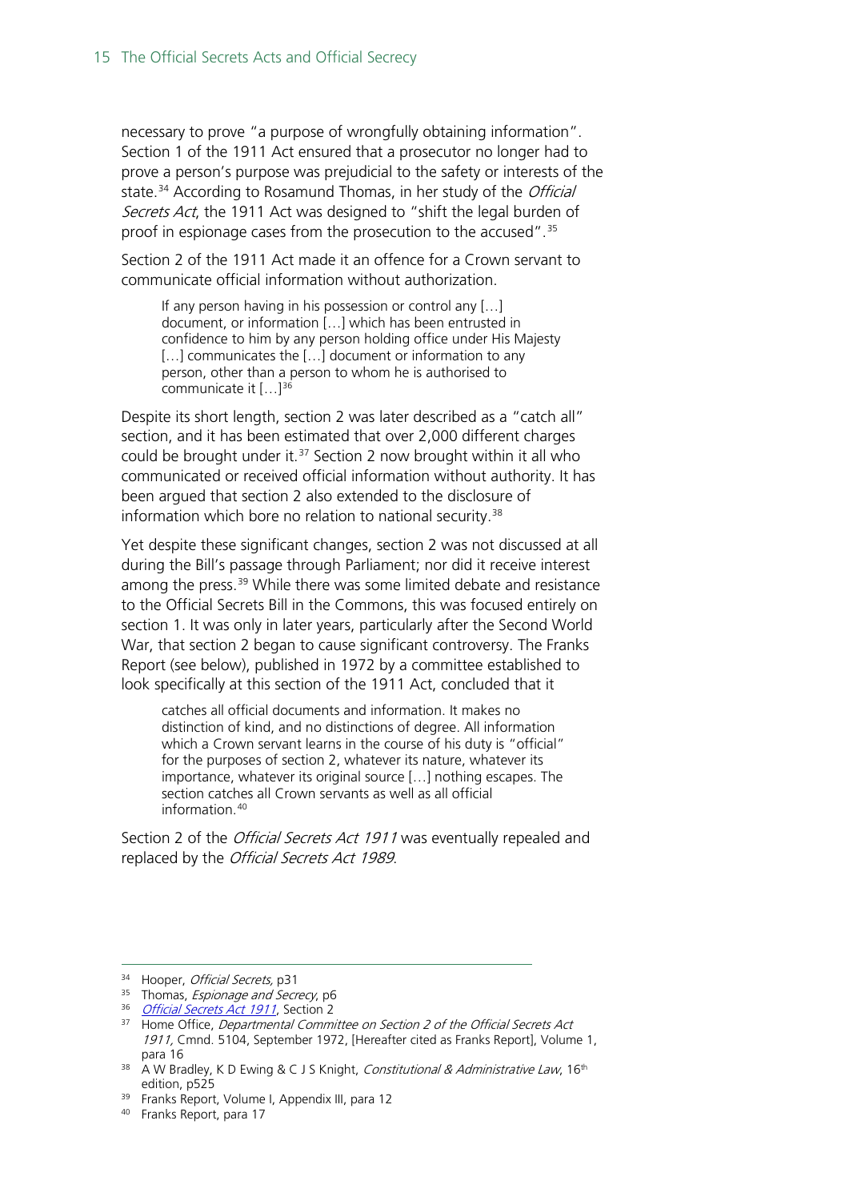necessary to prove "a purpose of wrongfully obtaining information". Section 1 of the 1911 Act ensured that a prosecutor no longer had to prove a person's purpose was prejudicial to the safety or interests of the state.[34] According to Rosamund Thomas, in her study of the *Official Secrets Act*, the 1911 Act was designed to "shift the legal burden of proof in espionage cases from the prosecution to the accused".[35]

Section 2 of the 1911 Act made it an offence for a Crown servant to communicate official information without authorization.

> If any person having in his possession or control any […] document, or information […] which has been entrusted in confidence to him by any person holding office under His Majesty […] communicates the […] document or information to any person, other than a person to whom he is authorised to communicate it […][36]

Despite its short length, section 2 was later described as a "catch all" section, and it has been estimated that over 2,000 different charges could be brought under it.[37] Section 2 now brought within it all who communicated or received official information without authority. It has been argued that section 2 also extended to the disclosure of information which bore no relation to national security.[38]

Yet despite these significant changes, section 2 was not discussed at all during the Bill's passage through Parliament; nor did it receive interest among the press.[39] While there was some limited debate and resistance to the Official Secrets Bill in the Commons, this was focused entirely on section 1. It was only in later years, particularly after the Second World War, that section 2 began to cause significant controversy. The Franks Report (see below), published in 1972 by a committee established to look specifically at this section of the 1911 Act, concluded that it

> catches all official documents and information. It makes no distinction of kind, and no distinctions of degree. All information which a Crown servant learns in the course of his duty is "official" for the purposes of section 2, whatever its nature, whatever its importance, whatever its original source […] nothing escapes. The section catches all Crown servants as well as all official information.[40]

Section 2 of the *Official Secrets Act 1911* was eventually repealed and replaced by the *Official Secrets Act 1989*.

---

[34] Hooper, *Official Secrets*, p31

[35] Thomas, *Espionage and Secrecy*, p6

[36] *Official Secrets Act 1911*, Section 2

[37] Home Office, *Departmental Committee on Section 2 of the Official Secrets Act 1911*, Cmnd. 5104, September 1972, [Hereafter cited as Franks Report], Volume 1, para 16

[38] A W Bradley, K D Ewing & C J S Knight, *Constitutional & Administrative Law*, 16th edition, p525

[39] Franks Report, Volume I, Appendix III, para 12

[40] Franks Report, para 17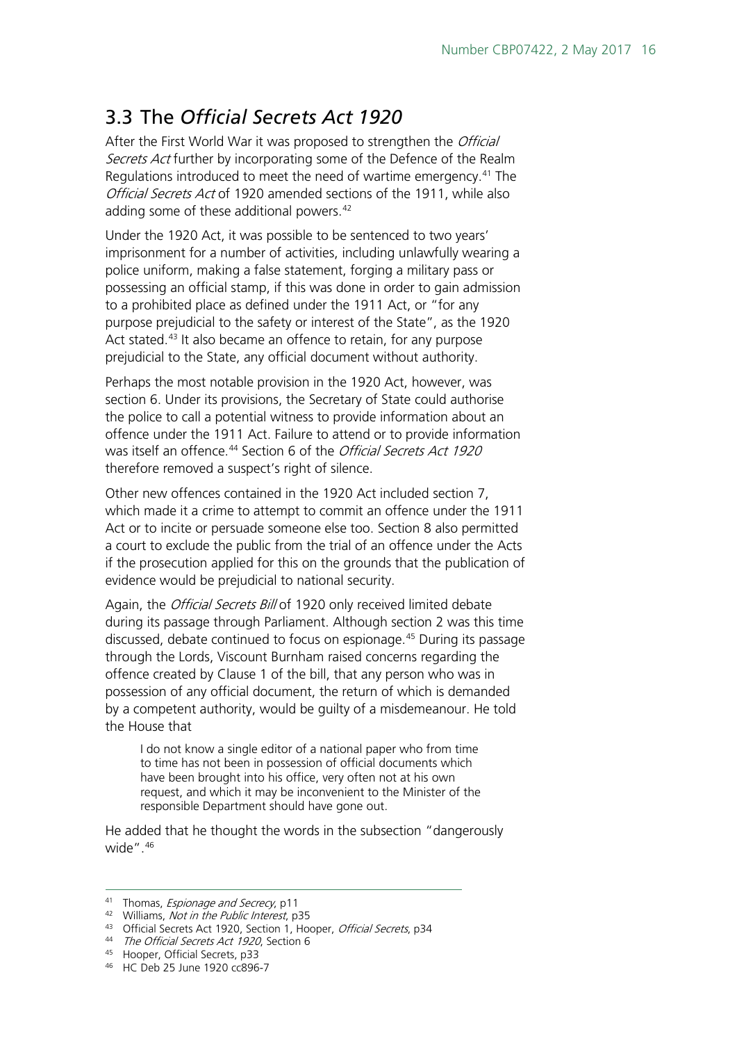## 3.3 The *Official Secrets Act 1920*

After the First World War it was proposed to strengthen the *Official Secrets Act* further by incorporating some of the Defence of the Realm Regulations introduced to meet the need of wartime emergency.[41] The *Official Secrets Act* of 1920 amended sections of the 1911, while also adding some of these additional powers.[42]

Under the 1920 Act, it was possible to be sentenced to two years' imprisonment for a number of activities, including unlawfully wearing a police uniform, making a false statement, forging a military pass or possessing an official stamp, if this was done in order to gain admission to a prohibited place as defined under the 1911 Act, or "for any purpose prejudicial to the safety or interest of the State", as the 1920 Act stated.[43] It also became an offence to retain, for any purpose prejudicial to the State, any official document without authority.

Perhaps the most notable provision in the 1920 Act, however, was section 6. Under its provisions, the Secretary of State could authorise the police to call a potential witness to provide information about an offence under the 1911 Act. Failure to attend or to provide information was itself an offence.[44] Section 6 of the *Official Secrets Act 1920* therefore removed a suspect's right of silence.

Other new offences contained in the 1920 Act included section 7, which made it a crime to attempt to commit an offence under the 1911 Act or to incite or persuade someone else too. Section 8 also permitted a court to exclude the public from the trial of an offence under the Acts if the prosecution applied for this on the grounds that the publication of evidence would be prejudicial to national security.

Again, the *Official Secrets Bill* of 1920 only received limited debate during its passage through Parliament. Although section 2 was this time discussed, debate continued to focus on espionage.[45] During its passage through the Lords, Viscount Burnham raised concerns regarding the offence created by Clause 1 of the bill, that any person who was in possession of any official document, the return of which is demanded by a competent authority, would be guilty of a misdemeanour. He told the House that

> I do not know a single editor of a national paper who from time to time has not been in possession of official documents which have been brought into his office, very often not at his own request, and which it may be inconvenient to the Minister of the responsible Department should have gone out.

He added that he thought the words in the subsection "dangerously wide".[46]

---

[41] Thomas, *Espionage and Secrecy*, p11

[42] Williams, *Not in the Public Interest*, p35

[43] Official Secrets Act 1920, Section 1, Hooper, *Official Secrets*, p34

[44] *The Official Secrets Act 1920*, Section 6

[45] Hooper, Official Secrets, p33

[46] HC Deb 25 June 1920 cc896-7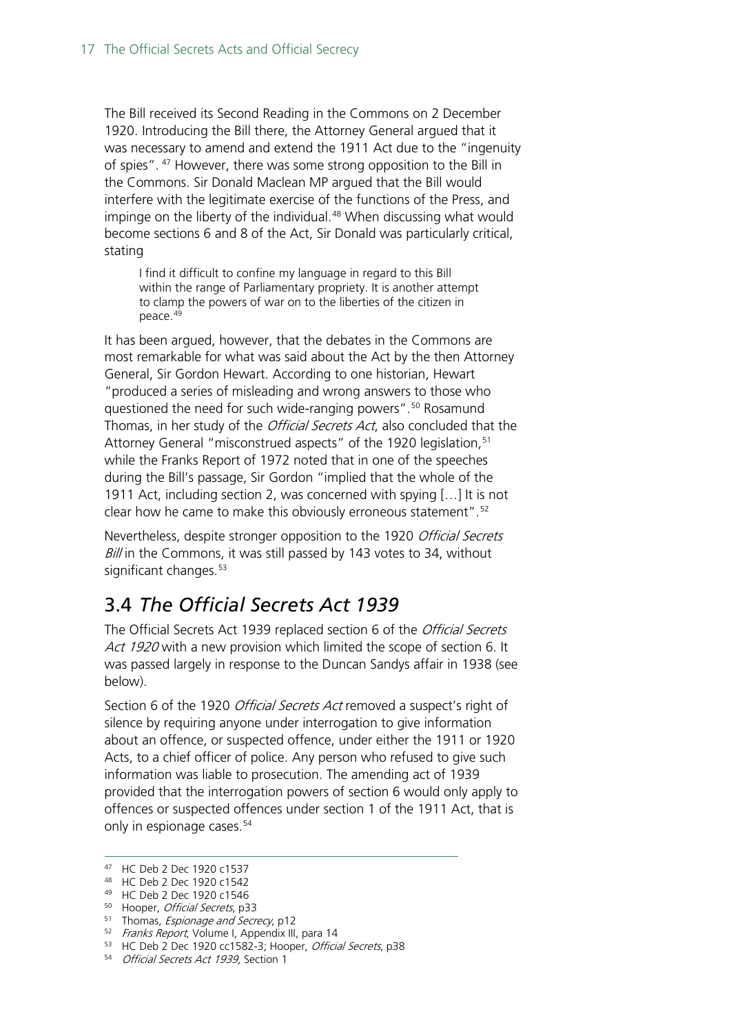The Bill received its Second Reading in the Commons on 2 December 1920. Introducing the Bill there, the Attorney General argued that it was necessary to amend and extend the 1911 Act due to the "ingenuity of spies".[47] However, there was some strong opposition to the Bill in the Commons. Sir Donald Maclean MP argued that the Bill would interfere with the legitimate exercise of the functions of the Press, and impinge on the liberty of the individual.[48] When discussing what would become sections 6 and 8 of the Act, Sir Donald was particularly critical, stating

> I find it difficult to confine my language in regard to this Bill within the range of Parliamentary propriety. It is another attempt to clamp the powers of war on to the liberties of the citizen in peace.[49]

It has been argued, however, that the debates in the Commons are most remarkable for what was said about the Act by the then Attorney General, Sir Gordon Hewart. According to one historian, Hewart "produced a series of misleading and wrong answers to those who questioned the need for such wide-ranging powers".[50] Rosamund Thomas, in her study of the *Official Secrets Act*, also concluded that the Attorney General "misconstrued aspects" of the 1920 legislation,[51] while the Franks Report of 1972 noted that in one of the speeches during the Bill's passage, Sir Gordon "implied that the whole of the 1911 Act, including section 2, was concerned with spying […] It is not clear how he came to make this obviously erroneous statement".[52]

Nevertheless, despite stronger opposition to the 1920 *Official Secrets Bill* in the Commons, it was still passed by 143 votes to 34, without significant changes.[53]

## 3.4 *The Official Secrets Act 1939*

The Official Secrets Act 1939 replaced section 6 of the *Official Secrets Act 1920* with a new provision which limited the scope of section 6. It was passed largely in response to the Duncan Sandys affair in 1938 (see below).

Section 6 of the 1920 *Official Secrets Act* removed a suspect's right of silence by requiring anyone under interrogation to give information about an offence, or suspected offence, under either the 1911 or 1920 Acts, to a chief officer of police. Any person who refused to give such information was liable to prosecution. The amending act of 1939 provided that the interrogation powers of section 6 would only apply to offences or suspected offences under section 1 of the 1911 Act, that is only in espionage cases.[54]

---

[47] HC Deb 2 Dec 1920 c1537

[48] HC Deb 2 Dec 1920 c1542

[49] HC Deb 2 Dec 1920 c1546

[50] Hooper, *Official Secrets*, p33

[51] Thomas, *Espionage and Secrecy*, p12

[52] *Franks Report*, Volume I, Appendix III, para 14

[53] HC Deb 2 Dec 1920 cc1582-3; Hooper, *Official Secrets*, p38

[54] *Official Secrets Act 1939*, Section 1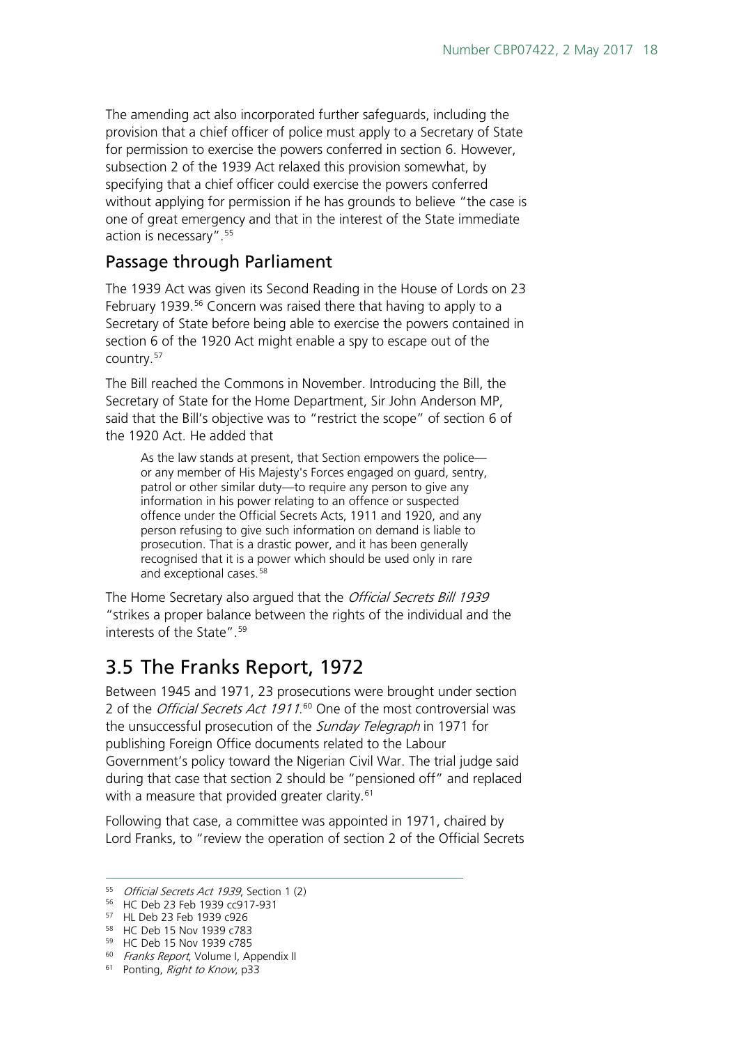The amending act also incorporated further safeguards, including the provision that a chief officer of police must apply to a Secretary of State for permission to exercise the powers conferred in section 6. However, subsection 2 of the 1939 Act relaxed this provision somewhat, by specifying that a chief officer could exercise the powers conferred without applying for permission if he has grounds to believe "the case is one of great emergency and that in the interest of the State immediate action is necessary".[55]

### Passage through Parliament

The 1939 Act was given its Second Reading in the House of Lords on 23 February 1939.[56] Concern was raised there that having to apply to a Secretary of State before being able to exercise the powers contained in section 6 of the 1920 Act might enable a spy to escape out of the country.[57]

The Bill reached the Commons in November. Introducing the Bill, the Secretary of State for the Home Department, Sir John Anderson MP, said that the Bill's objective was to "restrict the scope" of section 6 of the 1920 Act. He added that

> As the law stands at present, that Section empowers the police—or any member of His Majesty's Forces engaged on guard, sentry, patrol or other similar duty—to require any person to give any information in his power relating to an offence or suspected offence under the Official Secrets Acts, 1911 and 1920, and any person refusing to give such information on demand is liable to prosecution. That is a drastic power, and it has been generally recognised that it is a power which should be used only in rare and exceptional cases.[58]

The Home Secretary also argued that the *Official Secrets Bill 1939* "strikes a proper balance between the rights of the individual and the interests of the State".[59]

## 3.5 The Franks Report, 1972

Between 1945 and 1971, 23 prosecutions were brought under section 2 of the *Official Secrets Act 1911*.[60] One of the most controversial was the unsuccessful prosecution of the *Sunday Telegraph* in 1971 for publishing Foreign Office documents related to the Labour Government's policy toward the Nigerian Civil War. The trial judge said during that case that section 2 should be "pensioned off" and replaced with a measure that provided greater clarity.[61]

Following that case, a committee was appointed in 1971, chaired by Lord Franks, to "review the operation of section 2 of the Official Secrets

---

[55] *Official Secrets Act 1939*, Section 1 (2)

[56] HC Deb 23 Feb 1939 cc917-931

[57] HL Deb 23 Feb 1939 c926

[58] HC Deb 15 Nov 1939 c783

[59] HC Deb 15 Nov 1939 c785

[60] *Franks Report*, Volume I, Appendix II

[61] Ponting, *Right to Know*, p33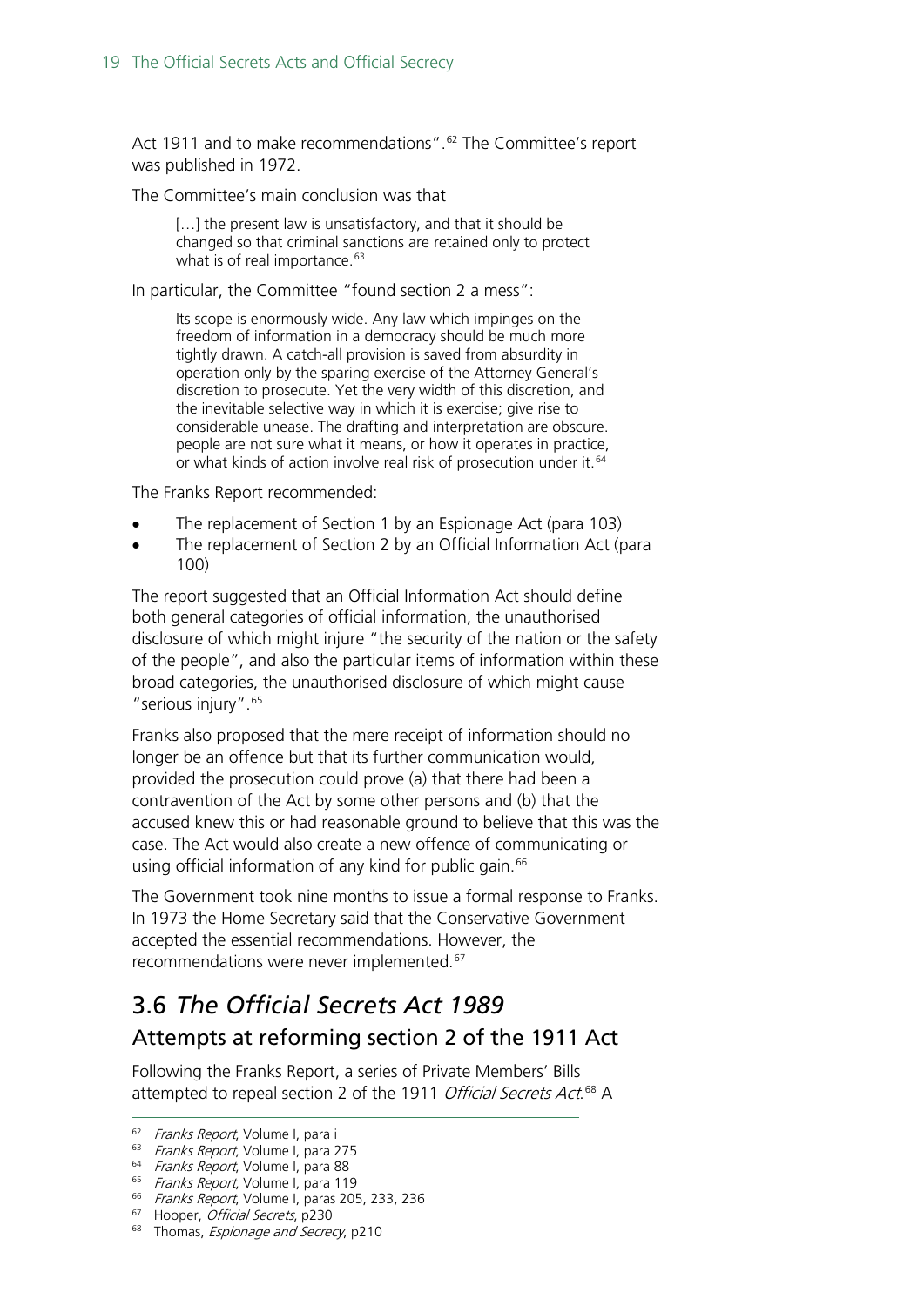Act 1911 and to make recommendations".[62] The Committee's report was published in 1972.

The Committee's main conclusion was that

> […] the present law is unsatisfactory, and that it should be changed so that criminal sanctions are retained only to protect what is of real importance.[63]

In particular, the Committee "found section 2 a mess":

> Its scope is enormously wide. Any law which impinges on the freedom of information in a democracy should be much more tightly drawn. A catch-all provision is saved from absurdity in operation only by the sparing exercise of the Attorney General's discretion to prosecute. Yet the very width of this discretion, and the inevitable selective way in which it is exercise; give rise to considerable unease. The drafting and interpretation are obscure. people are not sure what it means, or how it operates in practice, or what kinds of action involve real risk of prosecution under it.[64]

The Franks Report recommended:

- The replacement of Section 1 by an Espionage Act (para 103)
- The replacement of Section 2 by an Official Information Act (para 100)

The report suggested that an Official Information Act should define both general categories of official information, the unauthorised disclosure of which might injure "the security of the nation or the safety of the people", and also the particular items of information within these broad categories, the unauthorised disclosure of which might cause "serious injury".[65]

Franks also proposed that the mere receipt of information should no longer be an offence but that its further communication would, provided the prosecution could prove (a) that there had been a contravention of the Act by some other persons and (b) that the accused knew this or had reasonable ground to believe that this was the case. The Act would also create a new offence of communicating or using official information of any kind for public gain.[66]

The Government took nine months to issue a formal response to Franks. In 1973 the Home Secretary said that the Conservative Government accepted the essential recommendations. However, the recommendations were never implemented.[67]

## 3.6 *The Official Secrets Act 1989*

### Attempts at reforming section 2 of the 1911 Act

Following the Franks Report, a series of Private Members' Bills attempted to repeal section 2 of the 1911 *Official Secrets Act*.[68] A

---

[62] *Franks Report*, Volume I, para i
[63] *Franks Report*, Volume I, para 275
[64] *Franks Report*, Volume I, para 88
[65] *Franks Report*, Volume I, para 119
[66] *Franks Report*, Volume I, paras 205, 233, 236
[67] Hooper, *Official Secrets*, p230
[68] Thomas, *Espionage and Secrecy*, p210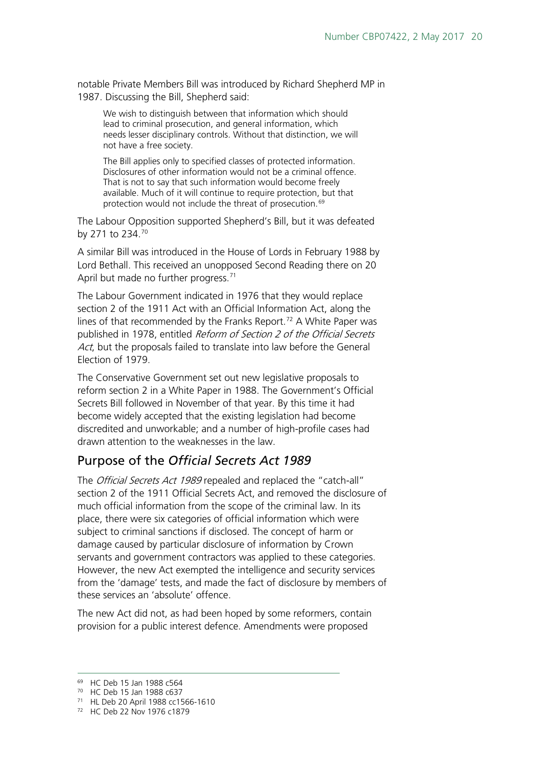notable Private Members Bill was introduced by Richard Shepherd MP in 1987. Discussing the Bill, Shepherd said:

> We wish to distinguish between that information which should lead to criminal prosecution, and general information, which needs lesser disciplinary controls. Without that distinction, we will not have a free society.
>
> The Bill applies only to specified classes of protected information. Disclosures of other information would not be a criminal offence. That is not to say that such information would become freely available. Much of it will continue to require protection, but that protection would not include the threat of prosecution.[69]

The Labour Opposition supported Shepherd's Bill, but it was defeated by 271 to 234.[70]

A similar Bill was introduced in the House of Lords in February 1988 by Lord Bethall. This received an unopposed Second Reading there on 20 April but made no further progress.[71]

The Labour Government indicated in 1976 that they would replace section 2 of the 1911 Act with an Official Information Act, along the lines of that recommended by the Franks Report.[72] A White Paper was published in 1978, entitled *Reform of Section 2 of the Official Secrets Act*, but the proposals failed to translate into law before the General Election of 1979.

The Conservative Government set out new legislative proposals to reform section 2 in a White Paper in 1988. The Government's Official Secrets Bill followed in November of that year. By this time it had become widely accepted that the existing legislation had become discredited and unworkable; and a number of high-profile cases had drawn attention to the weaknesses in the law.

## Purpose of the *Official Secrets Act 1989*

The *Official Secrets Act 1989* repealed and replaced the "catch-all" section 2 of the 1911 Official Secrets Act, and removed the disclosure of much official information from the scope of the criminal law. In its place, there were six categories of official information which were subject to criminal sanctions if disclosed. The concept of harm or damage caused by particular disclosure of information by Crown servants and government contractors was applied to these categories. However, the new Act exempted the intelligence and security services from the 'damage' tests, and made the fact of disclosure by members of these services an 'absolute' offence.

The new Act did not, as had been hoped by some reformers, contain provision for a public interest defence. Amendments were proposed

---

[69] HC Deb 15 Jan 1988 c564

[70] HC Deb 15 Jan 1988 c637

[71] HL Deb 20 April 1988 cc1566-1610

[72] HC Deb 22 Nov 1976 c1879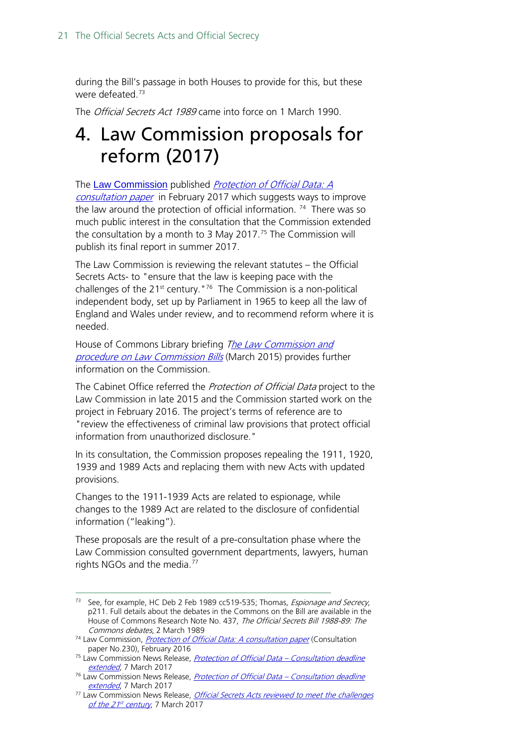during the Bill's passage in both Houses to provide for this, but these were defeated.[73]

The *Official Secrets Act 1989* came into force on 1 March 1990.

# 4. Law Commission proposals for reform (2017)

The Law Commission published *Protection of Official Data: A consultation paper* in February 2017 which suggests ways to improve the law around the protection of official information. [74] There was so much public interest in the consultation that the Commission extended the consultation by a month to 3 May 2017.[75] The Commission will publish its final report in summer 2017.

The Law Commission is reviewing the relevant statutes – the Official Secrets Acts- to "ensure that the law is keeping pace with the challenges of the 21st century."[76] The Commission is a non-political independent body, set up by Parliament in 1965 to keep all the law of England and Wales under review, and to recommend reform where it is needed.

House of Commons Library briefing *The Law Commission and procedure on Law Commission Bills* (March 2015) provides further information on the Commission.

The Cabinet Office referred the *Protection of Official Data* project to the Law Commission in late 2015 and the Commission started work on the project in February 2016. The project's terms of reference are to "review the effectiveness of criminal law provisions that protect official information from unauthorized disclosure."

In its consultation, the Commission proposes repealing the 1911, 1920, 1939 and 1989 Acts and replacing them with new Acts with updated provisions.

Changes to the 1911-1939 Acts are related to espionage, while changes to the 1989 Act are related to the disclosure of confidential information ("leaking").

These proposals are the result of a pre-consultation phase where the Law Commission consulted government departments, lawyers, human rights NGOs and the media.[77]

---

[73] See, for example, HC Deb 2 Feb 1989 cc519-535; Thomas, *Espionage and Secrecy*, p211. Full details about the debates in the Commons on the Bill are available in the House of Commons Research Note No. 437, *The Official Secrets Bill 1988-89: The Commons debates*, 2 March 1989

[74] Law Commission, *Protection of Official Data: A consultation paper* (Consultation paper No.230), February 2016

[75] Law Commission News Release, *Protection of Official Data – Consultation deadline extended*, 7 March 2017

[76] Law Commission News Release, *Protection of Official Data – Consultation deadline extended*, 7 March 2017

[77] Law Commission News Release, *Official Secrets Acts reviewed to meet the challenges of the 21st century*, 7 March 2017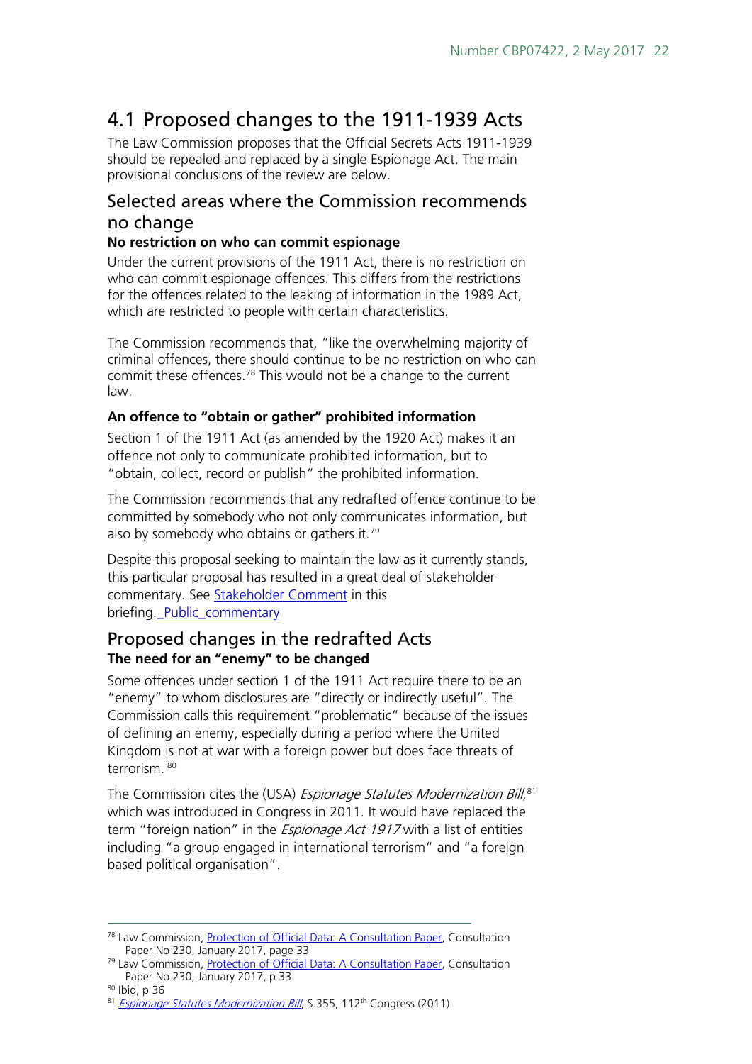# 4.1 Proposed changes to the 1911-1939 Acts

The Law Commission proposes that the Official Secrets Acts 1911-1939 should be repealed and replaced by a single Espionage Act. The main provisional conclusions of the review are below.

## Selected areas where the Commission recommends no change

### No restriction on who can commit espionage

Under the current provisions of the 1911 Act, there is no restriction on who can commit espionage offences. This differs from the restrictions for the offences related to the leaking of information in the 1989 Act, which are restricted to people with certain characteristics.

The Commission recommends that, "like the overwhelming majority of criminal offences, there should continue to be no restriction on who can commit these offences.[78] This would not be a change to the current law.

### An offence to "obtain or gather" prohibited information

Section 1 of the 1911 Act (as amended by the 1920 Act) makes it an offence not only to communicate prohibited information, but to "obtain, collect, record or publish" the prohibited information.

The Commission recommends that any redrafted offence continue to be committed by somebody who not only communicates information, but also by somebody who obtains or gathers it.[79]

Despite this proposal seeking to maintain the law as it currently stands, this particular proposal has resulted in a great deal of stakeholder commentary. See Stakeholder Comment in this briefing._Public_commentary

## Proposed changes in the redrafted Acts

### The need for an "enemy" to be changed

Some offences under section 1 of the 1911 Act require there to be an "enemy" to whom disclosures are "directly or indirectly useful". The Commission calls this requirement "problematic" because of the issues of defining an enemy, especially during a period where the United Kingdom is not at war with a foreign power but does face threats of terrorism. [80]

The Commission cites the (USA) *Espionage Statutes Modernization Bill*,[81] which was introduced in Congress in 2011. It would have replaced the term "foreign nation" in the *Espionage Act 1917* with a list of entities including "a group engaged in international terrorism" and "a foreign based political organisation".

---

[78] Law Commission, Protection of Official Data: A Consultation Paper, Consultation Paper No 230, January 2017, page 33

[79] Law Commission, Protection of Official Data: A Consultation Paper, Consultation Paper No 230, January 2017, p 33

[80] Ibid, p 36

[81] *Espionage Statutes Modernization Bill*, S.355, 112th Congress (2011)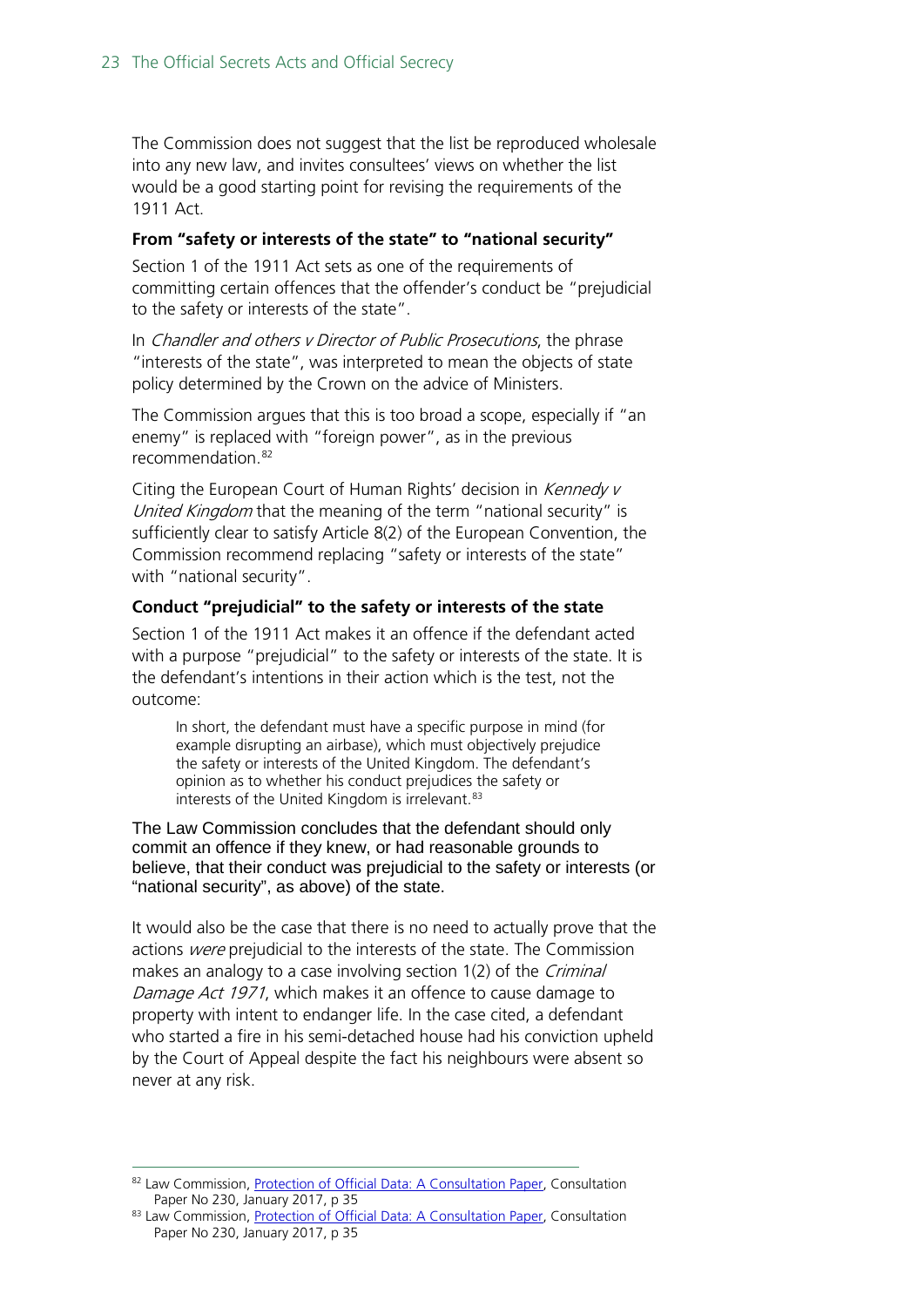The Commission does not suggest that the list be reproduced wholesale into any new law, and invites consultees' views on whether the list would be a good starting point for revising the requirements of the 1911 Act.

#### From "safety or interests of the state" to "national security"

Section 1 of the 1911 Act sets as one of the requirements of committing certain offences that the offender's conduct be "prejudicial to the safety or interests of the state".

In *Chandler and others v Director of Public Prosecutions*, the phrase "interests of the state", was interpreted to mean the objects of state policy determined by the Crown on the advice of Ministers.

The Commission argues that this is too broad a scope, especially if "an enemy" is replaced with "foreign power", as in the previous recommendation.[82]

Citing the European Court of Human Rights' decision in *Kennedy v United Kingdom* that the meaning of the term "national security" is sufficiently clear to satisfy Article 8(2) of the European Convention, the Commission recommend replacing "safety or interests of the state" with "national security".

#### Conduct "prejudicial" to the safety or interests of the state

Section 1 of the 1911 Act makes it an offence if the defendant acted with a purpose "prejudicial" to the safety or interests of the state. It is the defendant's intentions in their action which is the test, not the outcome:

> In short, the defendant must have a specific purpose in mind (for example disrupting an airbase), which must objectively prejudice the safety or interests of the United Kingdom. The defendant's opinion as to whether his conduct prejudices the safety or interests of the United Kingdom is irrelevant.[83]

The Law Commission concludes that the defendant should only commit an offence if they knew, or had reasonable grounds to believe, that their conduct was prejudicial to the safety or interests (or "national security", as above) of the state.

It would also be the case that there is no need to actually prove that the actions *were* prejudicial to the interests of the state. The Commission makes an analogy to a case involving section 1(2) of the *Criminal Damage Act 1971*, which makes it an offence to cause damage to property with intent to endanger life. In the case cited, a defendant who started a fire in his semi-detached house had his conviction upheld by the Court of Appeal despite the fact his neighbours were absent so never at any risk.

---

[82] Law Commission, Protection of Official Data: A Consultation Paper, Consultation Paper No 230, January 2017, p 35

[83] Law Commission, Protection of Official Data: A Consultation Paper, Consultation Paper No 230, January 2017, p 35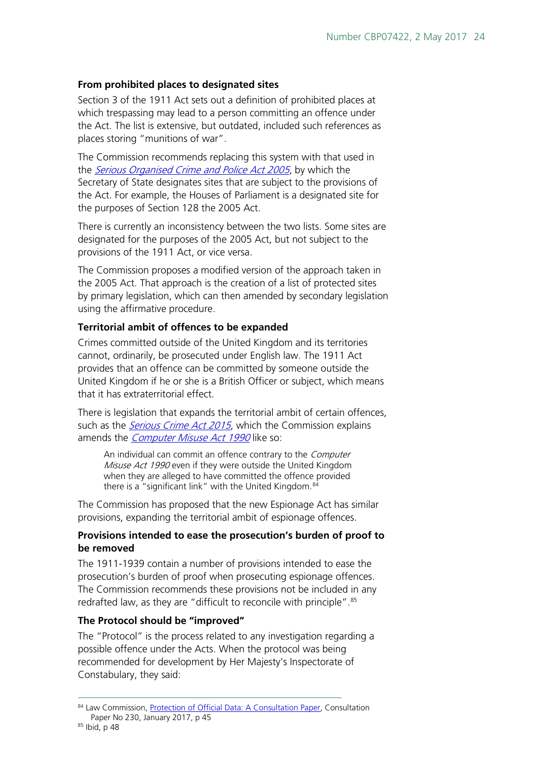**From prohibited places to designated sites**

Section 3 of the 1911 Act sets out a definition of prohibited places at which trespassing may lead to a person committing an offence under the Act. The list is extensive, but outdated, included such references as places storing "munitions of war".

The Commission recommends replacing this system with that used in the *Serious Organised Crime and Police Act 2005*, by which the Secretary of State designates sites that are subject to the provisions of the Act. For example, the Houses of Parliament is a designated site for the purposes of Section 128 the 2005 Act.

There is currently an inconsistency between the two lists. Some sites are designated for the purposes of the 2005 Act, but not subject to the provisions of the 1911 Act, or vice versa.

The Commission proposes a modified version of the approach taken in the 2005 Act. That approach is the creation of a list of protected sites by primary legislation, which can then amended by secondary legislation using the affirmative procedure.

**Territorial ambit of offences to be expanded**

Crimes committed outside of the United Kingdom and its territories cannot, ordinarily, be prosecuted under English law. The 1911 Act provides that an offence can be committed by someone outside the United Kingdom if he or she is a British Officer or subject, which means that it has extraterritorial effect.

There is legislation that expands the territorial ambit of certain offences, such as the *Serious Crime Act 2015*, which the Commission explains amends the *Computer Misuse Act 1990* like so:

> An individual can commit an offence contrary to the *Computer Misuse Act 1990* even if they were outside the United Kingdom when they are alleged to have committed the offence provided there is a "significant link" with the United Kingdom.[84]

The Commission has proposed that the new Espionage Act has similar provisions, expanding the territorial ambit of espionage offences.

**Provisions intended to ease the prosecution's burden of proof to be removed**

The 1911-1939 contain a number of provisions intended to ease the prosecution's burden of proof when prosecuting espionage offences. The Commission recommends these provisions not be included in any redrafted law, as they are "difficult to reconcile with principle".[85]

**The Protocol should be "improved"**

The "Protocol" is the process related to any investigation regarding a possible offence under the Acts. When the protocol was being recommended for development by Her Majesty's Inspectorate of Constabulary, they said:

---

[84] Law Commission, Protection of Official Data: A Consultation Paper, Consultation Paper No 230, January 2017, p 45

[85] Ibid, p 48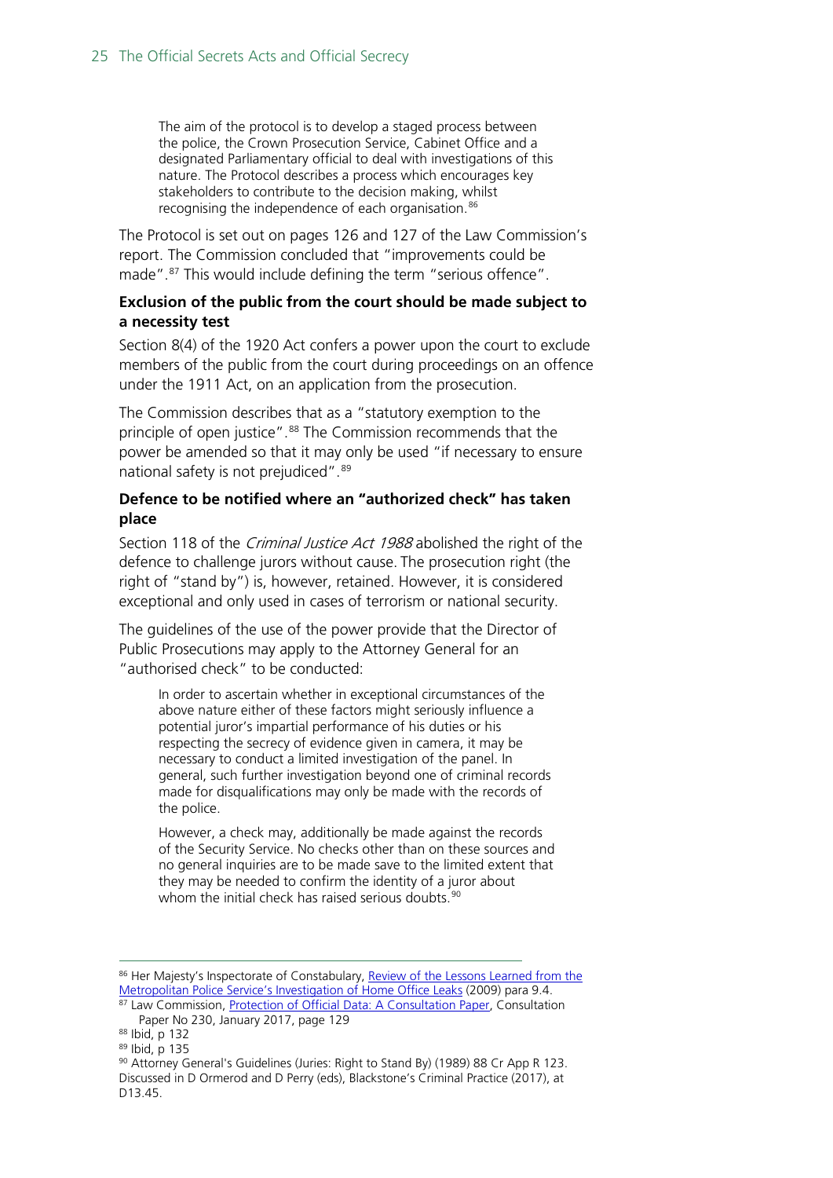> The aim of the protocol is to develop a staged process between the police, the Crown Prosecution Service, Cabinet Office and a designated Parliamentary official to deal with investigations of this nature. The Protocol describes a process which encourages key stakeholders to contribute to the decision making, whilst recognising the independence of each organisation.[86]

The Protocol is set out on pages 126 and 127 of the Law Commission's report. The Commission concluded that "improvements could be made".[87] This would include defining the term "serious offence".

**Exclusion of the public from the court should be made subject to a necessity test**

Section 8(4) of the 1920 Act confers a power upon the court to exclude members of the public from the court during proceedings on an offence under the 1911 Act, on an application from the prosecution.

The Commission describes that as a "statutory exemption to the principle of open justice".[88] The Commission recommends that the power be amended so that it may only be used "if necessary to ensure national safety is not prejudiced".[89]

**Defence to be notified where an "authorized check" has taken place**

Section 118 of the *Criminal Justice Act 1988* abolished the right of the defence to challenge jurors without cause. The prosecution right (the right of "stand by") is, however, retained. However, it is considered exceptional and only used in cases of terrorism or national security.

The guidelines of the use of the power provide that the Director of Public Prosecutions may apply to the Attorney General for an "authorised check" to be conducted:

> In order to ascertain whether in exceptional circumstances of the above nature either of these factors might seriously influence a potential juror's impartial performance of his duties or his respecting the secrecy of evidence given in camera, it may be necessary to conduct a limited investigation of the panel. In general, such further investigation beyond one of criminal records made for disqualifications may only be made with the records of the police.
>
> However, a check may, additionally be made against the records of the Security Service. No checks other than on these sources and no general inquiries are to be made save to the limited extent that they may be needed to confirm the identity of a juror about whom the initial check has raised serious doubts.[90]

---

[86] Her Majesty's Inspectorate of Constabulary, Review of the Lessons Learned from the Metropolitan Police Service's Investigation of Home Office Leaks (2009) para 9.4.

[87] Law Commission, Protection of Official Data: A Consultation Paper, Consultation Paper No 230, January 2017, page 129

[88] Ibid, p 132

[89] Ibid, p 135

[90] Attorney General's Guidelines (Juries: Right to Stand By) (1989) 88 Cr App R 123. Discussed in D Ormerod and D Perry (eds), Blackstone's Criminal Practice (2017), at D13.45.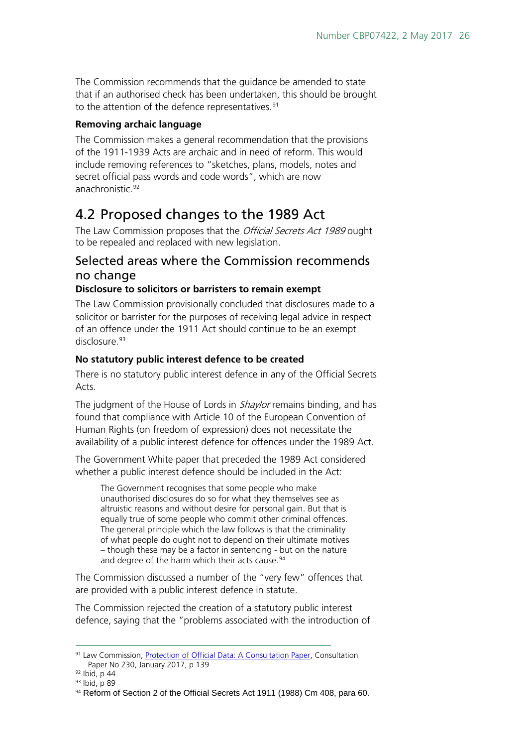The Commission recommends that the guidance be amended to state that if an authorised check has been undertaken, this should be brought to the attention of the defence representatives.[91]

**Removing archaic language**

The Commission makes a general recommendation that the provisions of the 1911-1939 Acts are archaic and in need of reform. This would include removing references to "sketches, plans, models, notes and secret official pass words and code words", which are now anachronistic.[92]

## 4.2 Proposed changes to the 1989 Act

The Law Commission proposes that the *Official Secrets Act 1989* ought to be repealed and replaced with new legislation.

### Selected areas where the Commission recommends no change

**Disclosure to solicitors or barristers to remain exempt**

The Law Commission provisionally concluded that disclosures made to a solicitor or barrister for the purposes of receiving legal advice in respect of an offence under the 1911 Act should continue to be an exempt disclosure.[93]

**No statutory public interest defence to be created**

There is no statutory public interest defence in any of the Official Secrets Acts.

The judgment of the House of Lords in *Shaylor* remains binding, and has found that compliance with Article 10 of the European Convention of Human Rights (on freedom of expression) does not necessitate the availability of a public interest defence for offences under the 1989 Act.

The Government White paper that preceded the 1989 Act considered whether a public interest defence should be included in the Act:

> The Government recognises that some people who make unauthorised disclosures do so for what they themselves see as altruistic reasons and without desire for personal gain. But that is equally true of some people who commit other criminal offences. The general principle which the law follows is that the criminality of what people do ought not to depend on their ultimate motives – though these may be a factor in sentencing - but on the nature and degree of the harm which their acts cause.[94]

The Commission discussed a number of the "very few" offences that are provided with a public interest defence in statute.

The Commission rejected the creation of a statutory public interest defence, saying that the "problems associated with the introduction of

---

[91] Law Commission, Protection of Official Data: A Consultation Paper, Consultation Paper No 230, January 2017, p 139

[92] Ibid, p 44

[93] Ibid, p 89

[94] Reform of Section 2 of the Official Secrets Act 1911 (1988) Cm 408, para 60.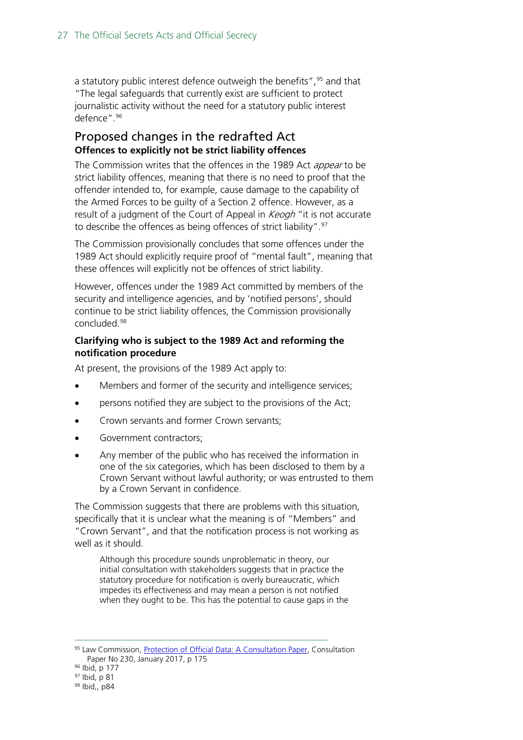a statutory public interest defence outweigh the benefits",[95] and that "The legal safeguards that currently exist are sufficient to protect journalistic activity without the need for a statutory public interest defence".[96]

## Proposed changes in the redrafted Act

### Offences to explicitly not be strict liability offences

The Commission writes that the offences in the 1989 Act *appear* to be strict liability offences, meaning that there is no need to proof that the offender intended to, for example, cause damage to the capability of the Armed Forces to be guilty of a Section 2 offence. However, as a result of a judgment of the Court of Appeal in *Keogh* "it is not accurate to describe the offences as being offences of strict liability".[97]

The Commission provisionally concludes that some offences under the 1989 Act should explicitly require proof of "mental fault", meaning that these offences will explicitly not be offences of strict liability.

However, offences under the 1989 Act committed by members of the security and intelligence agencies, and by 'notified persons', should continue to be strict liability offences, the Commission provisionally concluded.[98]

### Clarifying who is subject to the 1989 Act and reforming the notification procedure

At present, the provisions of the 1989 Act apply to:

- Members and former of the security and intelligence services;
- persons notified they are subject to the provisions of the Act;
- Crown servants and former Crown servants;
- Government contractors;
- Any member of the public who has received the information in one of the six categories, which has been disclosed to them by a Crown Servant without lawful authority; or was entrusted to them by a Crown Servant in confidence.

The Commission suggests that there are problems with this situation, specifically that it is unclear what the meaning is of "Members" and "Crown Servant", and that the notification process is not working as well as it should.

> Although this procedure sounds unproblematic in theory, our initial consultation with stakeholders suggests that in practice the statutory procedure for notification is overly bureaucratic, which impedes its effectiveness and may mean a person is not notified when they ought to be. This has the potential to cause gaps in the

---

[95] Law Commission, Protection of Official Data: A Consultation Paper, Consultation Paper No 230, January 2017, p 175

[96] Ibid, p 177

[97] Ibid, p 81

[98] Ibid,, p84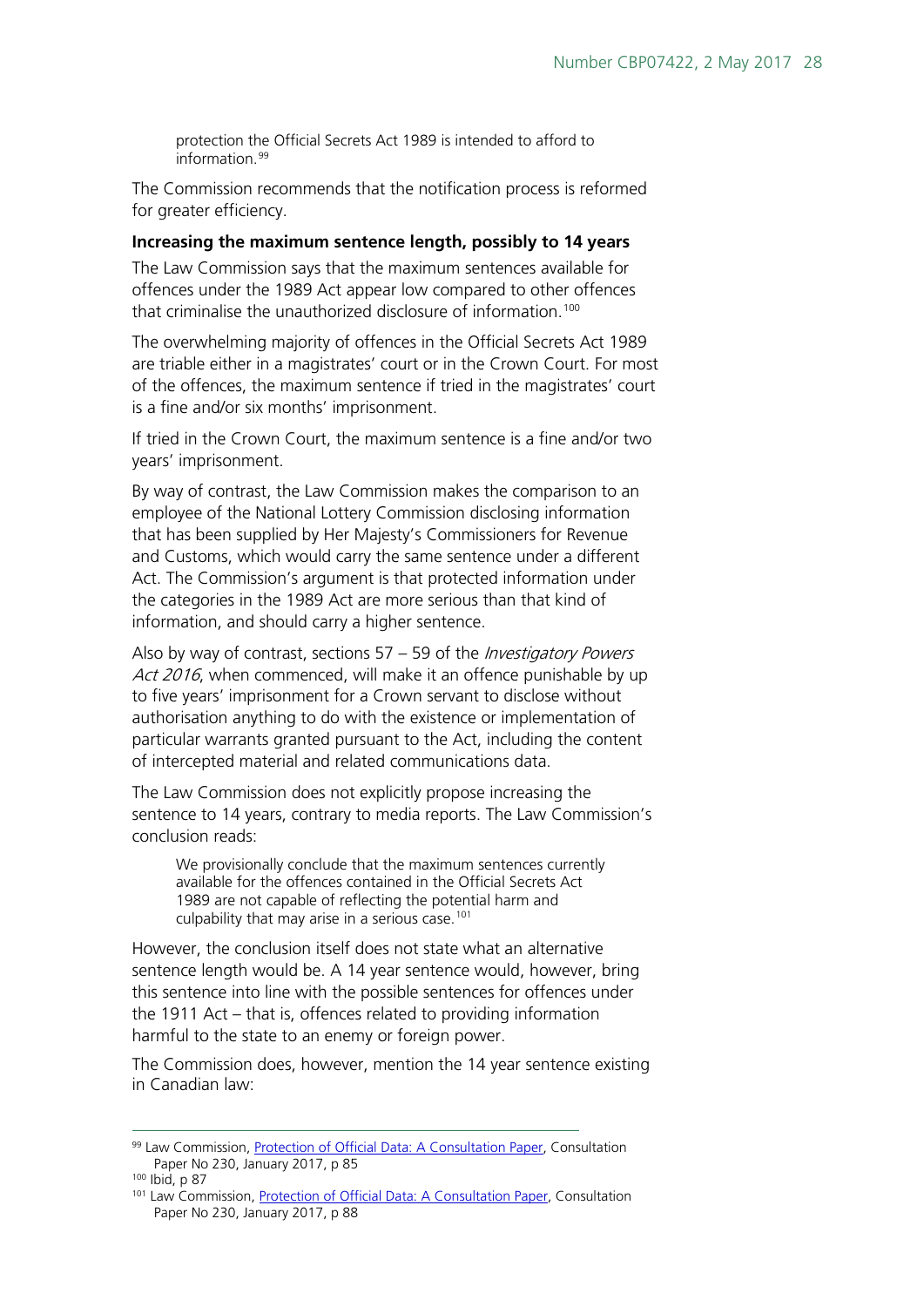> protection the Official Secrets Act 1989 is intended to afford to information.[99]

The Commission recommends that the notification process is reformed for greater efficiency.

**Increasing the maximum sentence length, possibly to 14 years**

The Law Commission says that the maximum sentences available for offences under the 1989 Act appear low compared to other offences that criminalise the unauthorized disclosure of information.[100]

The overwhelming majority of offences in the Official Secrets Act 1989 are triable either in a magistrates' court or in the Crown Court. For most of the offences, the maximum sentence if tried in the magistrates' court is a fine and/or six months' imprisonment.

If tried in the Crown Court, the maximum sentence is a fine and/or two years' imprisonment.

By way of contrast, the Law Commission makes the comparison to an employee of the National Lottery Commission disclosing information that has been supplied by Her Majesty's Commissioners for Revenue and Customs, which would carry the same sentence under a different Act. The Commission's argument is that protected information under the categories in the 1989 Act are more serious than that kind of information, and should carry a higher sentence.

Also by way of contrast, sections 57 – 59 of the *Investigatory Powers Act 2016*, when commenced, will make it an offence punishable by up to five years' imprisonment for a Crown servant to disclose without authorisation anything to do with the existence or implementation of particular warrants granted pursuant to the Act, including the content of intercepted material and related communications data.

The Law Commission does not explicitly propose increasing the sentence to 14 years, contrary to media reports. The Law Commission's conclusion reads:

> We provisionally conclude that the maximum sentences currently available for the offences contained in the Official Secrets Act 1989 are not capable of reflecting the potential harm and culpability that may arise in a serious case.[101]

However, the conclusion itself does not state what an alternative sentence length would be. A 14 year sentence would, however, bring this sentence into line with the possible sentences for offences under the 1911 Act – that is, offences related to providing information harmful to the state to an enemy or foreign power.

The Commission does, however, mention the 14 year sentence existing in Canadian law:

---

[99] Law Commission, Protection of Official Data: A Consultation Paper, Consultation Paper No 230, January 2017, p 85

[100] Ibid, p 87

[101] Law Commission, Protection of Official Data: A Consultation Paper, Consultation Paper No 230, January 2017, p 88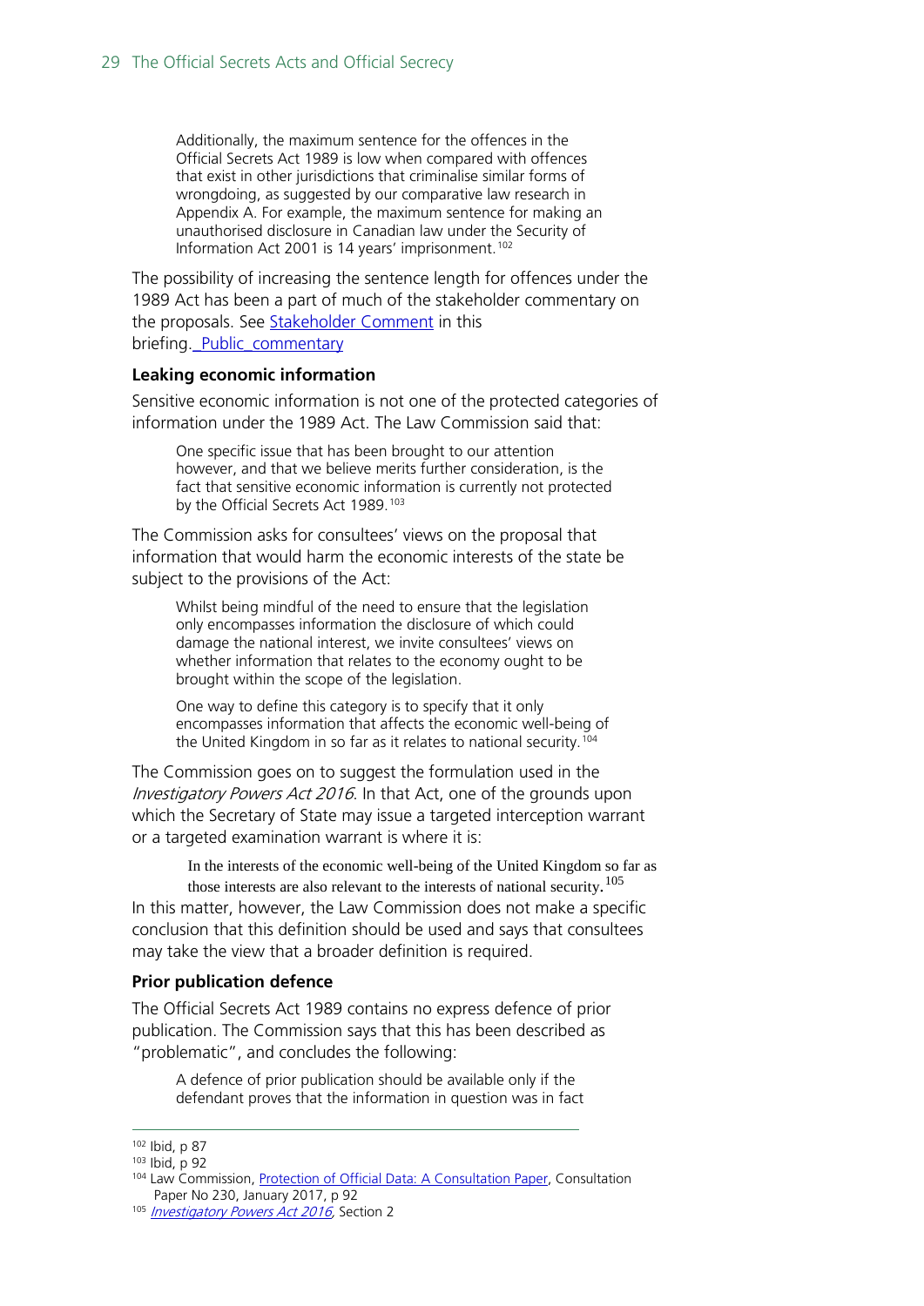> Additionally, the maximum sentence for the offences in the Official Secrets Act 1989 is low when compared with offences that exist in other jurisdictions that criminalise similar forms of wrongdoing, as suggested by our comparative law research in Appendix A. For example, the maximum sentence for making an unauthorised disclosure in Canadian law under the Security of Information Act 2001 is 14 years' imprisonment.[102]

The possibility of increasing the sentence length for offences under the 1989 Act has been a part of much of the stakeholder commentary on the proposals. See Stakeholder Comment in this briefing. Public commentary

### Leaking economic information

Sensitive economic information is not one of the protected categories of information under the 1989 Act. The Law Commission said that:

> One specific issue that has been brought to our attention however, and that we believe merits further consideration, is the fact that sensitive economic information is currently not protected by the Official Secrets Act 1989.[103]

The Commission asks for consultees' views on the proposal that information that would harm the economic interests of the state be subject to the provisions of the Act:

> Whilst being mindful of the need to ensure that the legislation only encompasses information the disclosure of which could damage the national interest, we invite consultees' views on whether information that relates to the economy ought to be brought within the scope of the legislation.
>
> One way to define this category is to specify that it only encompasses information that affects the economic well-being of the United Kingdom in so far as it relates to national security.[104]

The Commission goes on to suggest the formulation used in the *Investigatory Powers Act 2016*. In that Act, one of the grounds upon which the Secretary of State may issue a targeted interception warrant or a targeted examination warrant is where it is:

> In the interests of the economic well-being of the United Kingdom so far as those interests are also relevant to the interests of national security.[105]

In this matter, however, the Law Commission does not make a specific conclusion that this definition should be used and says that consultees may take the view that a broader definition is required.

### Prior publication defence

The Official Secrets Act 1989 contains no express defence of prior publication. The Commission says that this has been described as "problematic", and concludes the following:

> A defence of prior publication should be available only if the defendant proves that the information in question was in fact

---

[102] Ibid, p 87

[103] Ibid, p 92

[104] Law Commission, Protection of Official Data: A Consultation Paper, Consultation Paper No 230, January 2017, p 92

[105] *Investigatory Powers Act 2016*, Section 2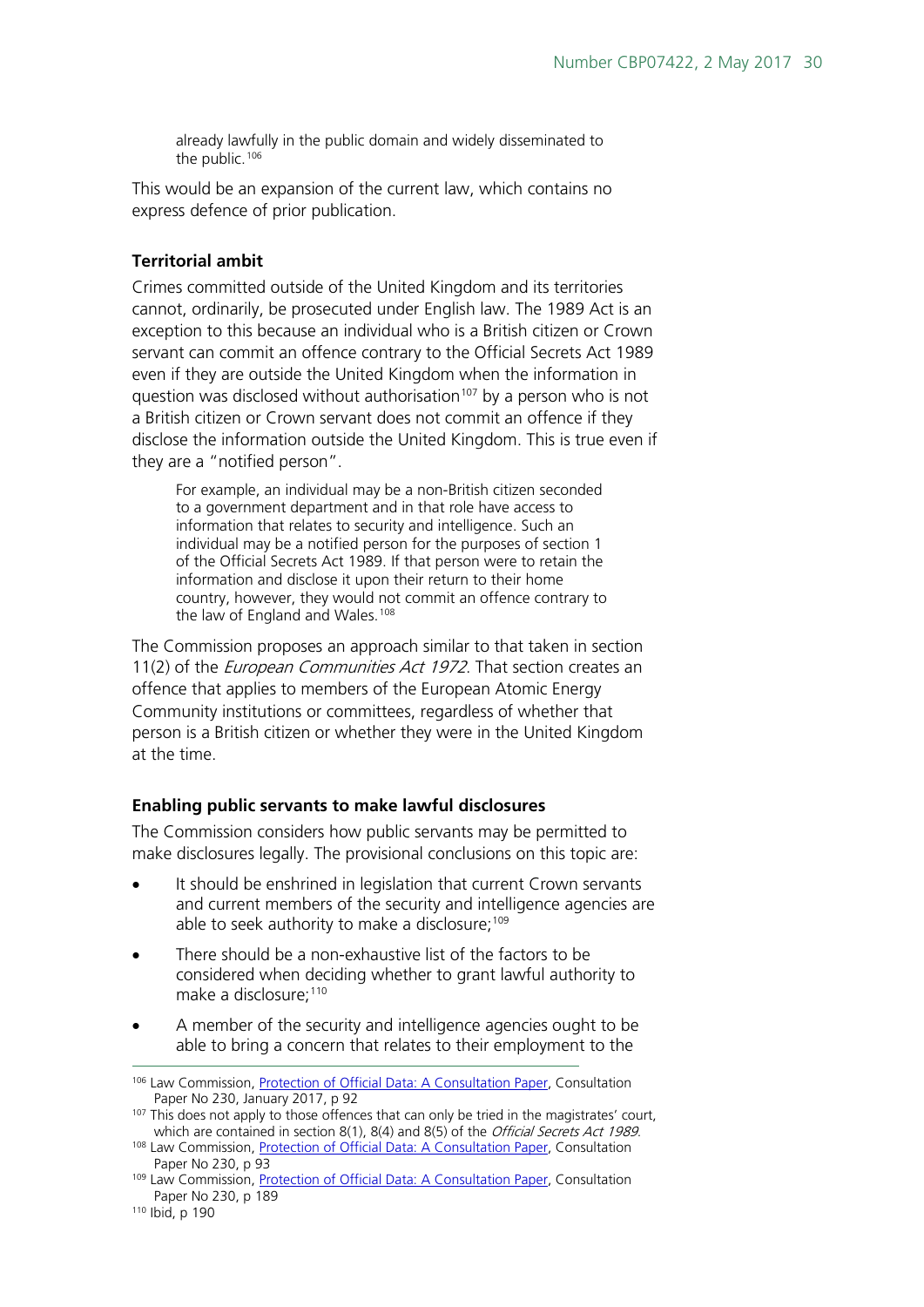> already lawfully in the public domain and widely disseminated to the public.[106]

This would be an expansion of the current law, which contains no express defence of prior publication.

**Territorial ambit**

Crimes committed outside of the United Kingdom and its territories cannot, ordinarily, be prosecuted under English law. The 1989 Act is an exception to this because an individual who is a British citizen or Crown servant can commit an offence contrary to the Official Secrets Act 1989 even if they are outside the United Kingdom when the information in question was disclosed without authorisation[107] by a person who is not a British citizen or Crown servant does not commit an offence if they disclose the information outside the United Kingdom. This is true even if they are a "notified person".

> For example, an individual may be a non-British citizen seconded to a government department and in that role have access to information that relates to security and intelligence. Such an individual may be a notified person for the purposes of section 1 of the Official Secrets Act 1989. If that person were to retain the information and disclose it upon their return to their home country, however, they would not commit an offence contrary to the law of England and Wales.[108]

The Commission proposes an approach similar to that taken in section 11(2) of the *European Communities Act 1972*. That section creates an offence that applies to members of the European Atomic Energy Community institutions or committees, regardless of whether that person is a British citizen or whether they were in the United Kingdom at the time.

**Enabling public servants to make lawful disclosures**

The Commission considers how public servants may be permitted to make disclosures legally. The provisional conclusions on this topic are:

- It should be enshrined in legislation that current Crown servants and current members of the security and intelligence agencies are able to seek authority to make a disclosure;[109]
- There should be a non-exhaustive list of the factors to be considered when deciding whether to grant lawful authority to make a disclosure;[110]
- A member of the security and intelligence agencies ought to be able to bring a concern that relates to their employment to the

---

[106] Law Commission, Protection of Official Data: A Consultation Paper, Consultation Paper No 230, January 2017, p 92

[107] This does not apply to those offences that can only be tried in the magistrates' court, which are contained in section 8(1), 8(4) and 8(5) of the *Official Secrets Act 1989*.

[108] Law Commission, Protection of Official Data: A Consultation Paper, Consultation Paper No 230, p 93

[109] Law Commission, Protection of Official Data: A Consultation Paper, Consultation Paper No 230, p 189

[110] Ibid, p 190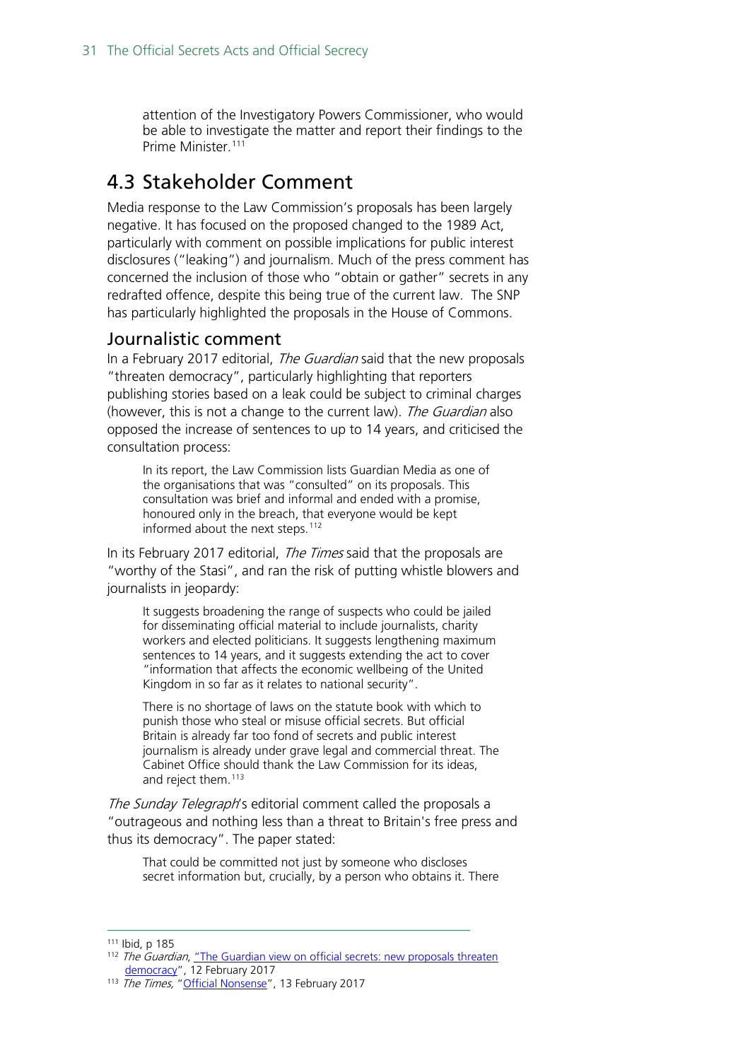attention of the Investigatory Powers Commissioner, who would be able to investigate the matter and report their findings to the Prime Minister.[111]

## 4.3 Stakeholder Comment

Media response to the Law Commission's proposals has been largely negative. It has focused on the proposed changed to the 1989 Act, particularly with comment on possible implications for public interest disclosures ("leaking") and journalism. Much of the press comment has concerned the inclusion of those who "obtain or gather" secrets in any redrafted offence, despite this being true of the current law. The SNP has particularly highlighted the proposals in the House of Commons.

### Journalistic comment

In a February 2017 editorial, *The Guardian* said that the new proposals "threaten democracy", particularly highlighting that reporters publishing stories based on a leak could be subject to criminal charges (however, this is not a change to the current law). *The Guardian* also opposed the increase of sentences to up to 14 years, and criticised the consultation process:

> In its report, the Law Commission lists Guardian Media as one of the organisations that was "consulted" on its proposals. This consultation was brief and informal and ended with a promise, honoured only in the breach, that everyone would be kept informed about the next steps.[112]

In its February 2017 editorial, *The Times* said that the proposals are "worthy of the Stasi", and ran the risk of putting whistle blowers and journalists in jeopardy:

> It suggests broadening the range of suspects who could be jailed for disseminating official material to include journalists, charity workers and elected politicians. It suggests lengthening maximum sentences to 14 years, and it suggests extending the act to cover "information that affects the economic wellbeing of the United Kingdom in so far as it relates to national security".
>
> There is no shortage of laws on the statute book with which to punish those who steal or misuse official secrets. But official Britain is already far too fond of secrets and public interest journalism is already under grave legal and commercial threat. The Cabinet Office should thank the Law Commission for its ideas, and reject them.[113]

*The Sunday Telegraph*'s editorial comment called the proposals a "outrageous and nothing less than a threat to Britain's free press and thus its democracy". The paper stated:

> That could be committed not just by someone who discloses secret information but, crucially, by a person who obtains it. There

---

[111] Ibid, p 185

[112] *The Guardian*, "The Guardian view on official secrets: new proposals threaten democracy", 12 February 2017

[113] *The Times*, "Official Nonsense", 13 February 2017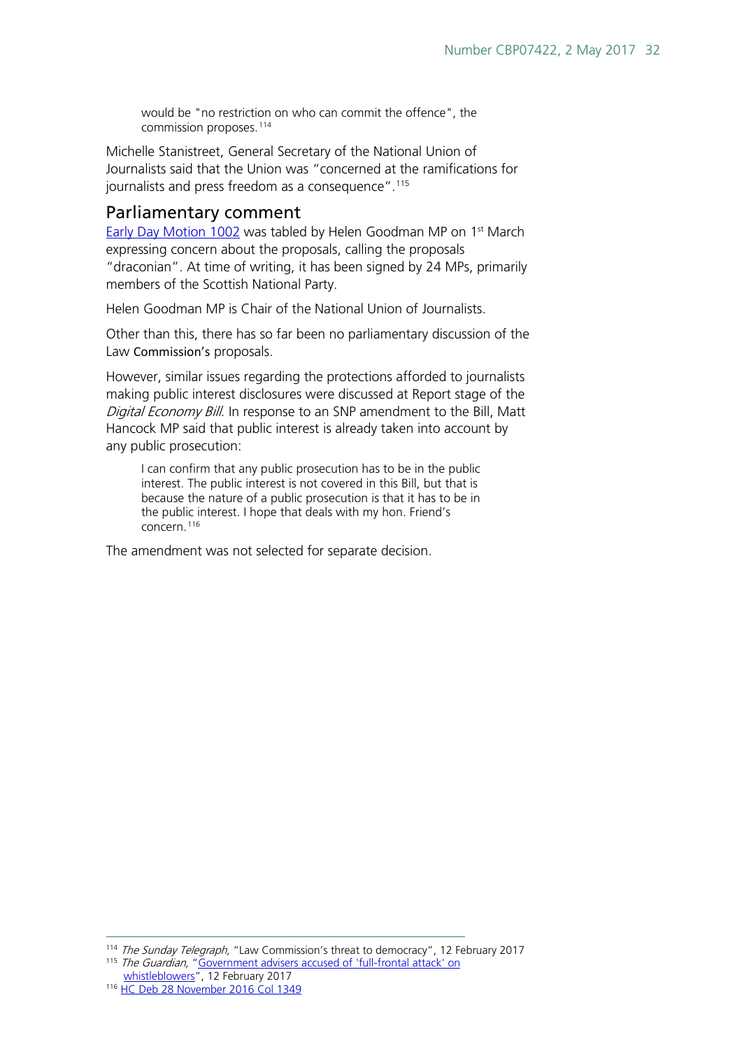> would be "no restriction on who can commit the offence", the commission proposes.[114]

Michelle Stanistreet, General Secretary of the National Union of Journalists said that the Union was "concerned at the ramifications for journalists and press freedom as a consequence".[115]

## Parliamentary comment

Early Day Motion 1002 was tabled by Helen Goodman MP on 1st March expressing concern about the proposals, calling the proposals "draconian". At time of writing, it has been signed by 24 MPs, primarily members of the Scottish National Party.

Helen Goodman MP is Chair of the National Union of Journalists.

Other than this, there has so far been no parliamentary discussion of the Law Commission's proposals.

However, similar issues regarding the protections afforded to journalists making public interest disclosures were discussed at Report stage of the *Digital Economy Bill*. In response to an SNP amendment to the Bill, Matt Hancock MP said that public interest is already taken into account by any public prosecution:

> I can confirm that any public prosecution has to be in the public interest. The public interest is not covered in this Bill, but that is because the nature of a public prosecution is that it has to be in the public interest. I hope that deals with my hon. Friend's concern.[116]

The amendment was not selected for separate decision.

---

[114] *The Sunday Telegraph,* "Law Commission's threat to democracy", 12 February 2017

[115] *The Guardian,* "Government advisers accused of 'full-frontal attack' on whistleblowers", 12 February 2017

[116] HC Deb 28 November 2016 Col 1349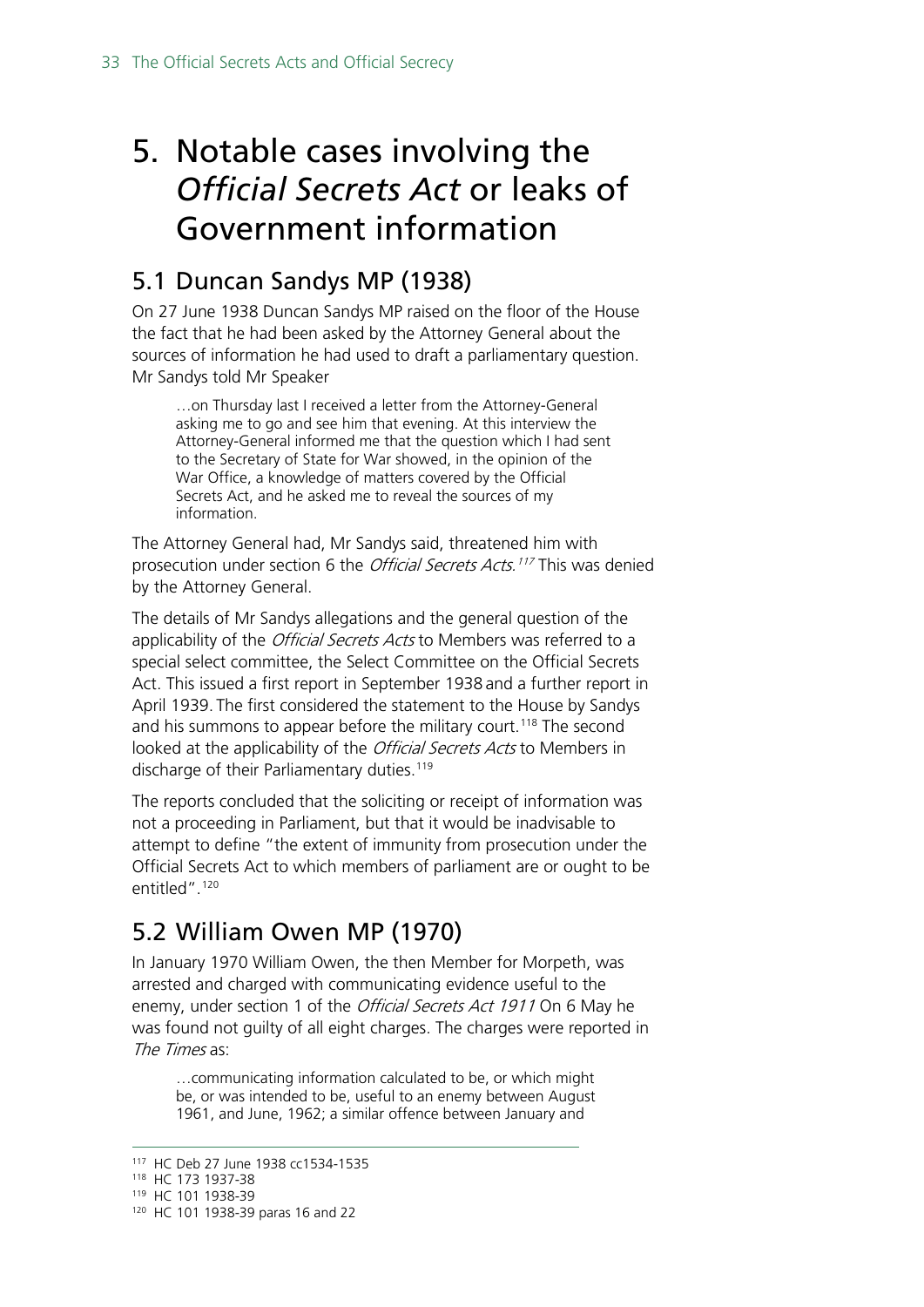# 5. Notable cases involving the *Official Secrets Act* or leaks of Government information

## 5.1 Duncan Sandys MP (1938)

On 27 June 1938 Duncan Sandys MP raised on the floor of the House the fact that he had been asked by the Attorney General about the sources of information he had used to draft a parliamentary question. Mr Sandys told Mr Speaker

> …on Thursday last I received a letter from the Attorney-General asking me to go and see him that evening. At this interview the Attorney-General informed me that the question which I had sent to the Secretary of State for War showed, in the opinion of the War Office, a knowledge of matters covered by the Official Secrets Act, and he asked me to reveal the sources of my information.

The Attorney General had, Mr Sandys said, threatened him with prosecution under section 6 the *Official Secrets Acts*.[117] This was denied by the Attorney General.

The details of Mr Sandys allegations and the general question of the applicability of the *Official Secrets Acts* to Members was referred to a special select committee, the Select Committee on the Official Secrets Act. This issued a first report in September 1938 and a further report in April 1939. The first considered the statement to the House by Sandys and his summons to appear before the military court.[118] The second looked at the applicability of the *Official Secrets Acts* to Members in discharge of their Parliamentary duties.[119]

The reports concluded that the soliciting or receipt of information was not a proceeding in Parliament, but that it would be inadvisable to attempt to define "the extent of immunity from prosecution under the Official Secrets Act to which members of parliament are or ought to be entitled".[120]

## 5.2 William Owen MP (1970)

In January 1970 William Owen, the then Member for Morpeth, was arrested and charged with communicating evidence useful to the enemy, under section 1 of the *Official Secrets Act 1911* On 6 May he was found not guilty of all eight charges. The charges were reported in *The Times* as:

> …communicating information calculated to be, or which might be, or was intended to be, useful to an enemy between August 1961, and June, 1962; a similar offence between January and

---

[117] HC Deb 27 June 1938 cc1534-1535

[118] HC 173 1937-38

[119] HC 101 1938-39

[120] HC 101 1938-39 paras 16 and 22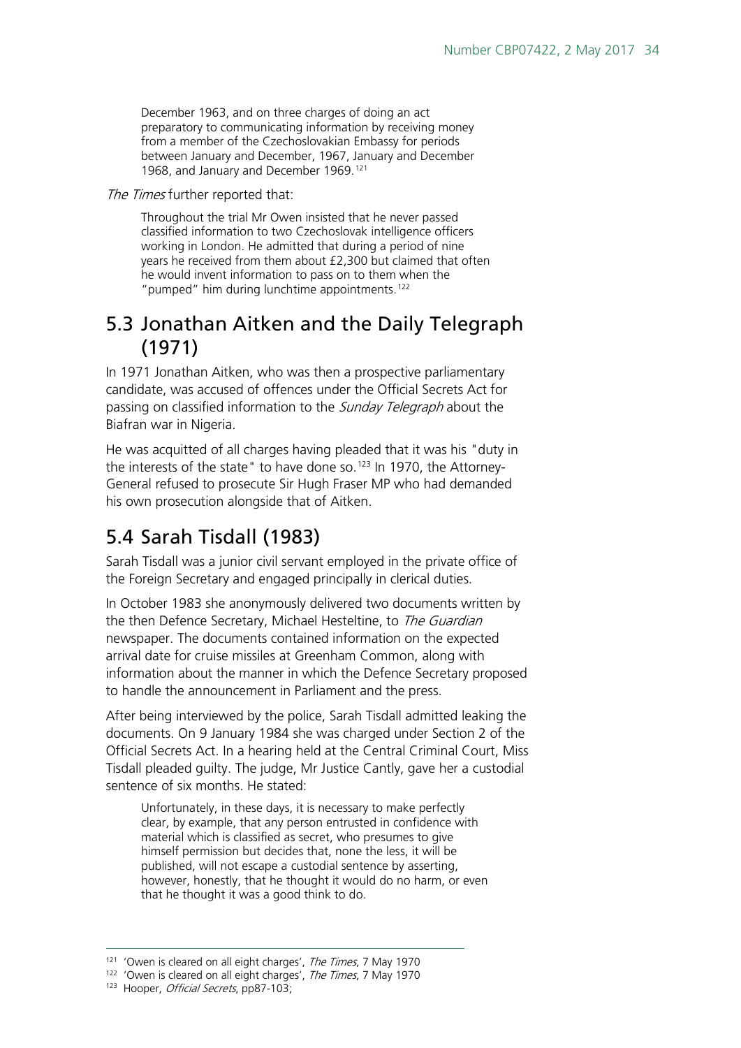> December 1963, and on three charges of doing an act preparatory to communicating information by receiving money from a member of the Czechoslovakian Embassy for periods between January and December, 1967, January and December 1968, and January and December 1969.[121]

*The Times* further reported that:

> Throughout the trial Mr Owen insisted that he never passed classified information to two Czechoslovak intelligence officers working in London. He admitted that during a period of nine years he received from them about £2,300 but claimed that often he would invent information to pass on to them when the "pumped" him during lunchtime appointments.[122]

## 5.3 Jonathan Aitken and the Daily Telegraph (1971)

In 1971 Jonathan Aitken, who was then a prospective parliamentary candidate, was accused of offences under the Official Secrets Act for passing on classified information to the *Sunday Telegraph* about the Biafran war in Nigeria.

He was acquitted of all charges having pleaded that it was his "duty in the interests of the state" to have done so.[123] In 1970, the Attorney-General refused to prosecute Sir Hugh Fraser MP who had demanded his own prosecution alongside that of Aitken.

## 5.4 Sarah Tisdall (1983)

Sarah Tisdall was a junior civil servant employed in the private office of the Foreign Secretary and engaged principally in clerical duties.

In October 1983 she anonymously delivered two documents written by the then Defence Secretary, Michael Hesteltine, to *The Guardian* newspaper. The documents contained information on the expected arrival date for cruise missiles at Greenham Common, along with information about the manner in which the Defence Secretary proposed to handle the announcement in Parliament and the press.

After being interviewed by the police, Sarah Tisdall admitted leaking the documents. On 9 January 1984 she was charged under Section 2 of the Official Secrets Act. In a hearing held at the Central Criminal Court, Miss Tisdall pleaded guilty. The judge, Mr Justice Cantly, gave her a custodial sentence of six months. He stated:

> Unfortunately, in these days, it is necessary to make perfectly clear, by example, that any person entrusted in confidence with material which is classified as secret, who presumes to give himself permission but decides that, none the less, it will be published, will not escape a custodial sentence by asserting, however, honestly, that he thought it would do no harm, or even that he thought it was a good think to do.

---

[121] 'Owen is cleared on all eight charges', *The Times*, 7 May 1970

[122] 'Owen is cleared on all eight charges', *The Times*, 7 May 1970

[123] Hooper, *Official Secrets*, pp87-103;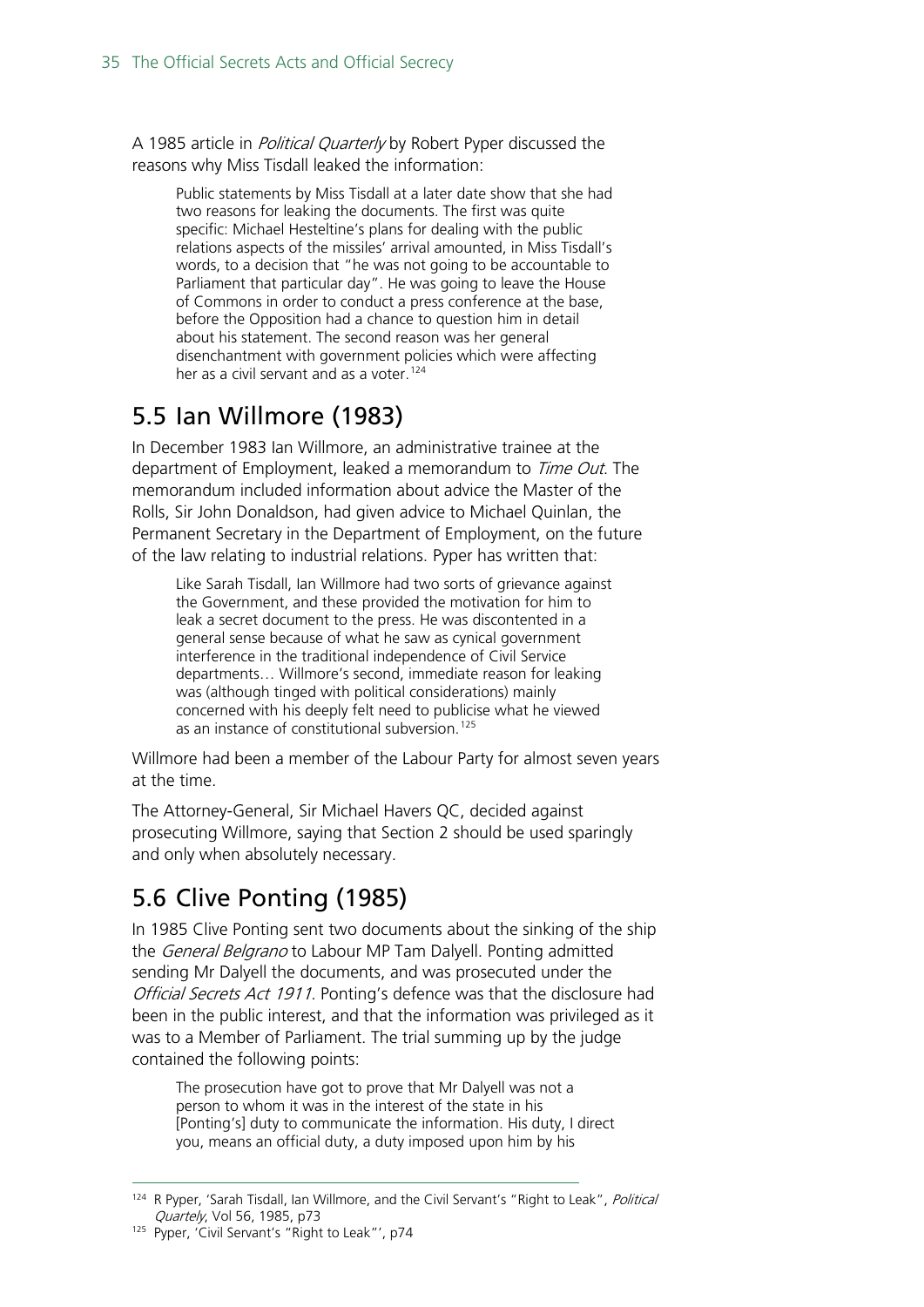A 1985 article in *Political Quarterly* by Robert Pyper discussed the reasons why Miss Tisdall leaked the information:

> Public statements by Miss Tisdall at a later date show that she had two reasons for leaking the documents. The first was quite specific: Michael Hesteltine's plans for dealing with the public relations aspects of the missiles' arrival amounted, in Miss Tisdall's words, to a decision that "he was not going to be accountable to Parliament that particular day". He was going to leave the House of Commons in order to conduct a press conference at the base, before the Opposition had a chance to question him in detail about his statement. The second reason was her general disenchantment with government policies which were affecting her as a civil servant and as a voter.[124]

## 5.5 Ian Willmore (1983)

In December 1983 Ian Willmore, an administrative trainee at the department of Employment, leaked a memorandum to *Time Out*. The memorandum included information about advice the Master of the Rolls, Sir John Donaldson, had given advice to Michael Quinlan, the Permanent Secretary in the Department of Employment, on the future of the law relating to industrial relations. Pyper has written that:

> Like Sarah Tisdall, Ian Willmore had two sorts of grievance against the Government, and these provided the motivation for him to leak a secret document to the press. He was discontented in a general sense because of what he saw as cynical government interference in the traditional independence of Civil Service departments… Willmore's second, immediate reason for leaking was (although tinged with political considerations) mainly concerned with his deeply felt need to publicise what he viewed as an instance of constitutional subversion.[125]

Willmore had been a member of the Labour Party for almost seven years at the time.

The Attorney-General, Sir Michael Havers QC, decided against prosecuting Willmore, saying that Section 2 should be used sparingly and only when absolutely necessary.

## 5.6 Clive Ponting (1985)

In 1985 Clive Ponting sent two documents about the sinking of the ship the *General Belgrano* to Labour MP Tam Dalyell. Ponting admitted sending Mr Dalyell the documents, and was prosecuted under the *Official Secrets Act 1911*. Ponting's defence was that the disclosure had been in the public interest, and that the information was privileged as it was to a Member of Parliament. The trial summing up by the judge contained the following points:

> The prosecution have got to prove that Mr Dalyell was not a person to whom it was in the interest of the state in his [Ponting's] duty to communicate the information. His duty, I direct you, means an official duty, a duty imposed upon him by his

---

[124] R Pyper, 'Sarah Tisdall, Ian Willmore, and the Civil Servant's "Right to Leak"', *Political Quartely*, Vol 56, 1985, p73

[125] Pyper, 'Civil Servant's "Right to Leak"', p74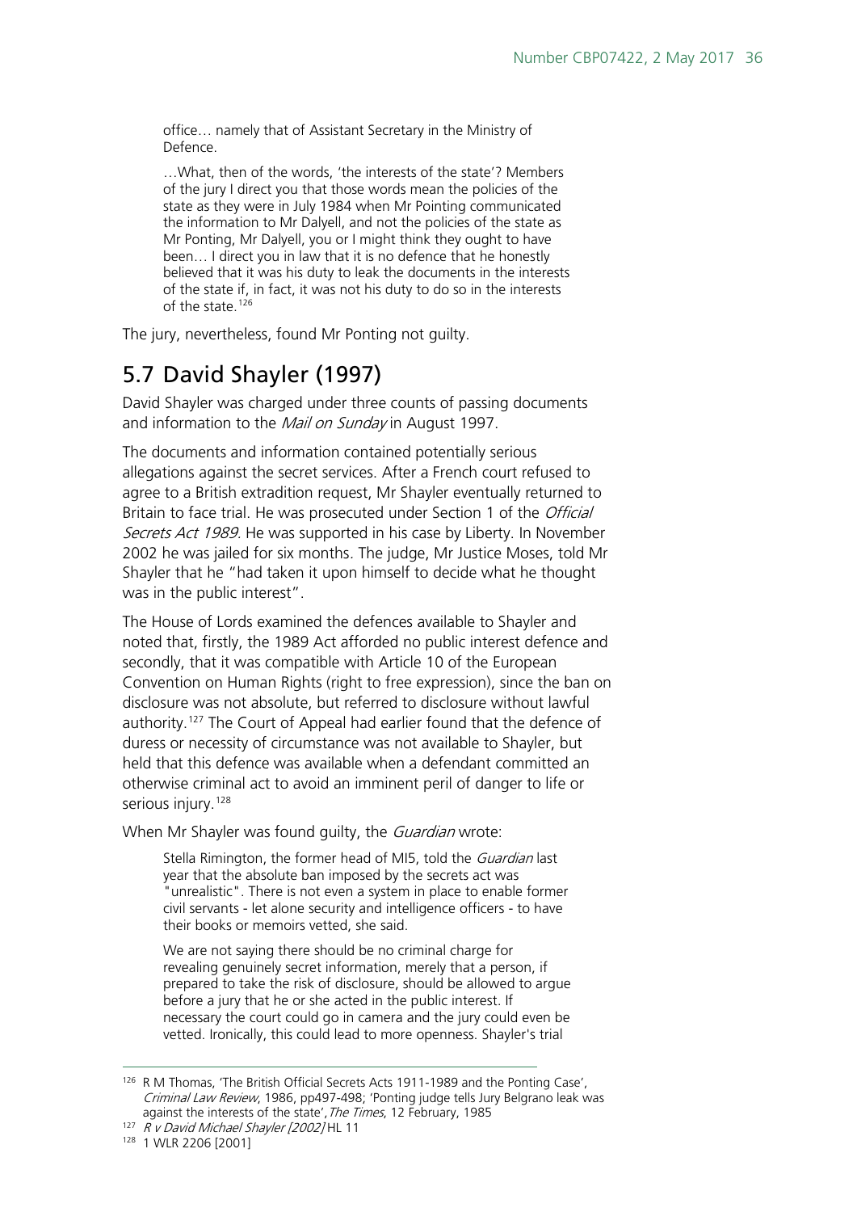> office… namely that of Assistant Secretary in the Ministry of Defence.
>
> …What, then of the words, 'the interests of the state'? Members of the jury I direct you that those words mean the policies of the state as they were in July 1984 when Mr Pointing communicated the information to Mr Dalyell, and not the policies of the state as Mr Ponting, Mr Dalyell, you or I might think they ought to have been… I direct you in law that it is no defence that he honestly believed that it was his duty to leak the documents in the interests of the state if, in fact, it was not his duty to do so in the interests of the state.[126]

The jury, nevertheless, found Mr Ponting not guilty.

## 5.7 David Shayler (1997)

David Shayler was charged under three counts of passing documents and information to the *Mail on Sunday* in August 1997.

The documents and information contained potentially serious allegations against the secret services. After a French court refused to agree to a British extradition request, Mr Shayler eventually returned to Britain to face trial. He was prosecuted under Section 1 of the *Official Secrets Act 1989*. He was supported in his case by Liberty. In November 2002 he was jailed for six months. The judge, Mr Justice Moses, told Mr Shayler that he "had taken it upon himself to decide what he thought was in the public interest".

The House of Lords examined the defences available to Shayler and noted that, firstly, the 1989 Act afforded no public interest defence and secondly, that it was compatible with Article 10 of the European Convention on Human Rights (right to free expression), since the ban on disclosure was not absolute, but referred to disclosure without lawful authority.[127] The Court of Appeal had earlier found that the defence of duress or necessity of circumstance was not available to Shayler, but held that this defence was available when a defendant committed an otherwise criminal act to avoid an imminent peril of danger to life or serious injury.[128]

When Mr Shayler was found guilty, the *Guardian* wrote:

> Stella Rimington, the former head of MI5, told the *Guardian* last year that the absolute ban imposed by the secrets act was "unrealistic". There is not even a system in place to enable former civil servants - let alone security and intelligence officers - to have their books or memoirs vetted, she said.
>
> We are not saying there should be no criminal charge for revealing genuinely secret information, merely that a person, if prepared to take the risk of disclosure, should be allowed to argue before a jury that he or she acted in the public interest. If necessary the court could go in camera and the jury could even be vetted. Ironically, this could lead to more openness. Shayler's trial

---

[126] R M Thomas, 'The British Official Secrets Acts 1911-1989 and the Ponting Case', *Criminal Law Review*, 1986, pp497-498; 'Ponting judge tells Jury Belgrano leak was against the interests of the state', *The Times*, 12 February, 1985

[127] *R v David Michael Shayler [2002]* HL 11

[128] 1 WLR 2206 [2001]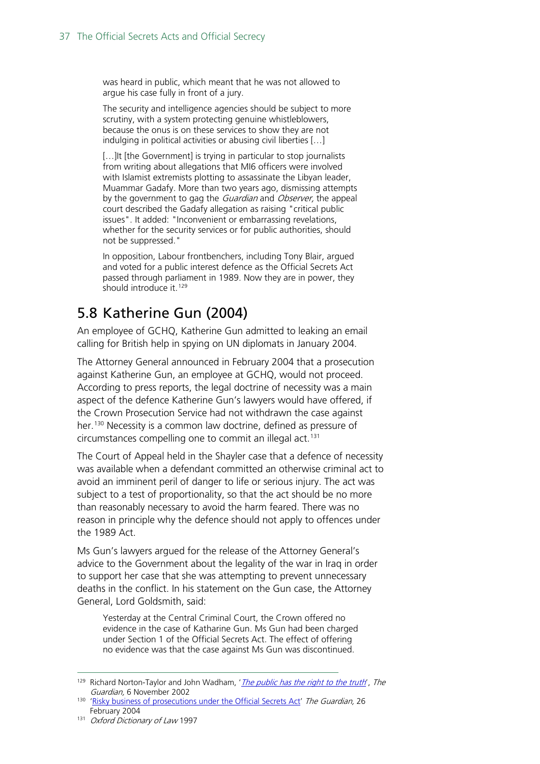> was heard in public, which meant that he was not allowed to argue his case fully in front of a jury.
>
> The security and intelligence agencies should be subject to more scrutiny, with a system protecting genuine whistleblowers, because the onus is on these services to show they are not indulging in political activities or abusing civil liberties […]
>
> […]It [the Government] is trying in particular to stop journalists from writing about allegations that MI6 officers were involved with Islamist extremists plotting to assassinate the Libyan leader, Muammar Gadafy. More than two years ago, dismissing attempts by the government to gag the *Guardian* and *Observer,* the appeal court described the Gadafy allegation as raising "critical public issues". It added: "Inconvenient or embarrassing revelations, whether for the security services or for public authorities, should not be suppressed."
>
> In opposition, Labour frontbenchers, including Tony Blair, argued and voted for a public interest defence as the Official Secrets Act passed through parliament in 1989. Now they are in power, they should introduce it.[129]

## 5.8 Katherine Gun (2004)

An employee of GCHQ, Katherine Gun admitted to leaking an email calling for British help in spying on UN diplomats in January 2004.

The Attorney General announced in February 2004 that a prosecution against Katherine Gun, an employee at GCHQ, would not proceed. According to press reports, the legal doctrine of necessity was a main aspect of the defence Katherine Gun's lawyers would have offered, if the Crown Prosecution Service had not withdrawn the case against her.[130] Necessity is a common law doctrine, defined as pressure of circumstances compelling one to commit an illegal act.[131]

The Court of Appeal held in the Shayler case that a defence of necessity was available when a defendant committed an otherwise criminal act to avoid an imminent peril of danger to life or serious injury. The act was subject to a test of proportionality, so that the act should be no more than reasonably necessary to avoid the harm feared. There was no reason in principle why the defence should not apply to offences under the 1989 Act.

Ms Gun's lawyers argued for the release of the Attorney General's advice to the Government about the legality of the war in Iraq in order to support her case that she was attempting to prevent unnecessary deaths in the conflict. In his statement on the Gun case, the Attorney General, Lord Goldsmith, said:

> Yesterday at the Central Criminal Court, the Crown offered no evidence in the case of Katharine Gun. Ms Gun had been charged under Section 1 of the Official Secrets Act. The effect of offering no evidence was that the case against Ms Gun was discontinued.

---

[129] Richard Norton-Taylor and John Wadham, '*The public has the right to the truth*', *The Guardian,* 6 November 2002

[130] 'Risky business of prosecutions under the Official Secrets Act' *The Guardian,* 26 February 2004

[131] *Oxford Dictionary of Law* 1997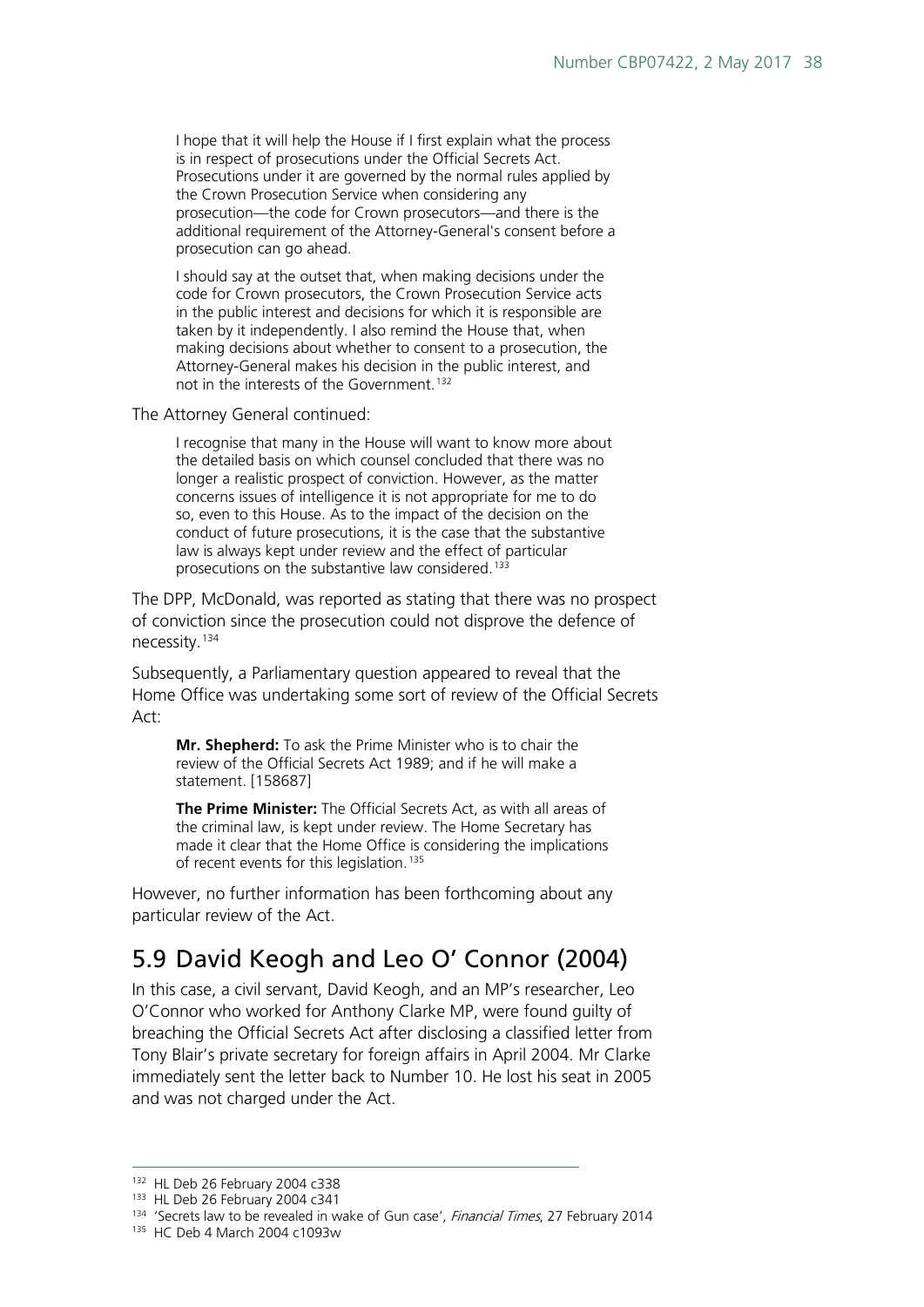> I hope that it will help the House if I first explain what the process is in respect of prosecutions under the Official Secrets Act. Prosecutions under it are governed by the normal rules applied by the Crown Prosecution Service when considering any prosecution—the code for Crown prosecutors—and there is the additional requirement of the Attorney-General's consent before a prosecution can go ahead.
>
> I should say at the outset that, when making decisions under the code for Crown prosecutors, the Crown Prosecution Service acts in the public interest and decisions for which it is responsible are taken by it independently. I also remind the House that, when making decisions about whether to consent to a prosecution, the Attorney-General makes his decision in the public interest, and not in the interests of the Government.[132]

The Attorney General continued:

> I recognise that many in the House will want to know more about the detailed basis on which counsel concluded that there was no longer a realistic prospect of conviction. However, as the matter concerns issues of intelligence it is not appropriate for me to do so, even to this House. As to the impact of the decision on the conduct of future prosecutions, it is the case that the substantive law is always kept under review and the effect of particular prosecutions on the substantive law considered.[133]

The DPP, McDonald, was reported as stating that there was no prospect of conviction since the prosecution could not disprove the defence of necessity.[134]

Subsequently, a Parliamentary question appeared to reveal that the Home Office was undertaking some sort of review of the Official Secrets Act:

> **Mr. Shepherd:** To ask the Prime Minister who is to chair the review of the Official Secrets Act 1989; and if he will make a statement. [158687]
>
> **The Prime Minister:** The Official Secrets Act, as with all areas of the criminal law, is kept under review. The Home Secretary has made it clear that the Home Office is considering the implications of recent events for this legislation.[135]

However, no further information has been forthcoming about any particular review of the Act.

## 5.9 David Keogh and Leo O' Connor (2004)

In this case, a civil servant, David Keogh, and an MP's researcher, Leo O'Connor who worked for Anthony Clarke MP, were found guilty of breaching the Official Secrets Act after disclosing a classified letter from Tony Blair's private secretary for foreign affairs in April 2004. Mr Clarke immediately sent the letter back to Number 10. He lost his seat in 2005 and was not charged under the Act.

---

[132] HL Deb 26 February 2004 c338

[133] HL Deb 26 February 2004 c341

[134] 'Secrets law to be revealed in wake of Gun case', *Financial Times*, 27 February 2014

[135] HC Deb 4 March 2004 c1093w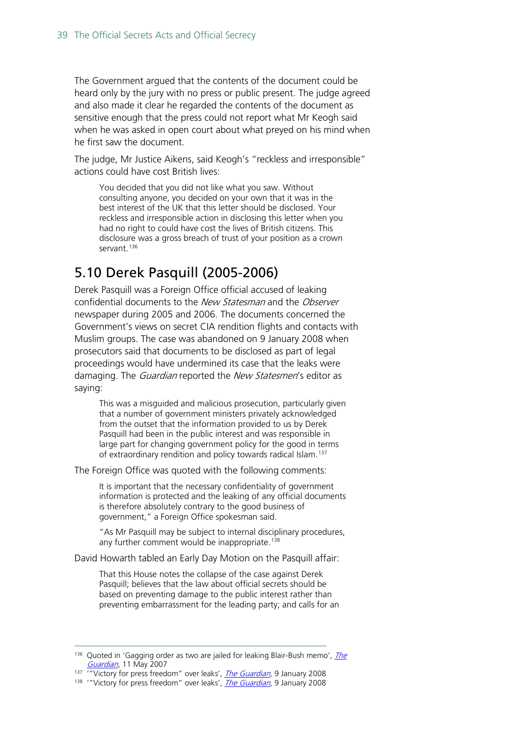The Government argued that the contents of the document could be heard only by the jury with no press or public present. The judge agreed and also made it clear he regarded the contents of the document as sensitive enough that the press could not report what Mr Keogh said when he was asked in open court about what preyed on his mind when he first saw the document.

The judge, Mr Justice Aikens, said Keogh's "reckless and irresponsible" actions could have cost British lives:

> You decided that you did not like what you saw. Without consulting anyone, you decided on your own that it was in the best interest of the UK that this letter should be disclosed. Your reckless and irresponsible action in disclosing this letter when you had no right to could have cost the lives of British citizens. This disclosure was a gross breach of trust of your position as a crown servant.[136]

## 5.10 Derek Pasquill (2005-2006)

Derek Pasquill was a Foreign Office official accused of leaking confidential documents to the *New Statesman* and the *Observer* newspaper during 2005 and 2006. The documents concerned the Government's views on secret CIA rendition flights and contacts with Muslim groups. The case was abandoned on 9 January 2008 when prosecutors said that documents to be disclosed as part of legal proceedings would have undermined its case that the leaks were damaging. The *Guardian* reported the *New Statesmen*'s editor as saying:

> This was a misguided and malicious prosecution, particularly given that a number of government ministers privately acknowledged from the outset that the information provided to us by Derek Pasquill had been in the public interest and was responsible in large part for changing government policy for the good in terms of extraordinary rendition and policy towards radical Islam.[137]

The Foreign Office was quoted with the following comments:

> It is important that the necessary confidentiality of government information is protected and the leaking of any official documents is therefore absolutely contrary to the good business of government," a Foreign Office spokesman said.
>
> "As Mr Pasquill may be subject to internal disciplinary procedures, any further comment would be inappropriate.[138]

David Howarth tabled an Early Day Motion on the Pasquill affair:

> That this House notes the collapse of the case against Derek Pasquill; believes that the law about official secrets should be based on preventing damage to the public interest rather than preventing embarrassment for the leading party; and calls for an

---

[136] Quoted in 'Gagging order as two are jailed for leaking Blair-Bush memo', *The Guardian*, 11 May 2007

[137] '"Victory for press freedom" over leaks', *The Guardian*, 9 January 2008

[138] '"Victory for press freedom" over leaks', *The Guardian*, 9 January 2008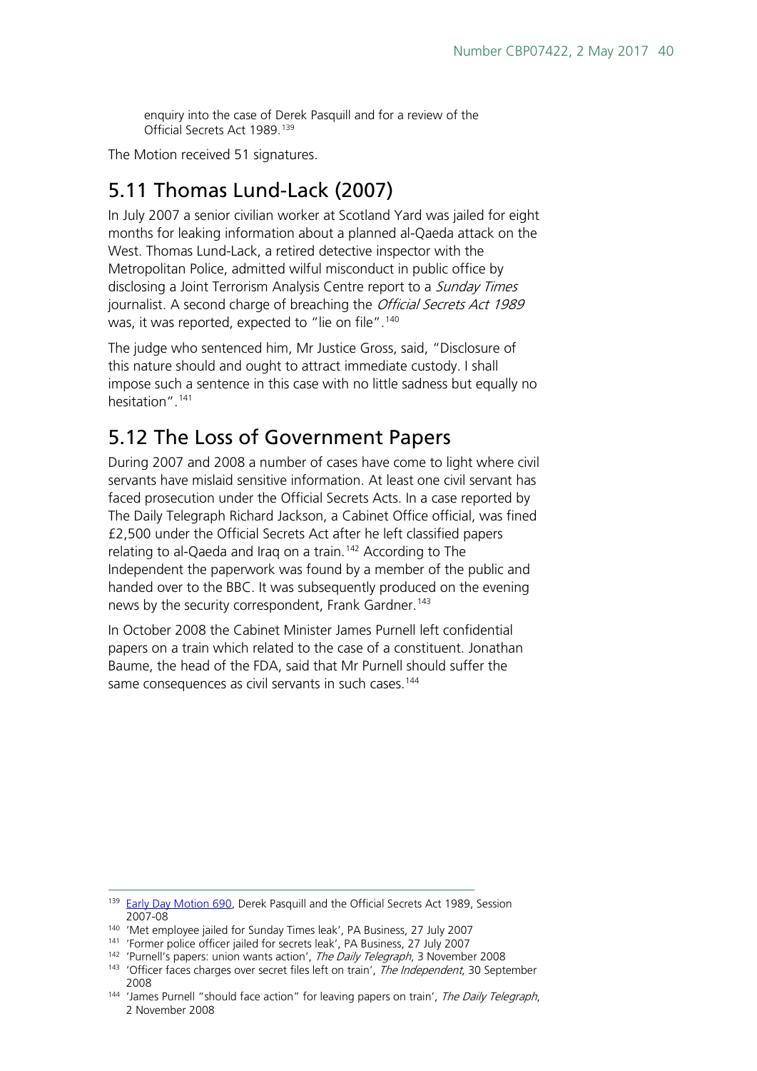> enquiry into the case of Derek Pasquill and for a review of the Official Secrets Act 1989.[139]

The Motion received 51 signatures.

## 5.11 Thomas Lund-Lack (2007)

In July 2007 a senior civilian worker at Scotland Yard was jailed for eight months for leaking information about a planned al-Qaeda attack on the West. Thomas Lund-Lack, a retired detective inspector with the Metropolitan Police, admitted wilful misconduct in public office by disclosing a Joint Terrorism Analysis Centre report to a *Sunday Times* journalist. A second charge of breaching the *Official Secrets Act 1989* was, it was reported, expected to "lie on file".[140]

The judge who sentenced him, Mr Justice Gross, said, "Disclosure of this nature should and ought to attract immediate custody. I shall impose such a sentence in this case with no little sadness but equally no hesitation".[141]

## 5.12 The Loss of Government Papers

During 2007 and 2008 a number of cases have come to light where civil servants have mislaid sensitive information. At least one civil servant has faced prosecution under the Official Secrets Acts. In a case reported by The Daily Telegraph Richard Jackson, a Cabinet Office official, was fined £2,500 under the Official Secrets Act after he left classified papers relating to al-Qaeda and Iraq on a train.[142] According to The Independent the paperwork was found by a member of the public and handed over to the BBC. It was subsequently produced on the evening news by the security correspondent, Frank Gardner.[143]

In October 2008 the Cabinet Minister James Purnell left confidential papers on a train which related to the case of a constituent. Jonathan Baume, the head of the FDA, said that Mr Purnell should suffer the same consequences as civil servants in such cases.[144]

---

[139] Early Day Motion 690, Derek Pasquill and the Official Secrets Act 1989, Session 2007-08

[140] 'Met employee jailed for Sunday Times leak', PA Business, 27 July 2007

[141] 'Former police officer jailed for secrets leak', PA Business, 27 July 2007

[142] 'Purnell's papers: union wants action', *The Daily Telegraph*, 3 November 2008

[143] 'Officer faces charges over secret files left on train', *The Independent*, 30 September 2008

[144] 'James Purnell "should face action" for leaving papers on train', *The Daily Telegraph*, 2 November 2008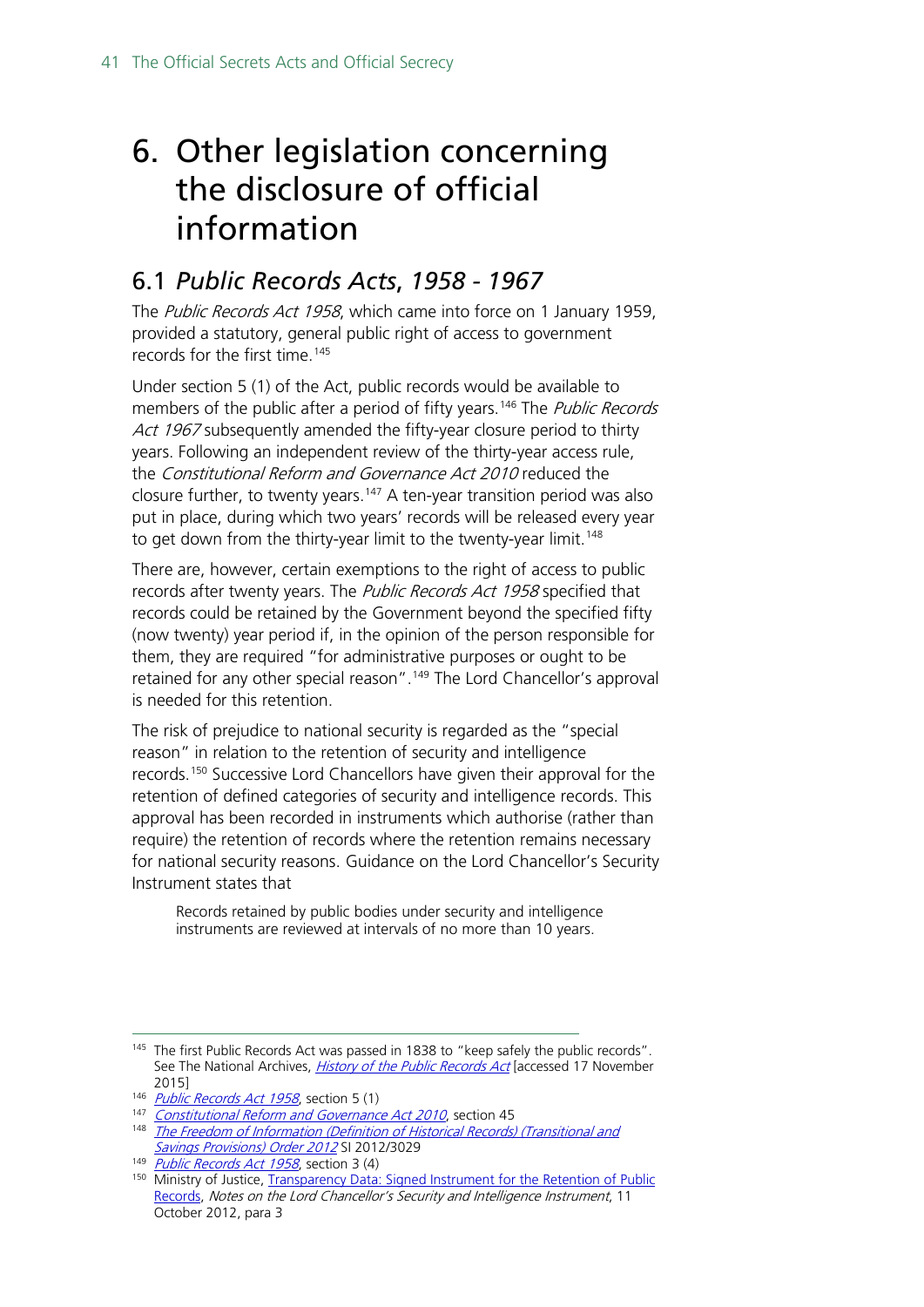# 6. Other legislation concerning the disclosure of official information

## 6.1 *Public Records Acts*, *1958 - 1967*

The *Public Records Act 1958*, which came into force on 1 January 1959, provided a statutory, general public right of access to government records for the first time.[145]

Under section 5 (1) of the Act, public records would be available to members of the public after a period of fifty years.[146] The *Public Records Act 1967* subsequently amended the fifty-year closure period to thirty years. Following an independent review of the thirty-year access rule, the *Constitutional Reform and Governance Act 2010* reduced the closure further, to twenty years.[147] A ten-year transition period was also put in place, during which two years' records will be released every year to get down from the thirty-year limit to the twenty-year limit.[148]

There are, however, certain exemptions to the right of access to public records after twenty years. The *Public Records Act 1958* specified that records could be retained by the Government beyond the specified fifty (now twenty) year period if, in the opinion of the person responsible for them, they are required "for administrative purposes or ought to be retained for any other special reason".[149] The Lord Chancellor's approval is needed for this retention.

The risk of prejudice to national security is regarded as the "special reason" in relation to the retention of security and intelligence records.[150] Successive Lord Chancellors have given their approval for the retention of defined categories of security and intelligence records. This approval has been recorded in instruments which authorise (rather than require) the retention of records where the retention remains necessary for national security reasons. Guidance on the Lord Chancellor's Security Instrument states that

> Records retained by public bodies under security and intelligence instruments are reviewed at intervals of no more than 10 years.

---

[145] The first Public Records Act was passed in 1838 to "keep safely the public records". See The National Archives, *History of the Public Records Act* [accessed 17 November 2015]

[146] *Public Records Act 1958*, section 5 (1)

[147] *Constitutional Reform and Governance Act 2010*, section 45

[148] *The Freedom of Information (Definition of Historical Records) (Transitional and Savings Provisions) Order 2012* SI 2012/3029

[149] *Public Records Act 1958*, section 3 (4)

[150] Ministry of Justice, Transparency Data: Signed Instrument for the Retention of Public Records, *Notes on the Lord Chancellor's Security and Intelligence Instrument*, 11 October 2012, para 3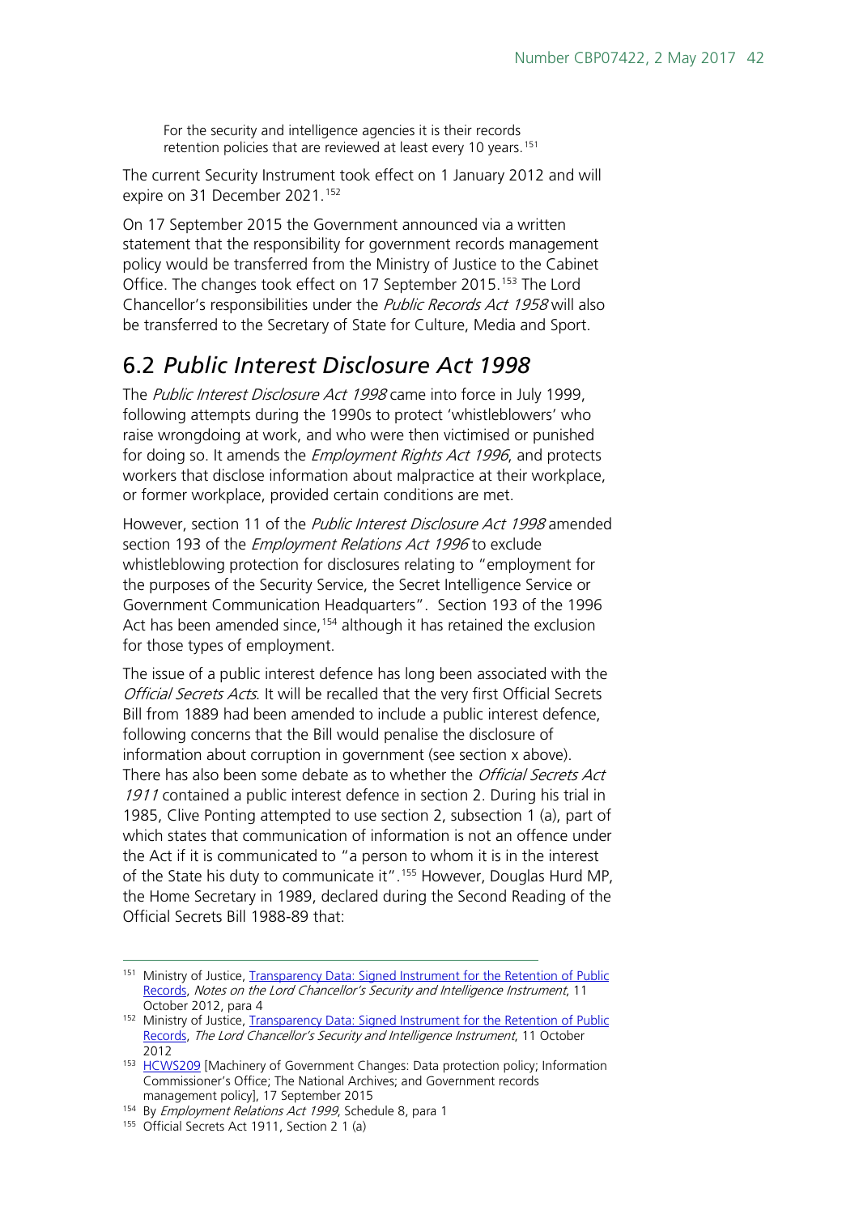> For the security and intelligence agencies it is their records retention policies that are reviewed at least every 10 years.[151]

The current Security Instrument took effect on 1 January 2012 and will expire on 31 December 2021.[152]

On 17 September 2015 the Government announced via a written statement that the responsibility for government records management policy would be transferred from the Ministry of Justice to the Cabinet Office. The changes took effect on 17 September 2015.[153] The Lord Chancellor's responsibilities under the *Public Records Act 1958* will also be transferred to the Secretary of State for Culture, Media and Sport.

## 6.2 *Public Interest Disclosure Act 1998*

The *Public Interest Disclosure Act 1998* came into force in July 1999, following attempts during the 1990s to protect 'whistleblowers' who raise wrongdoing at work, and who were then victimised or punished for doing so. It amends the *Employment Rights Act 1996*, and protects workers that disclose information about malpractice at their workplace, or former workplace, provided certain conditions are met.

However, section 11 of the *Public Interest Disclosure Act 1998* amended section 193 of the *Employment Relations Act 1996* to exclude whistleblowing protection for disclosures relating to "employment for the purposes of the Security Service, the Secret Intelligence Service or Government Communication Headquarters". Section 193 of the 1996 Act has been amended since,[154] although it has retained the exclusion for those types of employment.

The issue of a public interest defence has long been associated with the *Official Secrets Acts*. It will be recalled that the very first Official Secrets Bill from 1889 had been amended to include a public interest defence, following concerns that the Bill would penalise the disclosure of information about corruption in government (see section x above). There has also been some debate as to whether the *Official Secrets Act 1911* contained a public interest defence in section 2. During his trial in 1985, Clive Ponting attempted to use section 2, subsection 1 (a), part of which states that communication of information is not an offence under the Act if it is communicated to "a person to whom it is in the interest of the State his duty to communicate it".[155] However, Douglas Hurd MP, the Home Secretary in 1989, declared during the Second Reading of the Official Secrets Bill 1988-89 that:

---

[151] Ministry of Justice, Transparency Data: Signed Instrument for the Retention of Public Records, *Notes on the Lord Chancellor's Security and Intelligence Instrument*, 11 October 2012, para 4

[152] Ministry of Justice, Transparency Data: Signed Instrument for the Retention of Public Records, *The Lord Chancellor's Security and Intelligence Instrument*, 11 October 2012

[153] HCWS209 [Machinery of Government Changes: Data protection policy; Information Commissioner's Office; The National Archives; and Government records management policy], 17 September 2015

[154] By *Employment Relations Act 1999*, Schedule 8, para 1

[155] Official Secrets Act 1911, Section 2 1 (a)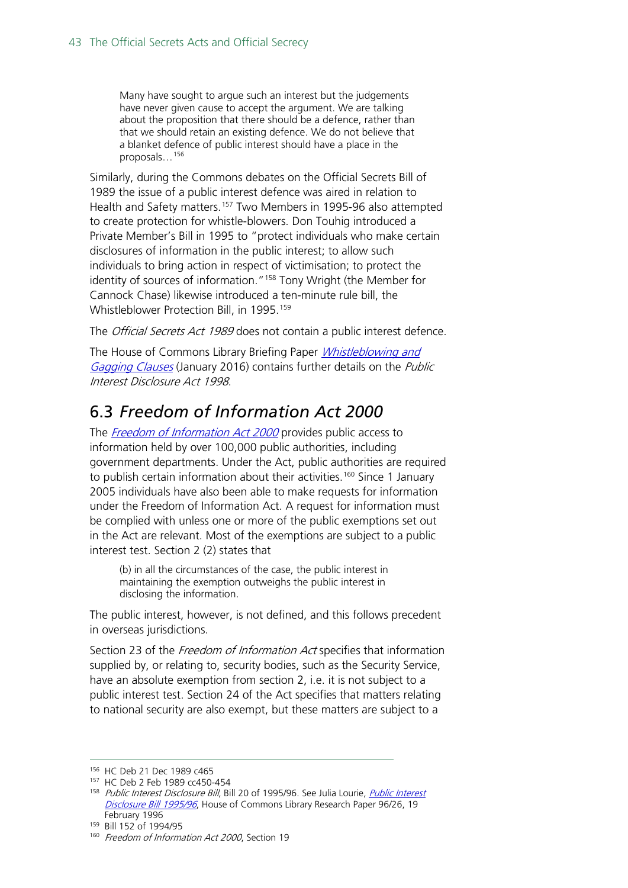> Many have sought to argue such an interest but the judgements have never given cause to accept the argument. We are talking about the proposition that there should be a defence, rather than that we should retain an existing defence. We do not believe that a blanket defence of public interest should have a place in the proposals…[156]

Similarly, during the Commons debates on the Official Secrets Bill of 1989 the issue of a public interest defence was aired in relation to Health and Safety matters.[157] Two Members in 1995-96 also attempted to create protection for whistle-blowers. Don Touhig introduced a Private Member's Bill in 1995 to "protect individuals who make certain disclosures of information in the public interest; to allow such individuals to bring action in respect of victimisation; to protect the identity of sources of information."[158] Tony Wright (the Member for Cannock Chase) likewise introduced a ten-minute rule bill, the Whistleblower Protection Bill, in 1995.[159]

The *Official Secrets Act 1989* does not contain a public interest defence.

The House of Commons Library Briefing Paper *Whistleblowing and Gagging Clauses* (January 2016) contains further details on the *Public Interest Disclosure Act 1998*.

## 6.3 *Freedom of Information Act 2000*

The *Freedom of Information Act 2000* provides public access to information held by over 100,000 public authorities, including government departments. Under the Act, public authorities are required to publish certain information about their activities.[160] Since 1 January 2005 individuals have also been able to make requests for information under the Freedom of Information Act. A request for information must be complied with unless one or more of the public exemptions set out in the Act are relevant. Most of the exemptions are subject to a public interest test. Section 2 (2) states that

> (b) in all the circumstances of the case, the public interest in maintaining the exemption outweighs the public interest in disclosing the information.

The public interest, however, is not defined, and this follows precedent in overseas jurisdictions.

Section 23 of the *Freedom of Information Act* specifies that information supplied by, or relating to, security bodies, such as the Security Service, have an absolute exemption from section 2, i.e. it is not subject to a public interest test. Section 24 of the Act specifies that matters relating to national security are also exempt, but these matters are subject to a

---

[156] HC Deb 21 Dec 1989 c465

[157] HC Deb 2 Feb 1989 cc450-454

[158] *Public Interest Disclosure Bill*, Bill 20 of 1995/96. See Julia Lourie, *Public Interest Disclosure Bill 1995/96*, House of Commons Library Research Paper 96/26, 19 February 1996

[159] Bill 152 of 1994/95

[160] *Freedom of Information Act 2000*, Section 19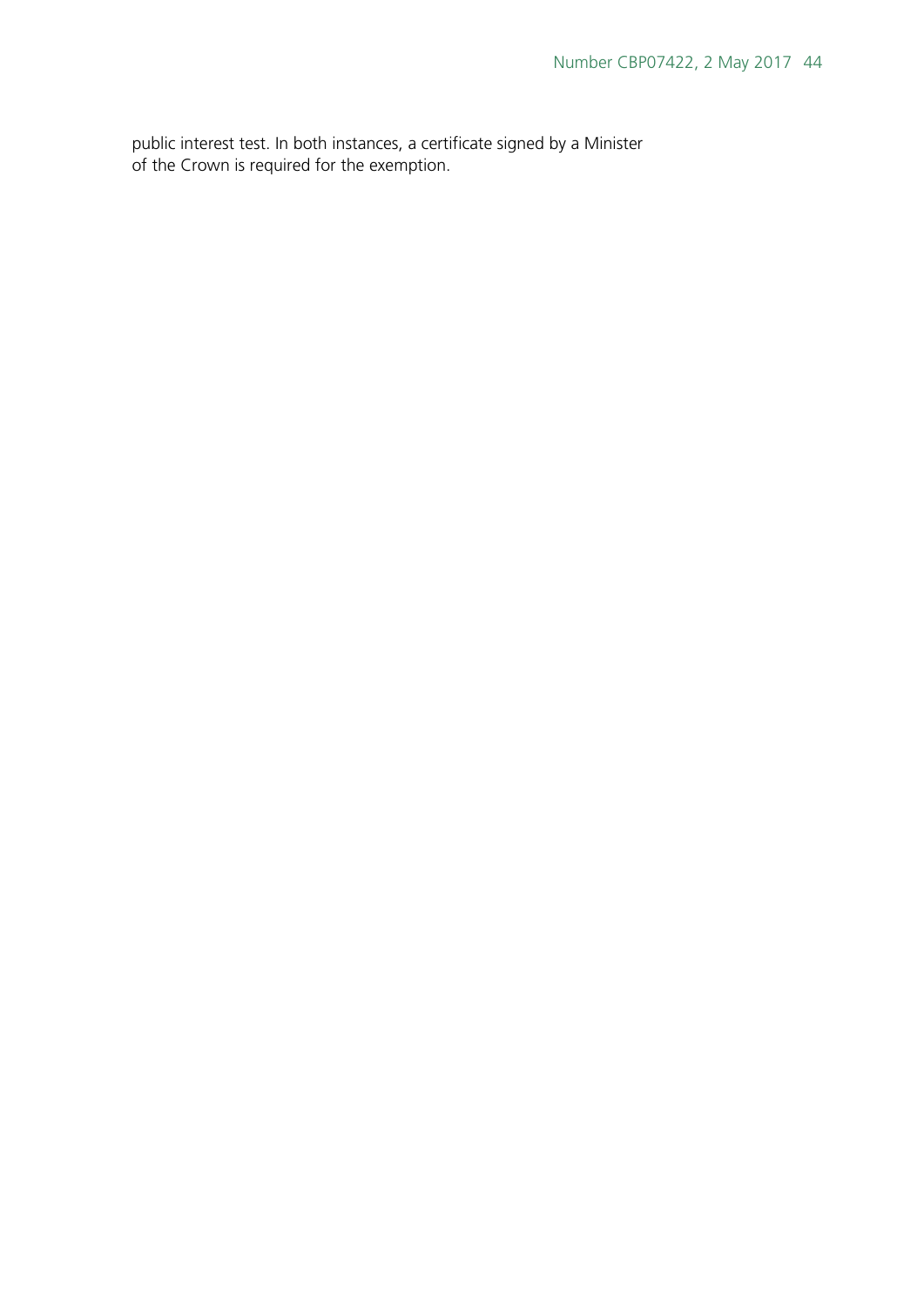public interest test. In both instances, a certificate signed by a Minister of the Crown is required for the exemption.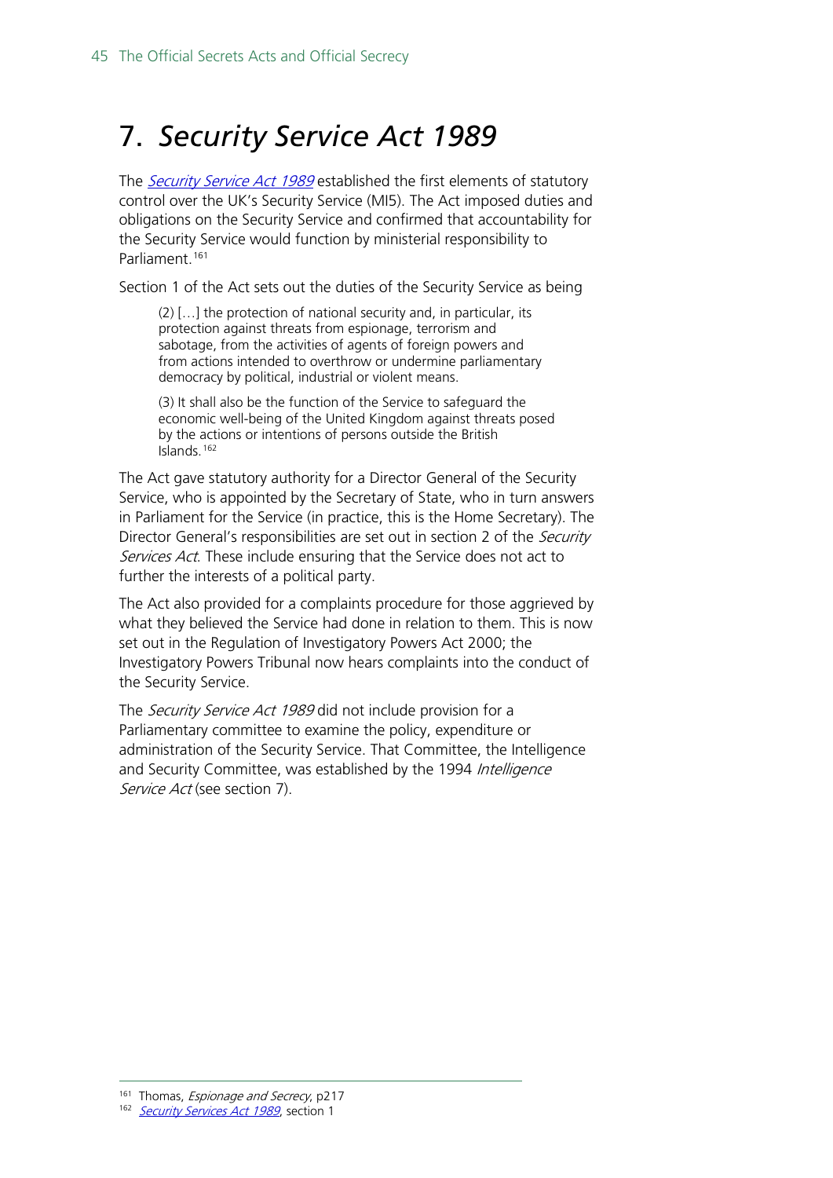# 7. *Security Service Act 1989*

The *Security Service Act 1989* established the first elements of statutory control over the UK's Security Service (MI5). The Act imposed duties and obligations on the Security Service and confirmed that accountability for the Security Service would function by ministerial responsibility to Parliament.[161]

Section 1 of the Act sets out the duties of the Security Service as being

> (2) […] the protection of national security and, in particular, its protection against threats from espionage, terrorism and sabotage, from the activities of agents of foreign powers and from actions intended to overthrow or undermine parliamentary democracy by political, industrial or violent means.
>
> (3) It shall also be the function of the Service to safeguard the economic well-being of the United Kingdom against threats posed by the actions or intentions of persons outside the British Islands.[162]

The Act gave statutory authority for a Director General of the Security Service, who is appointed by the Secretary of State, who in turn answers in Parliament for the Service (in practice, this is the Home Secretary). The Director General's responsibilities are set out in section 2 of the *Security Services Act*. These include ensuring that the Service does not act to further the interests of a political party.

The Act also provided for a complaints procedure for those aggrieved by what they believed the Service had done in relation to them. This is now set out in the Regulation of Investigatory Powers Act 2000; the Investigatory Powers Tribunal now hears complaints into the conduct of the Security Service.

The *Security Service Act 1989* did not include provision for a Parliamentary committee to examine the policy, expenditure or administration of the Security Service. That Committee, the Intelligence and Security Committee, was established by the 1994 *Intelligence Service Act* (see section 7).

---

[161] Thomas, *Espionage and Secrecy*, p217

[162] *Security Services Act 1989*, section 1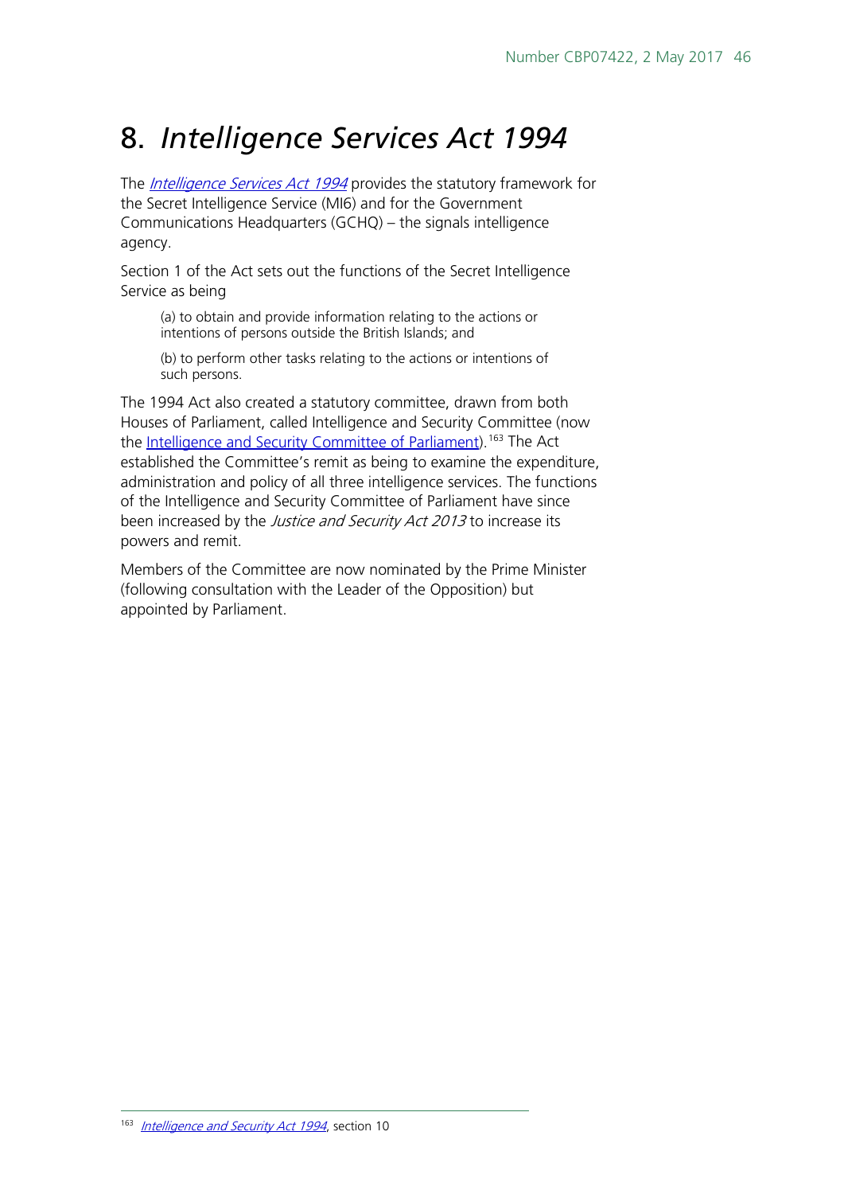# 8. *Intelligence Services Act 1994*

The *Intelligence Services Act 1994* provides the statutory framework for the Secret Intelligence Service (MI6) and for the Government Communications Headquarters (GCHQ) – the signals intelligence agency.

Section 1 of the Act sets out the functions of the Secret Intelligence Service as being

> (a) to obtain and provide information relating to the actions or intentions of persons outside the British Islands; and
>
> (b) to perform other tasks relating to the actions or intentions of such persons.

The 1994 Act also created a statutory committee, drawn from both Houses of Parliament, called Intelligence and Security Committee (now the Intelligence and Security Committee of Parliament).[163] The Act established the Committee's remit as being to examine the expenditure, administration and policy of all three intelligence services. The functions of the Intelligence and Security Committee of Parliament have since been increased by the *Justice and Security Act 2013* to increase its powers and remit.

Members of the Committee are now nominated by the Prime Minister (following consultation with the Leader of the Opposition) but appointed by Parliament.

---

[163] *Intelligence and Security Act 1994*, section 10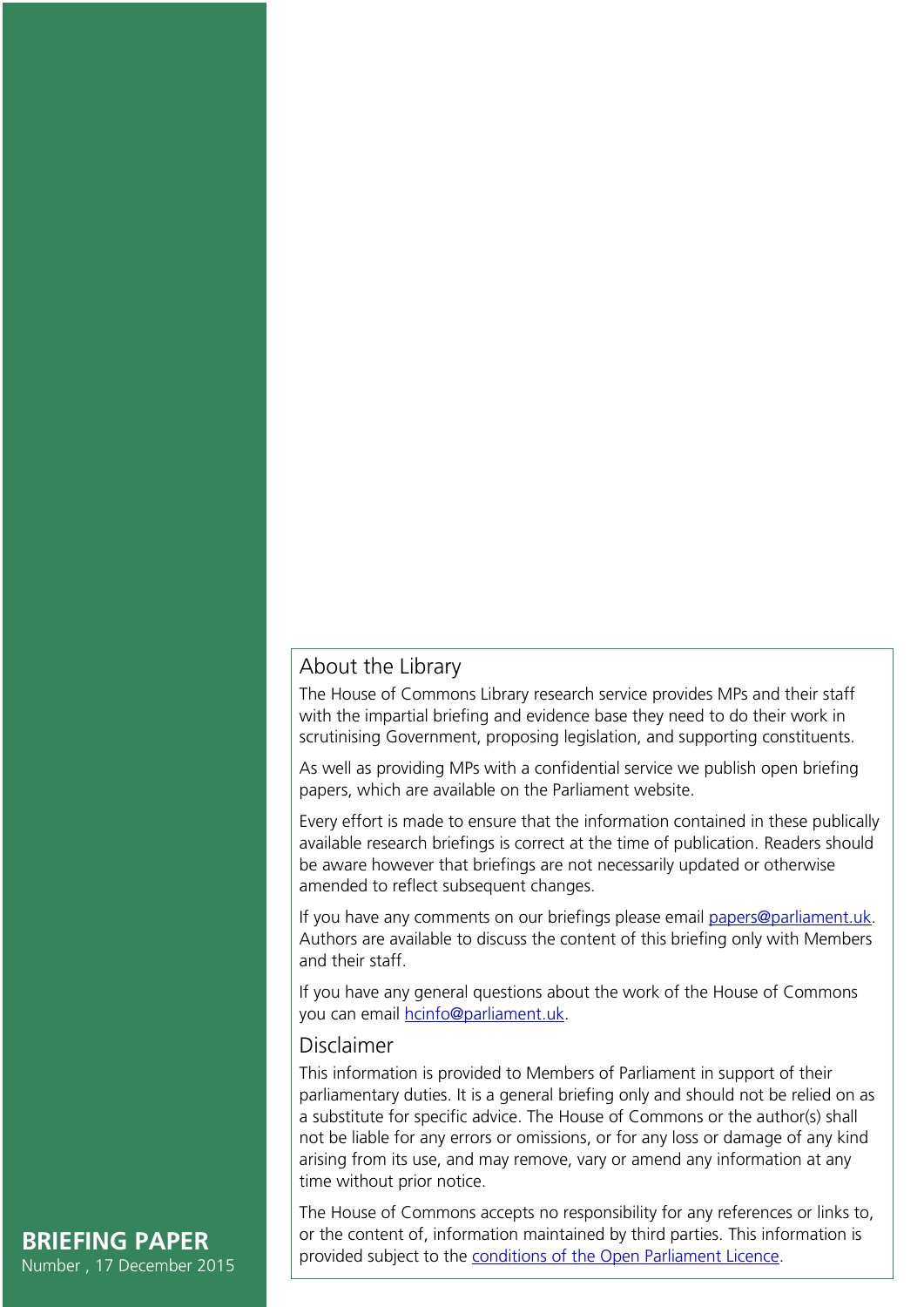## About the Library

The House of Commons Library research service provides MPs and their staff with the impartial briefing and evidence base they need to do their work in scrutinising Government, proposing legislation, and supporting constituents.

As well as providing MPs with a confidential service we publish open briefing papers, which are available on the Parliament website.

Every effort is made to ensure that the information contained in these publically available research briefings is correct at the time of publication. Readers should be aware however that briefings are not necessarily updated or otherwise amended to reflect subsequent changes.

If you have any comments on our briefings please email papers@parliament.uk. Authors are available to discuss the content of this briefing only with Members and their staff.

If you have any general questions about the work of the House of Commons you can email hcinfo@parliament.uk.

## Disclaimer

This information is provided to Members of Parliament in support of their parliamentary duties. It is a general briefing only and should not be relied on as a substitute for specific advice. The House of Commons or the author(s) shall not be liable for any errors or omissions, or for any loss or damage of any kind arising from its use, and may remove, vary or amend any information at any time without prior notice.

The House of Commons accepts no responsibility for any references or links to, or the content of, information maintained by third parties. This information is provided subject to the conditions of the Open Parliament Licence.

**BRIEFING PAPER**

Number , 17 December 2015